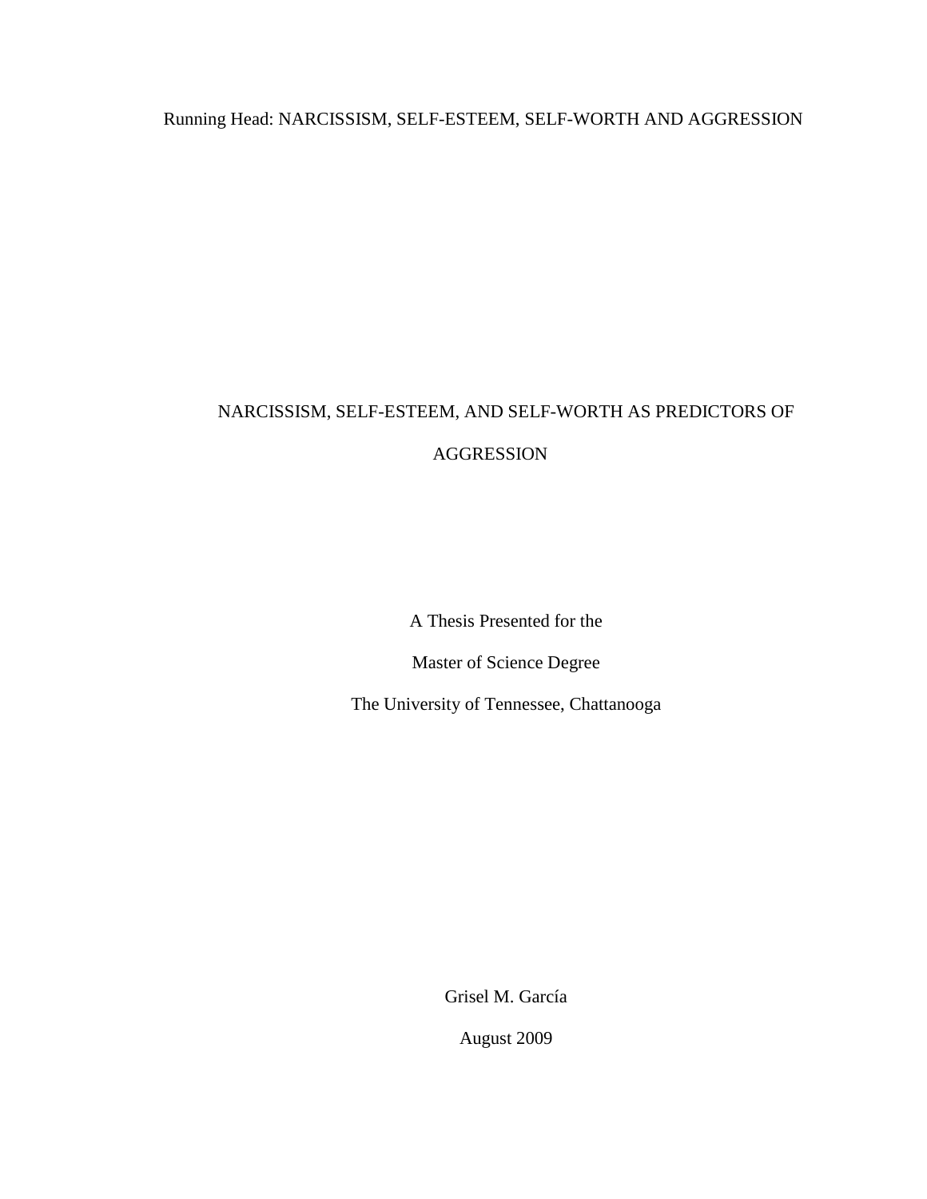# NARCISSISM, SELF-ESTEEM, AND SELF-WORTH AS PREDICTORS OF AGGRESSION

A Thesis Presented for the

Master of Science Degree

The University of Tennessee, Chattanooga

Grisel M. García

August 2009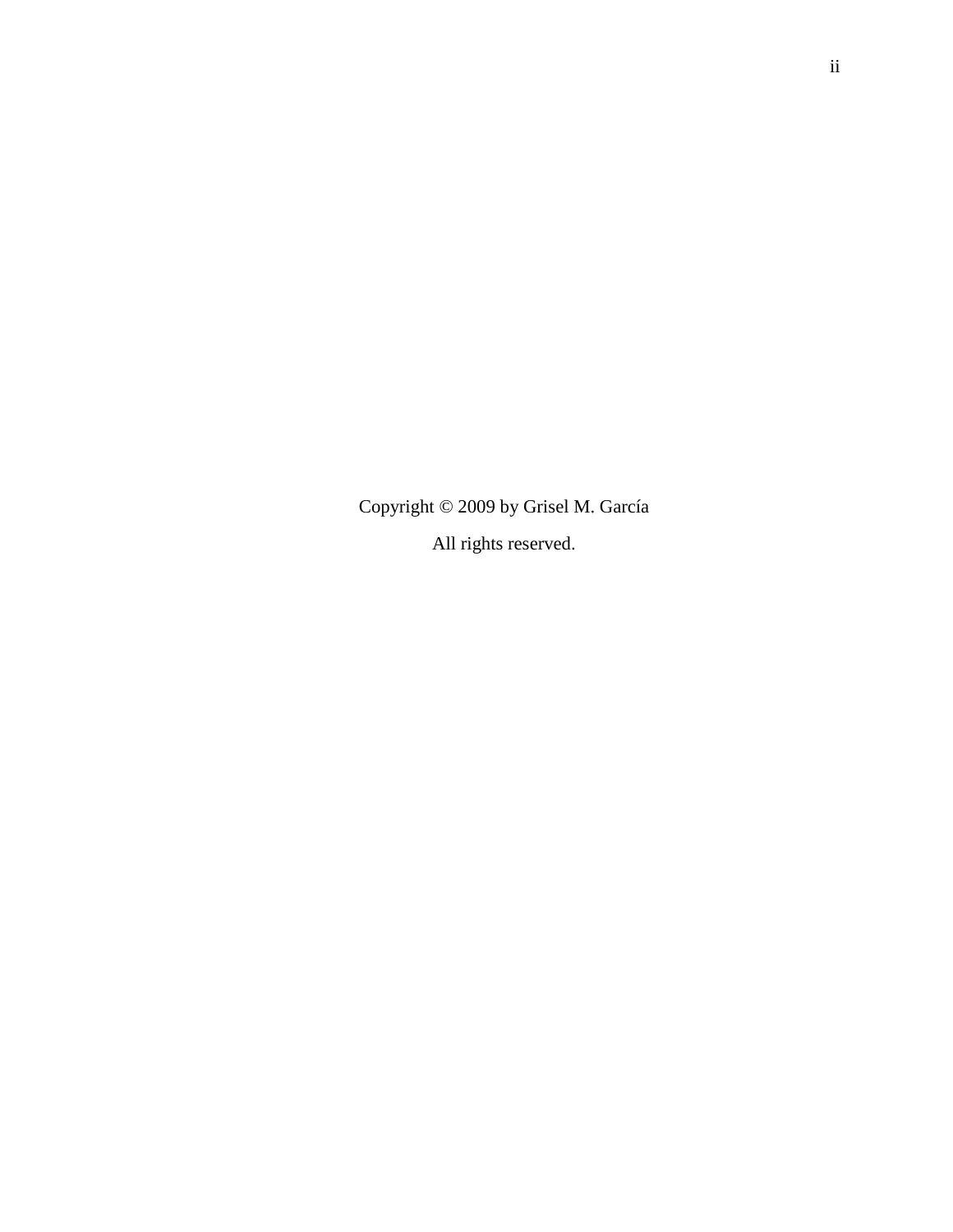Copyright © 2009 by Grisel M. García

All rights reserved.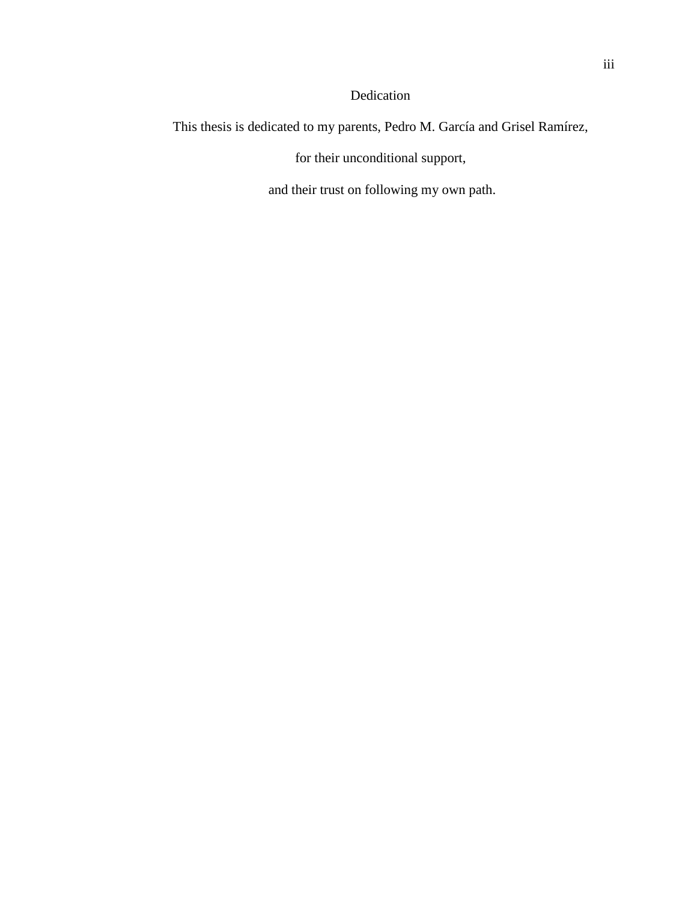# Dedication

This thesis is dedicated to my parents, Pedro M. García and Grisel Ramírez,

for their unconditional support,

and their trust on following my own path.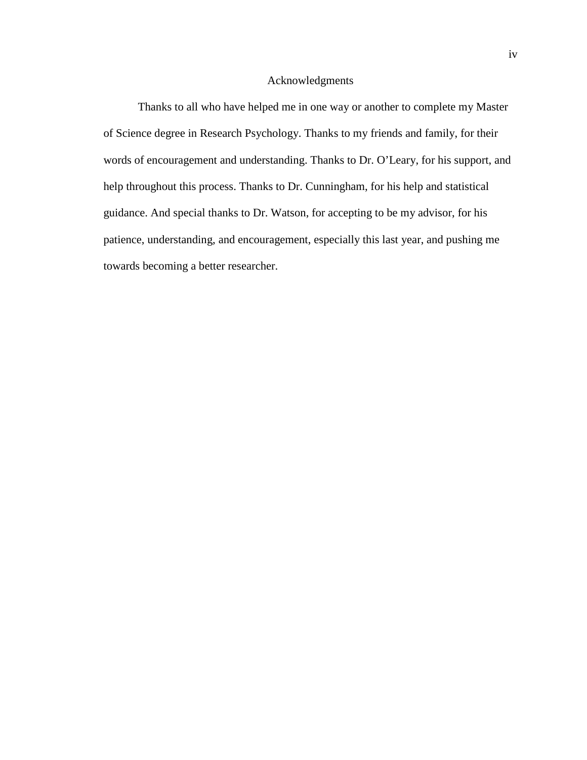# Acknowledgments

Thanks to all who have helped me in one way or another to complete my Master of Science degree in Research Psychology. Thanks to my friends and family, for their words of encouragement and understanding. Thanks to Dr. O'Leary, for his support, and help throughout this process. Thanks to Dr. Cunningham, for his help and statistical guidance. And special thanks to Dr. Watson, for accepting to be my advisor, for his patience, understanding, and encouragement, especially this last year, and pushing me towards becoming a better researcher.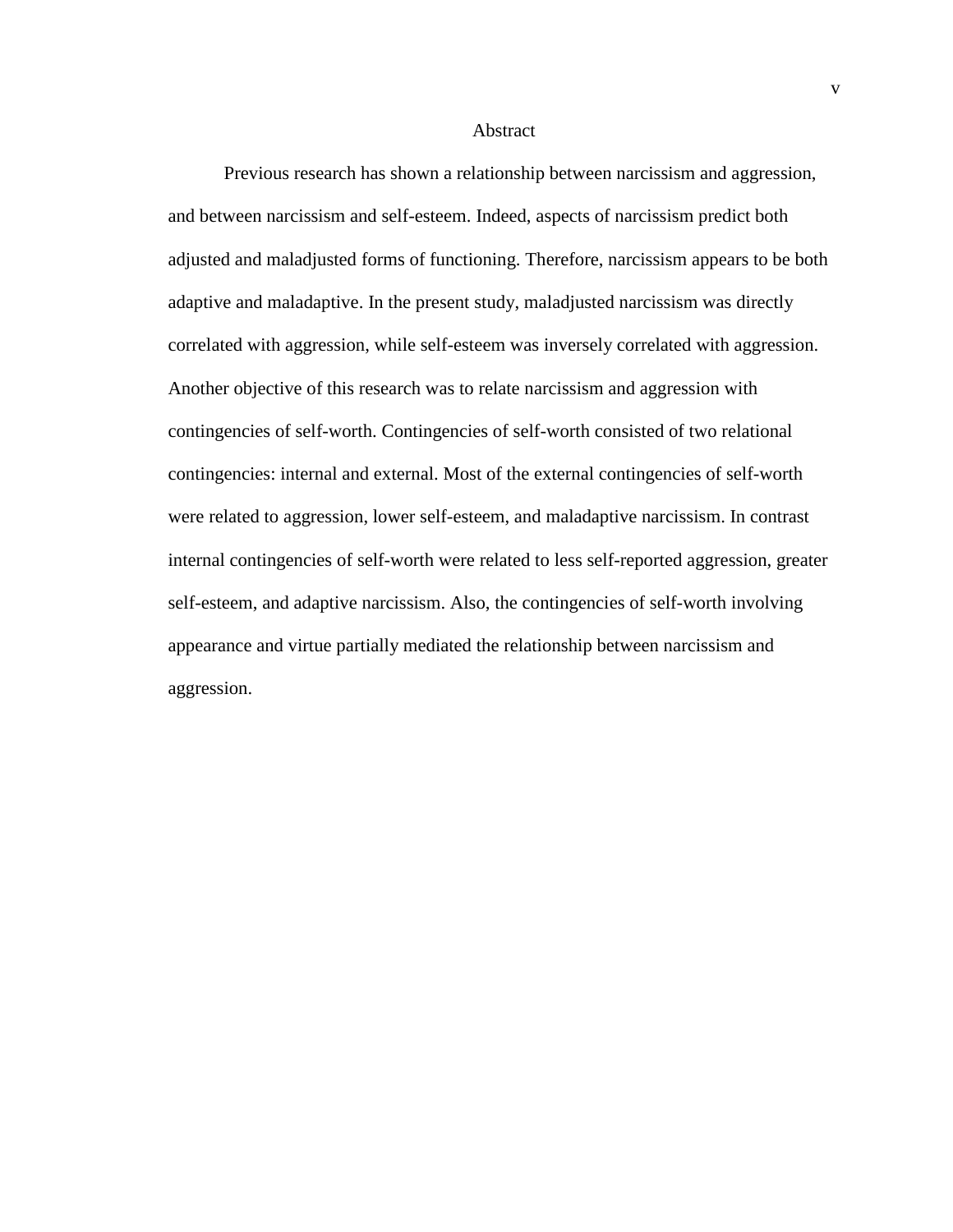# Abstract

Previous research has shown a relationship between narcissism and aggression, and between narcissism and self-esteem. Indeed, aspects of narcissism predict both adjusted and maladjusted forms of functioning. Therefore, narcissism appears to be both adaptive and maladaptive. In the present study, maladjusted narcissism was directly correlated with aggression, while self-esteem was inversely correlated with aggression. Another objective of this research was to relate narcissism and aggression with contingencies of self-worth. Contingencies of self-worth consisted of two relational contingencies: internal and external. Most of the external contingencies of self-worth were related to aggression, lower self-esteem, and maladaptive narcissism. In contrast internal contingencies of self-worth were related to less self-reported aggression, greater self-esteem, and adaptive narcissism. Also, the contingencies of self-worth involving appearance and virtue partially mediated the relationship between narcissism and aggression.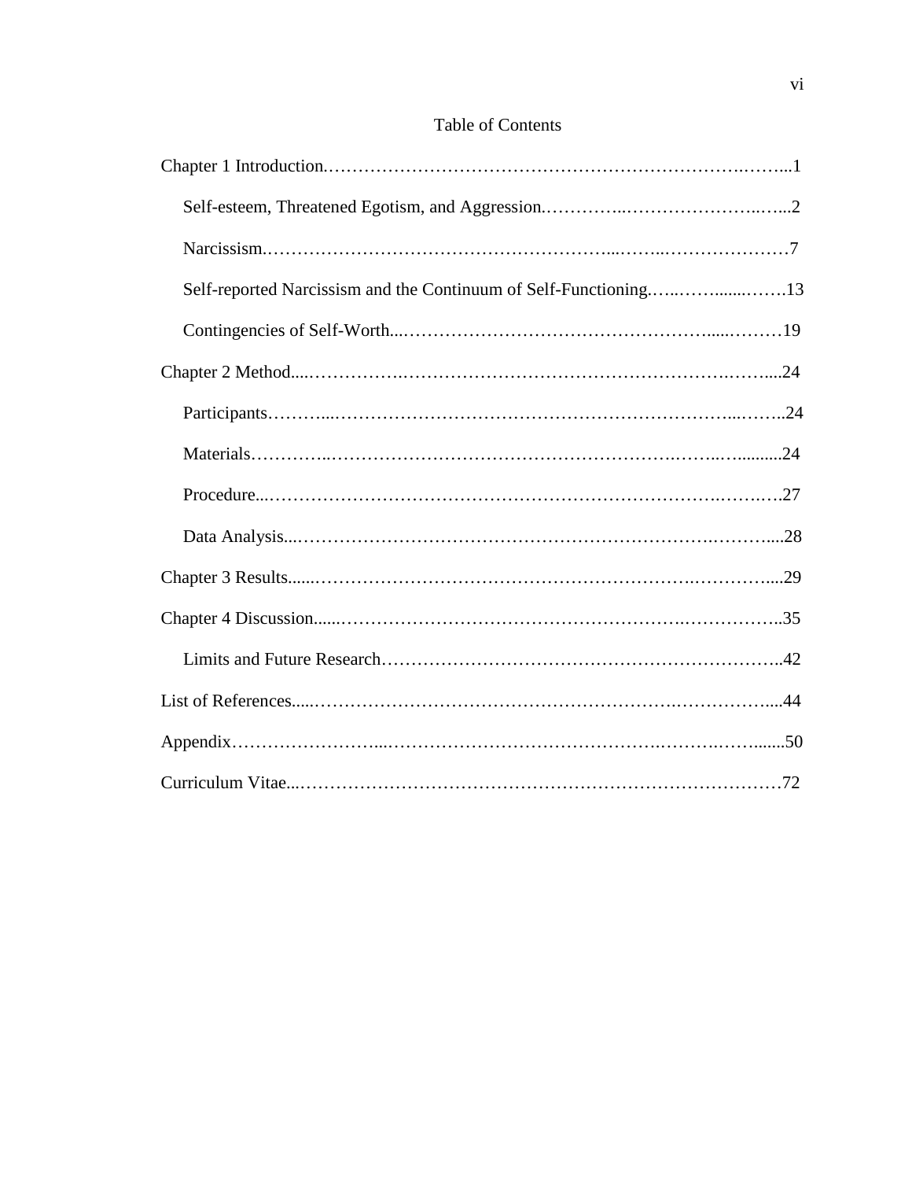# Table of Contents

Chapter 1 Introduction ........................................................................ 1

- Self-esteem, Threatened Egotism, and Aggression ........................................ 2
- Narcissism ........................................................................ 7
- Self-reported Narcissism and the Continuum of Self-Functioning ........................ 13
- Contingencies of Self-Worth ........................................................ 19

Chapter 2 Method ........................................................................ 24

- Participants ........................................................................ 24
- Materials ........................................................................ 24
- Procedure ........................................................................ 27
- Data Analysis ........................................................................ 28

Chapter 3 Results ........................................................................ 29

Chapter 4 Discussion ........................................................................ 35

- Limits and Future Research ........................................................ 42

List of References ........................................................................ 44

Appendix ........................................................................ 50

Curriculum Vitae ........................................................................ 72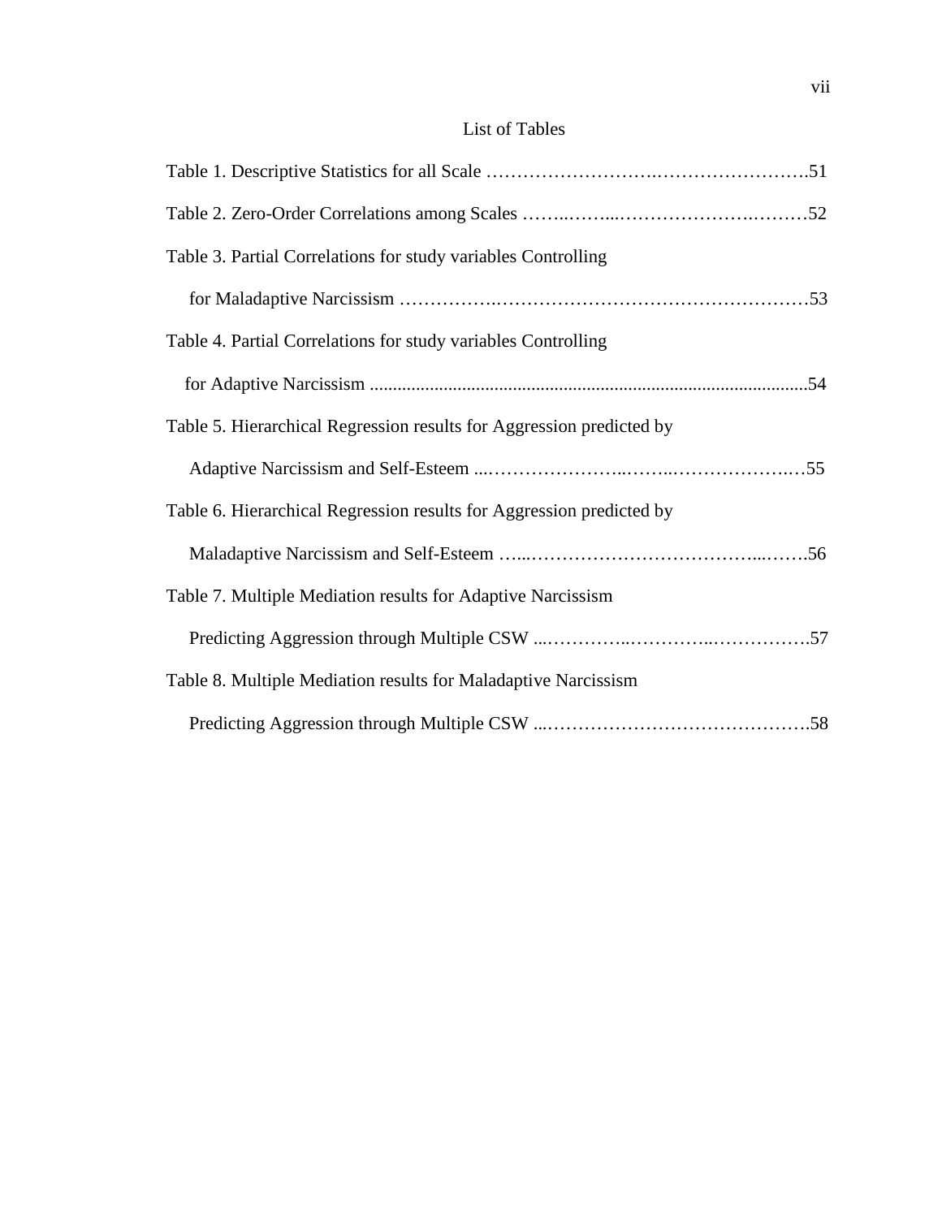## List of Tables

Table 1. Descriptive Statistics for all Scale ……………………….…………………….51

Table 2. Zero-Order Correlations among Scales ……..……...…………………….………52

Table 3. Partial Correlations for study variables Controlling for Maladaptive Narcissism …………….……………………………………………53

Table 4. Partial Correlations for study variables Controlling for Adaptive Narcissism ..............................................................................................54

Table 5. Hierarchical Regression results for Aggression predicted by Adaptive Narcissism and Self-Esteem ...…………………..……..………………….…55

Table 6. Hierarchical Regression results for Aggression predicted by Maladaptive Narcissism and Self-Esteem …...………………………………...…….56

Table 7. Multiple Mediation results for Adaptive Narcissism Predicting Aggression through Multiple CSW ...…………..…………..…………….57

Table 8. Multiple Mediation results for Maladaptive Narcissism Predicting Aggression through Multiple CSW ...…………………………………….58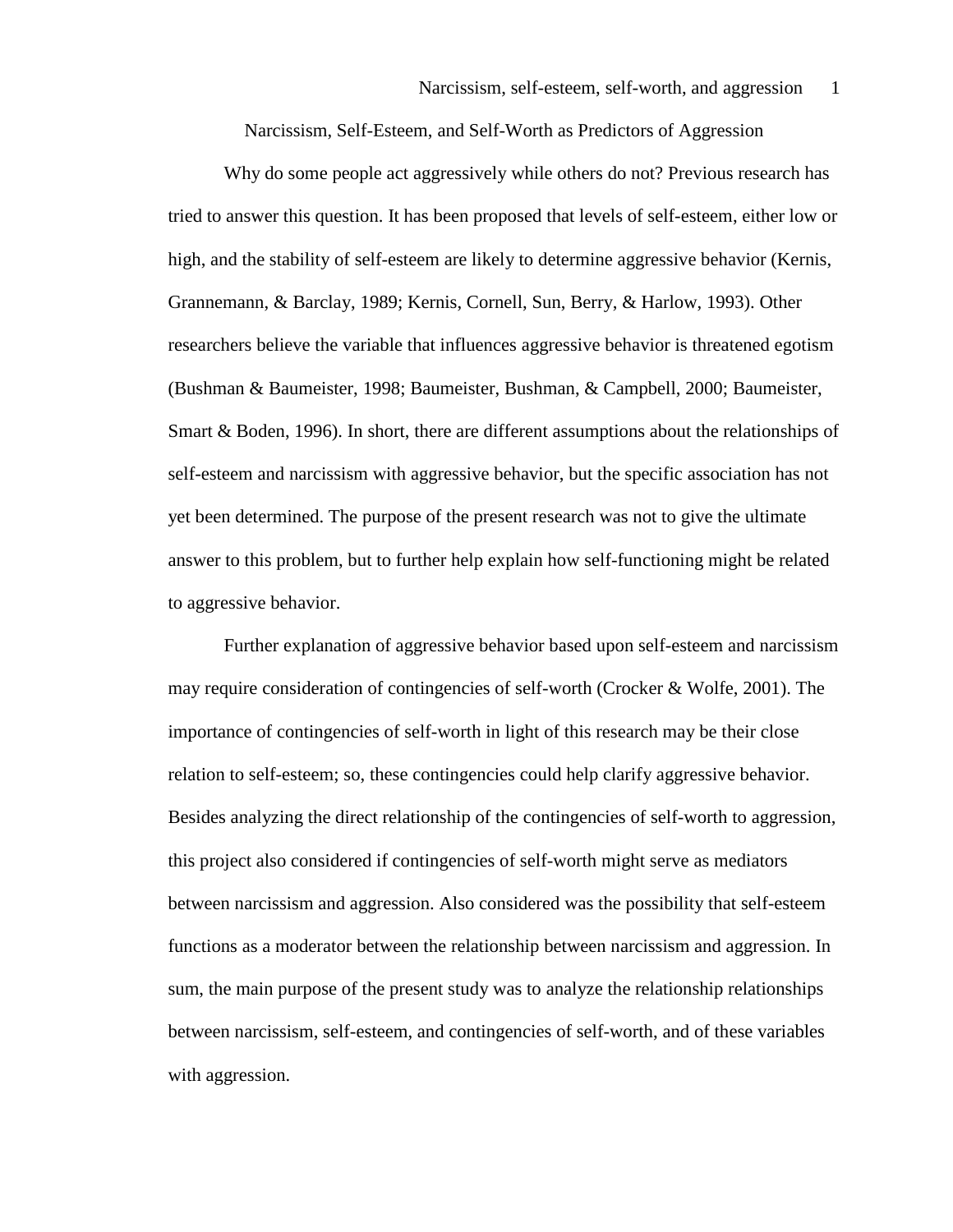# Narcissism, Self-Esteem, and Self-Worth as Predictors of Aggression

Why do some people act aggressively while others do not? Previous research has tried to answer this question. It has been proposed that levels of self-esteem, either low or high, and the stability of self-esteem are likely to determine aggressive behavior (Kernis, Grannemann, & Barclay, 1989; Kernis, Cornell, Sun, Berry, & Harlow, 1993). Other researchers believe the variable that influences aggressive behavior is threatened egotism (Bushman & Baumeister, 1998; Baumeister, Bushman, & Campbell, 2000; Baumeister, Smart & Boden, 1996). In short, there are different assumptions about the relationships of self-esteem and narcissism with aggressive behavior, but the specific association has not yet been determined. The purpose of the present research was not to give the ultimate answer to this problem, but to further help explain how self-functioning might be related to aggressive behavior.

Further explanation of aggressive behavior based upon self-esteem and narcissism may require consideration of contingencies of self-worth (Crocker & Wolfe, 2001). The importance of contingencies of self-worth in light of this research may be their close relation to self-esteem; so, these contingencies could help clarify aggressive behavior. Besides analyzing the direct relationship of the contingencies of self-worth to aggression, this project also considered if contingencies of self-worth might serve as mediators between narcissism and aggression. Also considered was the possibility that self-esteem functions as a moderator between the relationship between narcissism and aggression. In sum, the main purpose of the present study was to analyze the relationship relationships between narcissism, self-esteem, and contingencies of self-worth, and of these variables with aggression.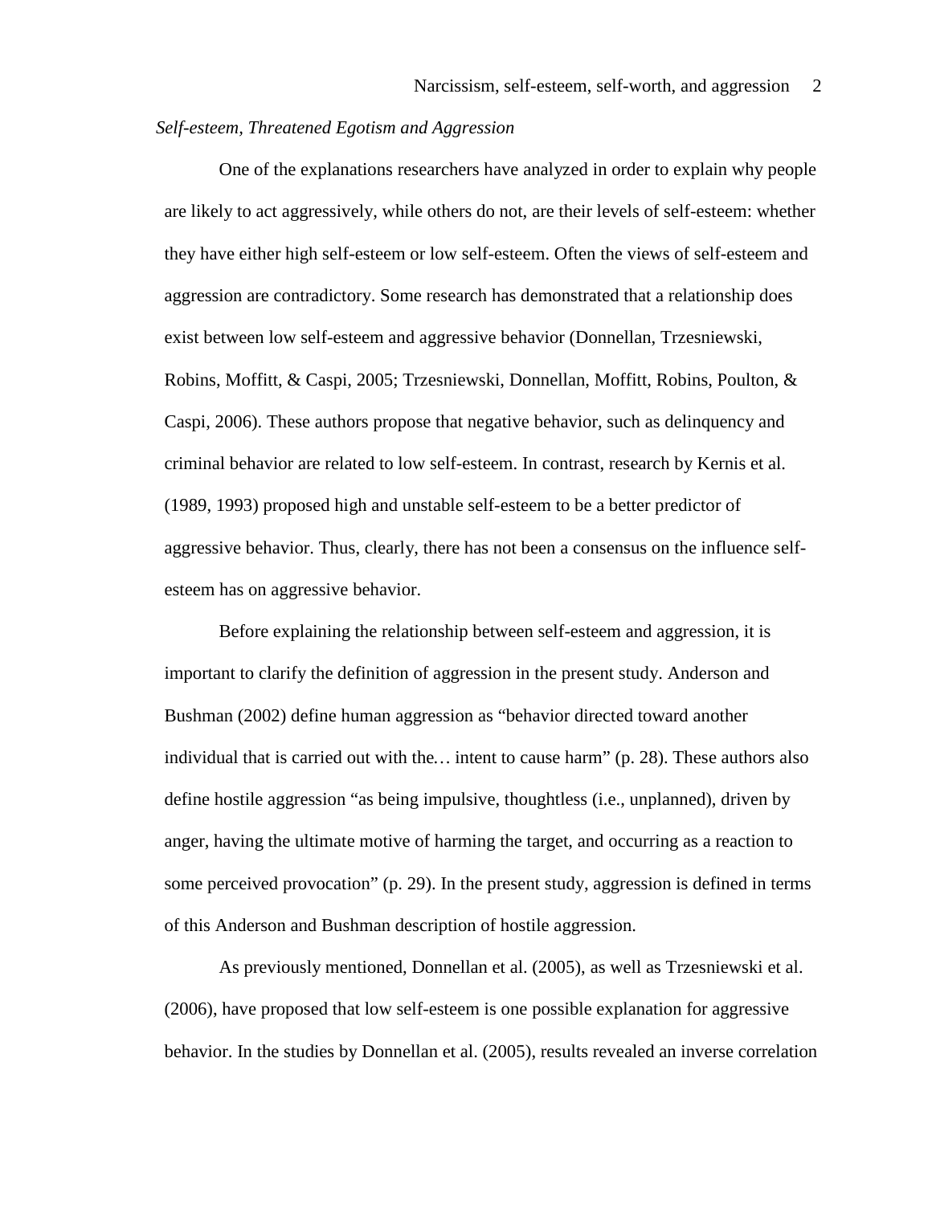*Self-esteem, Threatened Egotism and Aggression*

One of the explanations researchers have analyzed in order to explain why people are likely to act aggressively, while others do not, are their levels of self-esteem: whether they have either high self-esteem or low self-esteem. Often the views of self-esteem and aggression are contradictory. Some research has demonstrated that a relationship does exist between low self-esteem and aggressive behavior (Donnellan, Trzesniewski, Robins, Moffitt, & Caspi, 2005; Trzesniewski, Donnellan, Moffitt, Robins, Poulton, & Caspi, 2006). These authors propose that negative behavior, such as delinquency and criminal behavior are related to low self-esteem. In contrast, research by Kernis et al. (1989, 1993) proposed high and unstable self-esteem to be a better predictor of aggressive behavior. Thus, clearly, there has not been a consensus on the influence self-esteem has on aggressive behavior.

Before explaining the relationship between self-esteem and aggression, it is important to clarify the definition of aggression in the present study. Anderson and Bushman (2002) define human aggression as "behavior directed toward another individual that is carried out with the… intent to cause harm" (p. 28). These authors also define hostile aggression "as being impulsive, thoughtless (i.e., unplanned), driven by anger, having the ultimate motive of harming the target, and occurring as a reaction to some perceived provocation" (p. 29). In the present study, aggression is defined in terms of this Anderson and Bushman description of hostile aggression.

As previously mentioned, Donnellan et al. (2005), as well as Trzesniewski et al. (2006), have proposed that low self-esteem is one possible explanation for aggressive behavior. In the studies by Donnellan et al. (2005), results revealed an inverse correlation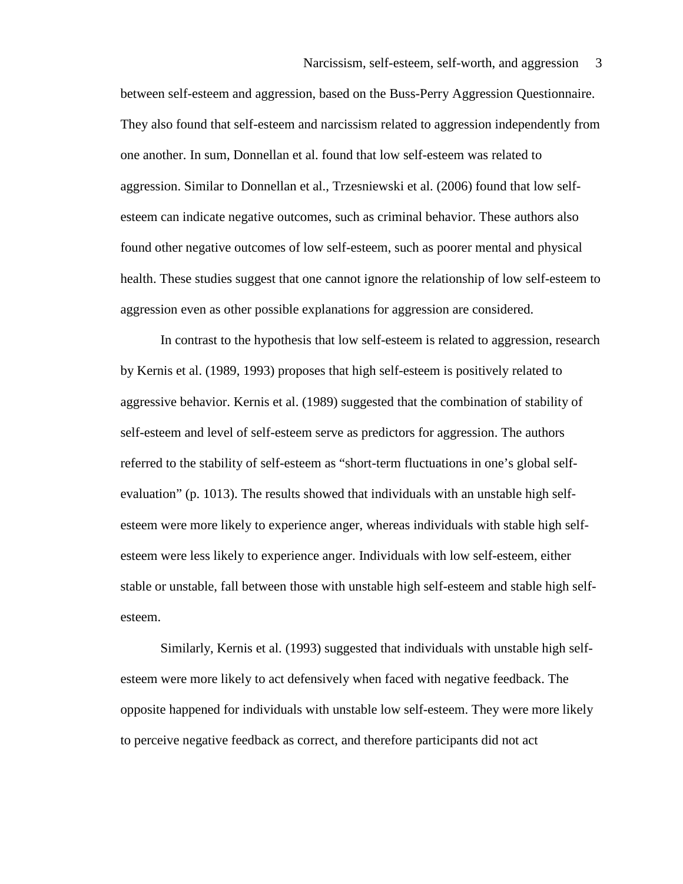between self-esteem and aggression, based on the Buss-Perry Aggression Questionnaire. They also found that self-esteem and narcissism related to aggression independently from one another. In sum, Donnellan et al. found that low self-esteem was related to aggression. Similar to Donnellan et al., Trzesniewski et al. (2006) found that low self-esteem can indicate negative outcomes, such as criminal behavior. These authors also found other negative outcomes of low self-esteem, such as poorer mental and physical health. These studies suggest that one cannot ignore the relationship of low self-esteem to aggression even as other possible explanations for aggression are considered.

In contrast to the hypothesis that low self-esteem is related to aggression, research by Kernis et al. (1989, 1993) proposes that high self-esteem is positively related to aggressive behavior. Kernis et al. (1989) suggested that the combination of stability of self-esteem and level of self-esteem serve as predictors for aggression. The authors referred to the stability of self-esteem as "short-term fluctuations in one's global self-evaluation" (p. 1013). The results showed that individuals with an unstable high self-esteem were more likely to experience anger, whereas individuals with stable high self-esteem were less likely to experience anger. Individuals with low self-esteem, either stable or unstable, fall between those with unstable high self-esteem and stable high self-esteem.

Similarly, Kernis et al. (1993) suggested that individuals with unstable high self-esteem were more likely to act defensively when faced with negative feedback. The opposite happened for individuals with unstable low self-esteem. They were more likely to perceive negative feedback as correct, and therefore participants did not act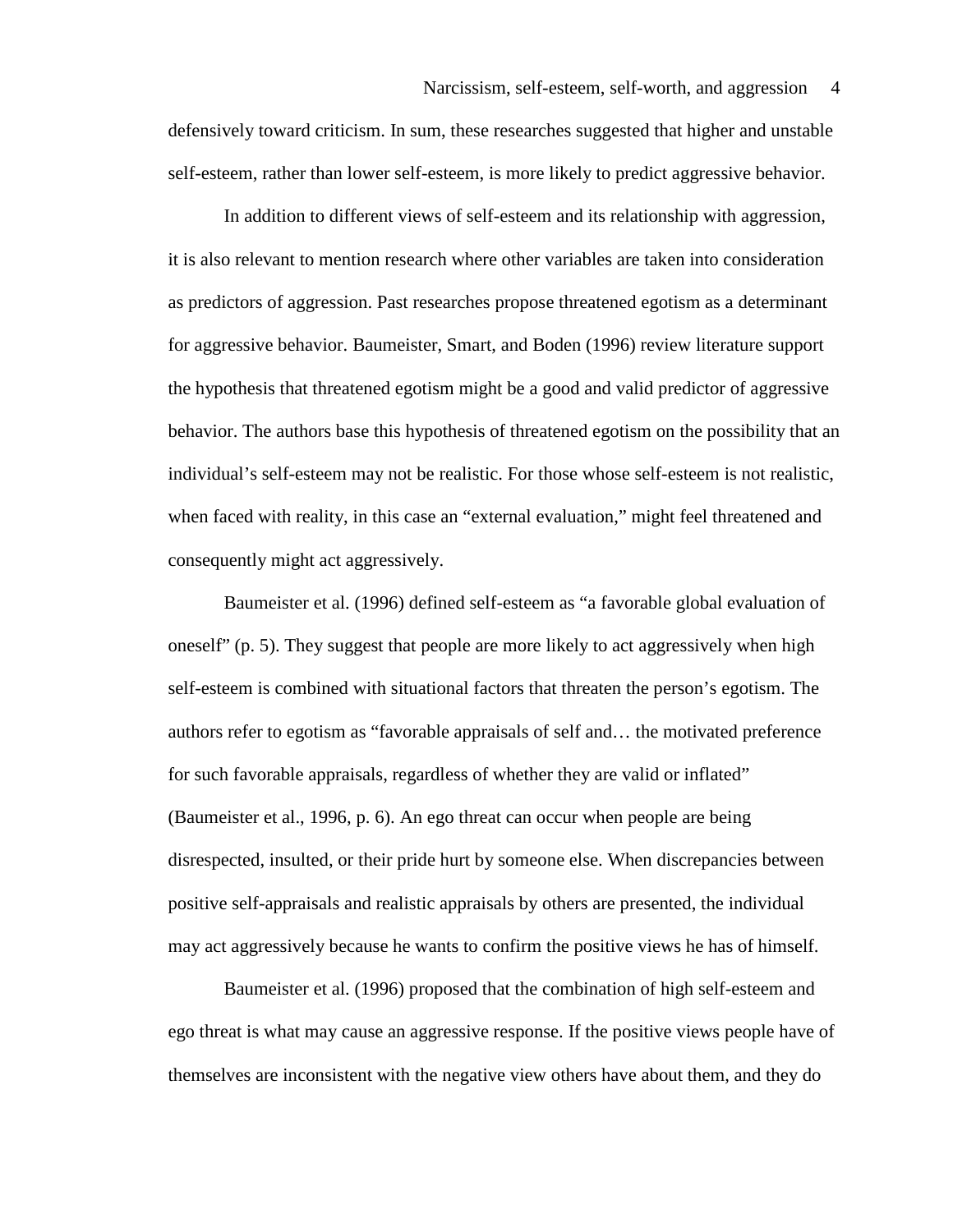defensively toward criticism. In sum, these researches suggested that higher and unstable self-esteem, rather than lower self-esteem, is more likely to predict aggressive behavior.

In addition to different views of self-esteem and its relationship with aggression, it is also relevant to mention research where other variables are taken into consideration as predictors of aggression. Past researches propose threatened egotism as a determinant for aggressive behavior. Baumeister, Smart, and Boden (1996) review literature support the hypothesis that threatened egotism might be a good and valid predictor of aggressive behavior. The authors base this hypothesis of threatened egotism on the possibility that an individual's self-esteem may not be realistic. For those whose self-esteem is not realistic, when faced with reality, in this case an "external evaluation," might feel threatened and consequently might act aggressively.

Baumeister et al. (1996) defined self-esteem as "a favorable global evaluation of oneself" (p. 5). They suggest that people are more likely to act aggressively when high self-esteem is combined with situational factors that threaten the person's egotism. The authors refer to egotism as "favorable appraisals of self and… the motivated preference for such favorable appraisals, regardless of whether they are valid or inflated" (Baumeister et al., 1996, p. 6). An ego threat can occur when people are being disrespected, insulted, or their pride hurt by someone else. When discrepancies between positive self-appraisals and realistic appraisals by others are presented, the individual may act aggressively because he wants to confirm the positive views he has of himself.

Baumeister et al. (1996) proposed that the combination of high self-esteem and ego threat is what may cause an aggressive response. If the positive views people have of themselves are inconsistent with the negative view others have about them, and they do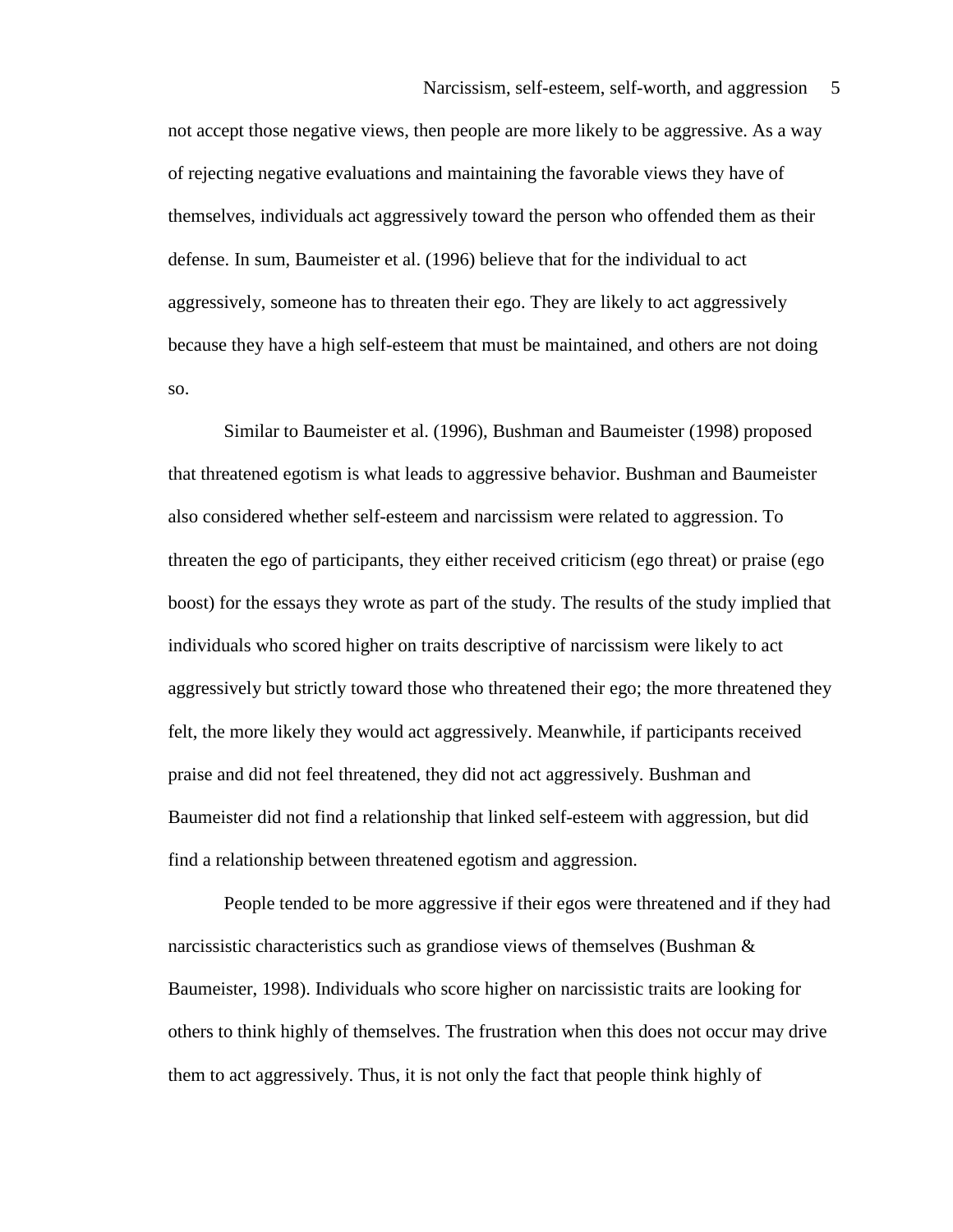not accept those negative views, then people are more likely to be aggressive. As a way of rejecting negative evaluations and maintaining the favorable views they have of themselves, individuals act aggressively toward the person who offended them as their defense. In sum, Baumeister et al. (1996) believe that for the individual to act aggressively, someone has to threaten their ego. They are likely to act aggressively because they have a high self-esteem that must be maintained, and others are not doing so.

Similar to Baumeister et al. (1996), Bushman and Baumeister (1998) proposed that threatened egotism is what leads to aggressive behavior. Bushman and Baumeister also considered whether self-esteem and narcissism were related to aggression. To threaten the ego of participants, they either received criticism (ego threat) or praise (ego boost) for the essays they wrote as part of the study. The results of the study implied that individuals who scored higher on traits descriptive of narcissism were likely to act aggressively but strictly toward those who threatened their ego; the more threatened they felt, the more likely they would act aggressively. Meanwhile, if participants received praise and did not feel threatened, they did not act aggressively. Bushman and Baumeister did not find a relationship that linked self-esteem with aggression, but did find a relationship between threatened egotism and aggression.

People tended to be more aggressive if their egos were threatened and if they had narcissistic characteristics such as grandiose views of themselves (Bushman & Baumeister, 1998). Individuals who score higher on narcissistic traits are looking for others to think highly of themselves. The frustration when this does not occur may drive them to act aggressively. Thus, it is not only the fact that people think highly of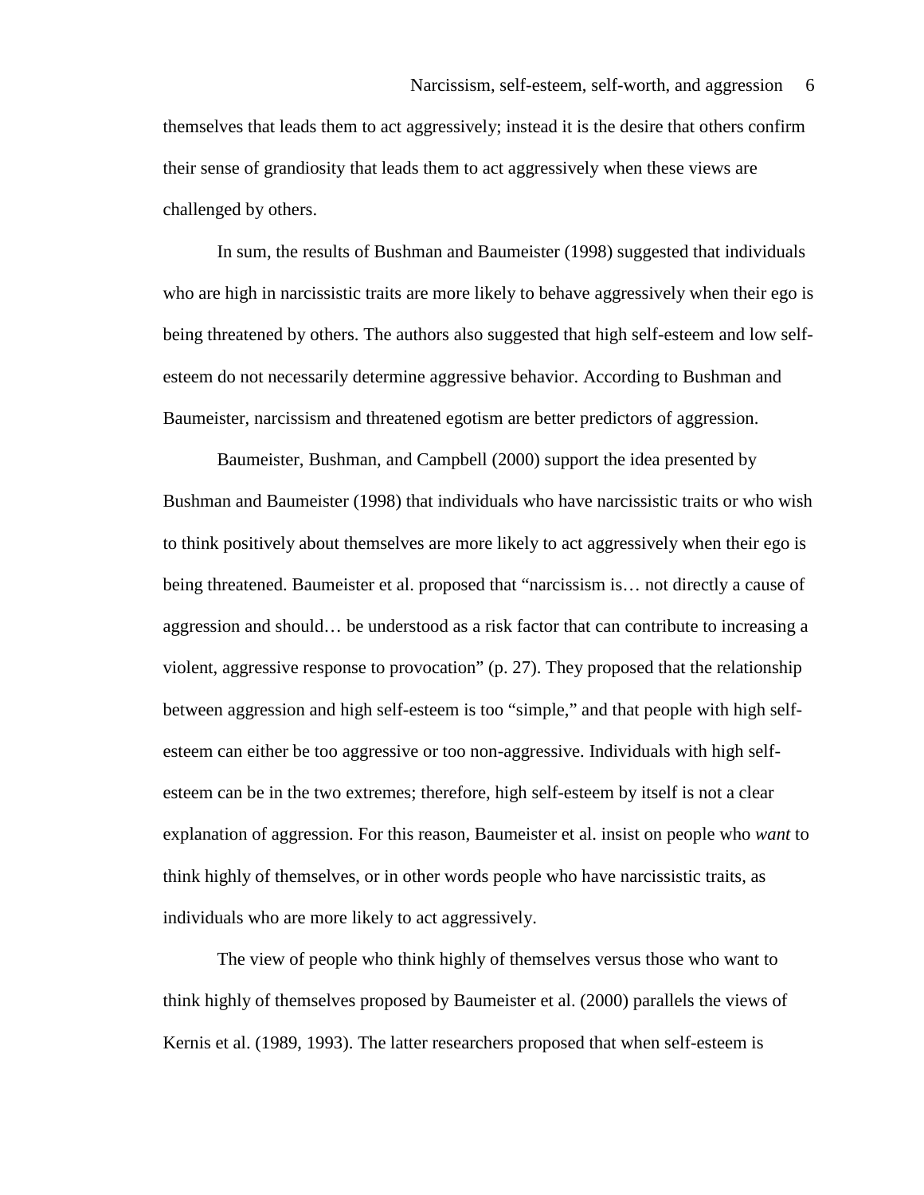themselves that leads them to act aggressively; instead it is the desire that others confirm their sense of grandiosity that leads them to act aggressively when these views are challenged by others.

In sum, the results of Bushman and Baumeister (1998) suggested that individuals who are high in narcissistic traits are more likely to behave aggressively when their ego is being threatened by others. The authors also suggested that high self-esteem and low self-esteem do not necessarily determine aggressive behavior. According to Bushman and Baumeister, narcissism and threatened egotism are better predictors of aggression.

Baumeister, Bushman, and Campbell (2000) support the idea presented by Bushman and Baumeister (1998) that individuals who have narcissistic traits or who wish to think positively about themselves are more likely to act aggressively when their ego is being threatened. Baumeister et al. proposed that "narcissism is… not directly a cause of aggression and should… be understood as a risk factor that can contribute to increasing a violent, aggressive response to provocation" (p. 27). They proposed that the relationship between aggression and high self-esteem is too "simple," and that people with high self-esteem can either be too aggressive or too non-aggressive. Individuals with high self-esteem can be in the two extremes; therefore, high self-esteem by itself is not a clear explanation of aggression. For this reason, Baumeister et al. insist on people who *want* to think highly of themselves, or in other words people who have narcissistic traits, as individuals who are more likely to act aggressively.

The view of people who think highly of themselves versus those who want to think highly of themselves proposed by Baumeister et al. (2000) parallels the views of Kernis et al. (1989, 1993). The latter researchers proposed that when self-esteem is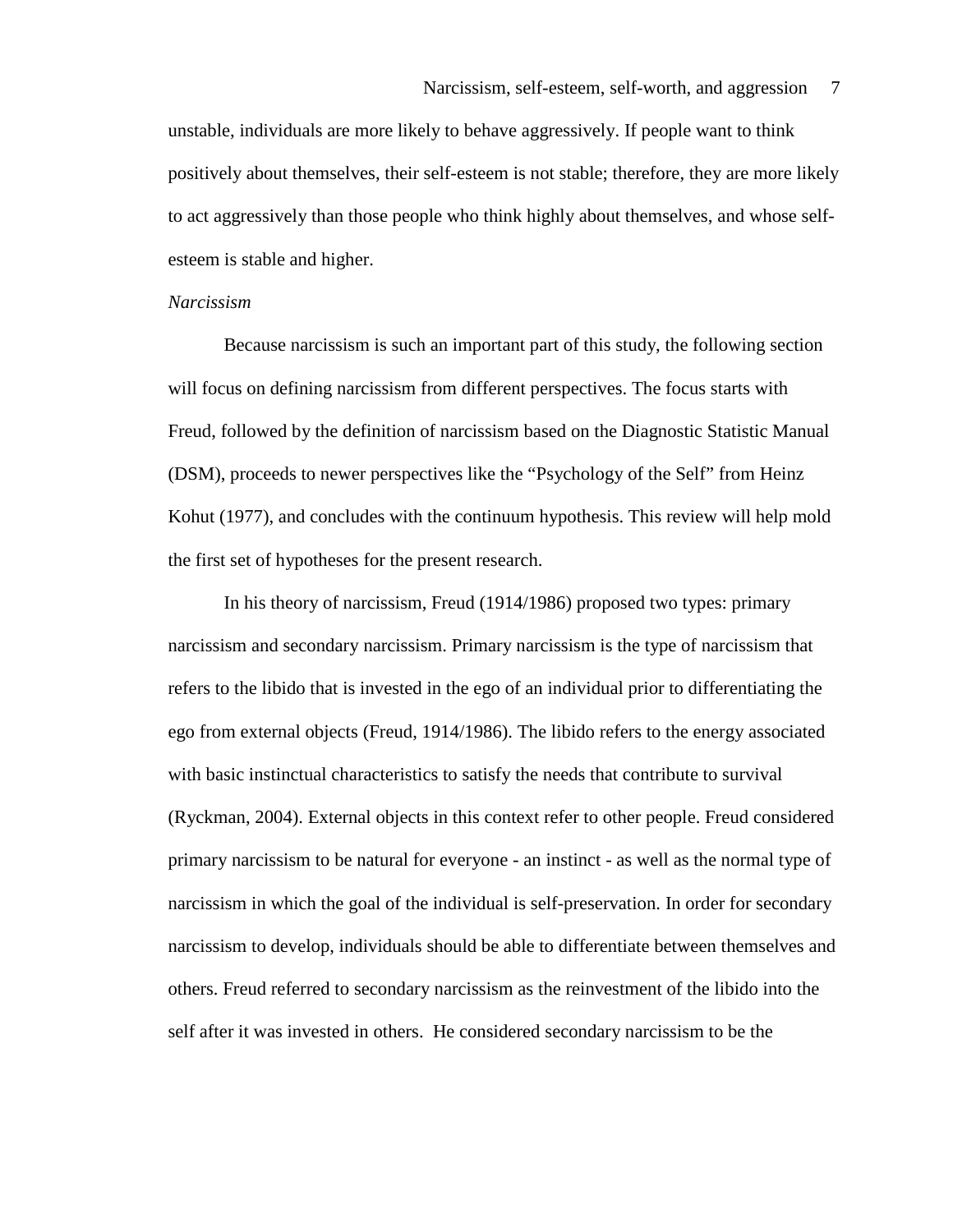unstable, individuals are more likely to behave aggressively. If people want to think positively about themselves, their self-esteem is not stable; therefore, they are more likely to act aggressively than those people who think highly about themselves, and whose self-esteem is stable and higher.

*Narcissism*

Because narcissism is such an important part of this study, the following section will focus on defining narcissism from different perspectives. The focus starts with Freud, followed by the definition of narcissism based on the Diagnostic Statistic Manual (DSM), proceeds to newer perspectives like the "Psychology of the Self" from Heinz Kohut (1977), and concludes with the continuum hypothesis. This review will help mold the first set of hypotheses for the present research.

In his theory of narcissism, Freud (1914/1986) proposed two types: primary narcissism and secondary narcissism. Primary narcissism is the type of narcissism that refers to the libido that is invested in the ego of an individual prior to differentiating the ego from external objects (Freud, 1914/1986). The libido refers to the energy associated with basic instinctual characteristics to satisfy the needs that contribute to survival (Ryckman, 2004). External objects in this context refer to other people. Freud considered primary narcissism to be natural for everyone - an instinct - as well as the normal type of narcissism in which the goal of the individual is self-preservation. In order for secondary narcissism to develop, individuals should be able to differentiate between themselves and others. Freud referred to secondary narcissism as the reinvestment of the libido into the self after it was invested in others. He considered secondary narcissism to be the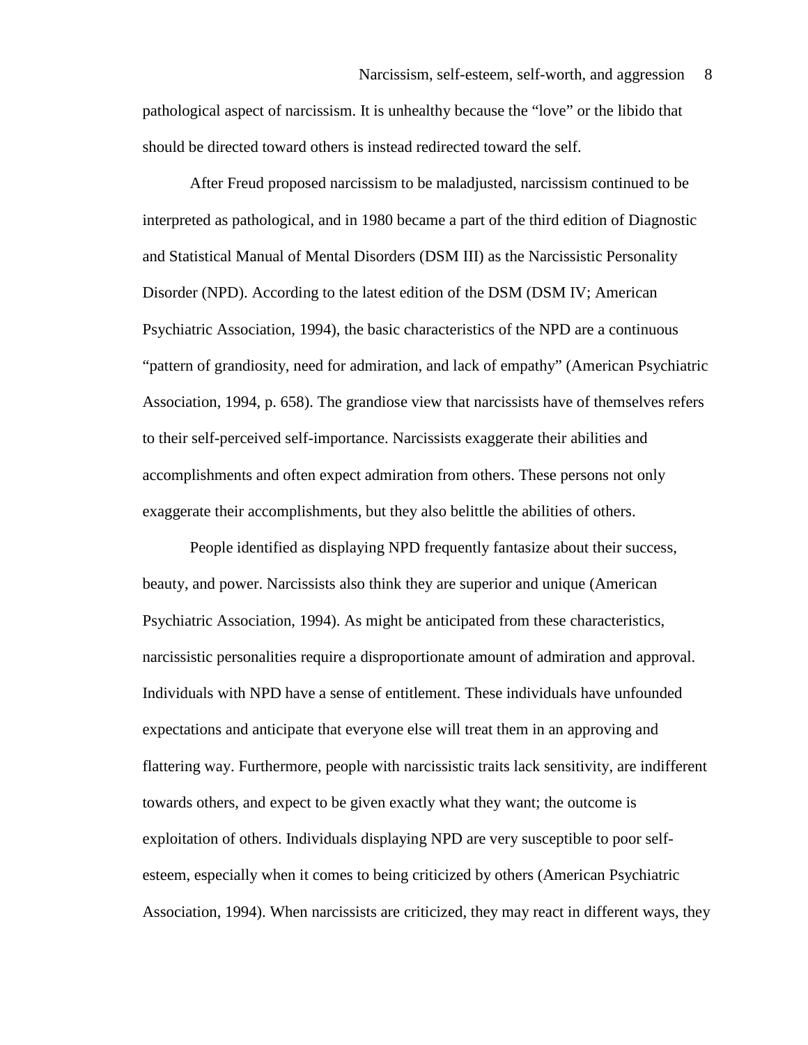pathological aspect of narcissism. It is unhealthy because the "love" or the libido that should be directed toward others is instead redirected toward the self.

After Freud proposed narcissism to be maladjusted, narcissism continued to be interpreted as pathological, and in 1980 became a part of the third edition of Diagnostic and Statistical Manual of Mental Disorders (DSM III) as the Narcissistic Personality Disorder (NPD). According to the latest edition of the DSM (DSM IV; American Psychiatric Association, 1994), the basic characteristics of the NPD are a continuous "pattern of grandiosity, need for admiration, and lack of empathy" (American Psychiatric Association, 1994, p. 658). The grandiose view that narcissists have of themselves refers to their self-perceived self-importance. Narcissists exaggerate their abilities and accomplishments and often expect admiration from others. These persons not only exaggerate their accomplishments, but they also belittle the abilities of others.

People identified as displaying NPD frequently fantasize about their success, beauty, and power. Narcissists also think they are superior and unique (American Psychiatric Association, 1994). As might be anticipated from these characteristics, narcissistic personalities require a disproportionate amount of admiration and approval. Individuals with NPD have a sense of entitlement. These individuals have unfounded expectations and anticipate that everyone else will treat them in an approving and flattering way. Furthermore, people with narcissistic traits lack sensitivity, are indifferent towards others, and expect to be given exactly what they want; the outcome is exploitation of others. Individuals displaying NPD are very susceptible to poor self-esteem, especially when it comes to being criticized by others (American Psychiatric Association, 1994). When narcissists are criticized, they may react in different ways, they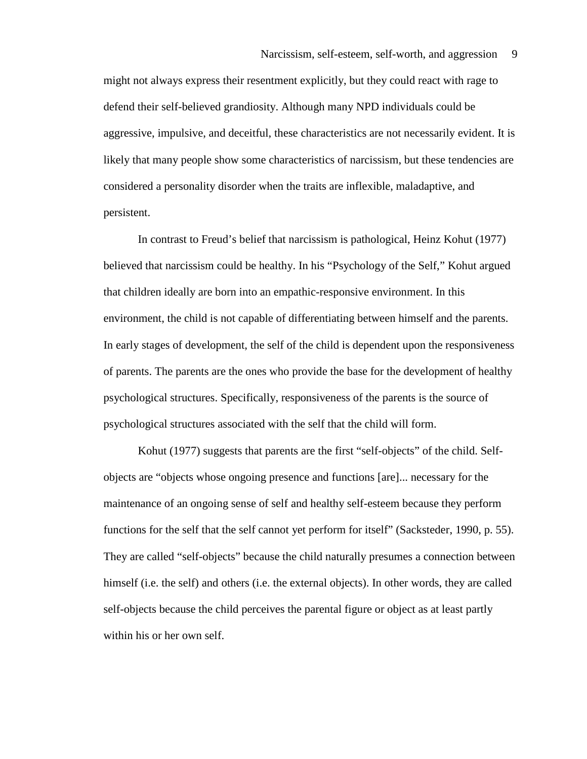might not always express their resentment explicitly, but they could react with rage to defend their self-believed grandiosity. Although many NPD individuals could be aggressive, impulsive, and deceitful, these characteristics are not necessarily evident. It is likely that many people show some characteristics of narcissism, but these tendencies are considered a personality disorder when the traits are inflexible, maladaptive, and persistent.

In contrast to Freud's belief that narcissism is pathological, Heinz Kohut (1977) believed that narcissism could be healthy. In his "Psychology of the Self," Kohut argued that children ideally are born into an empathic-responsive environment. In this environment, the child is not capable of differentiating between himself and the parents. In early stages of development, the self of the child is dependent upon the responsiveness of parents. The parents are the ones who provide the base for the development of healthy psychological structures. Specifically, responsiveness of the parents is the source of psychological structures associated with the self that the child will form.

Kohut (1977) suggests that parents are the first "self-objects" of the child. Self-objects are "objects whose ongoing presence and functions [are]... necessary for the maintenance of an ongoing sense of self and healthy self-esteem because they perform functions for the self that the self cannot yet perform for itself" (Sacksteder, 1990, p. 55). They are called "self-objects" because the child naturally presumes a connection between himself (i.e. the self) and others (i.e. the external objects). In other words, they are called self-objects because the child perceives the parental figure or object as at least partly within his or her own self.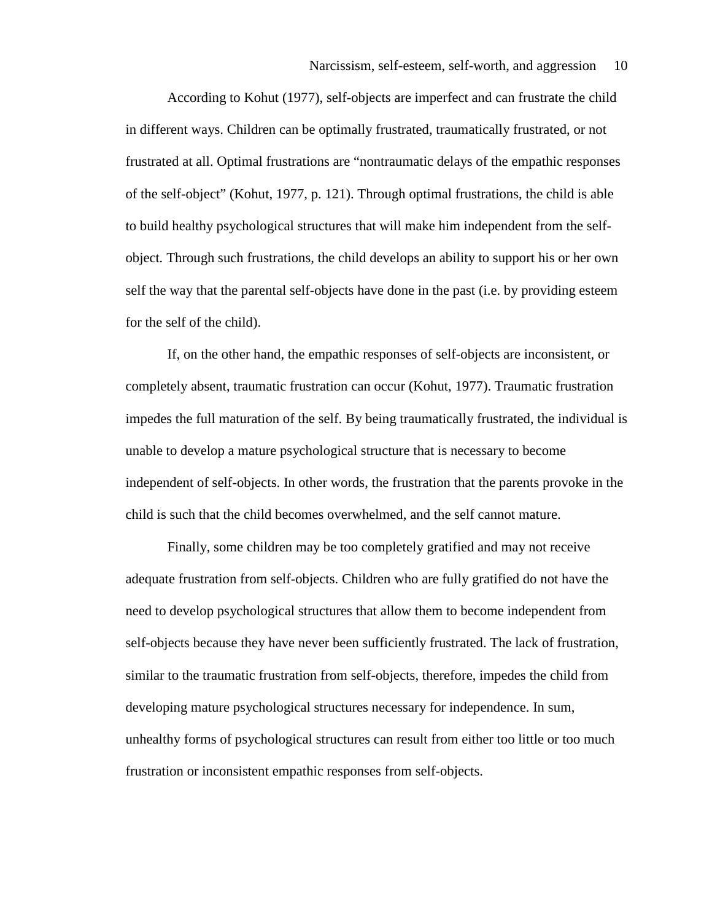According to Kohut (1977), self-objects are imperfect and can frustrate the child in different ways. Children can be optimally frustrated, traumatically frustrated, or not frustrated at all. Optimal frustrations are "nontraumatic delays of the empathic responses of the self-object" (Kohut, 1977, p. 121). Through optimal frustrations, the child is able to build healthy psychological structures that will make him independent from the self-object. Through such frustrations, the child develops an ability to support his or her own self the way that the parental self-objects have done in the past (i.e. by providing esteem for the self of the child).

If, on the other hand, the empathic responses of self-objects are inconsistent, or completely absent, traumatic frustration can occur (Kohut, 1977). Traumatic frustration impedes the full maturation of the self. By being traumatically frustrated, the individual is unable to develop a mature psychological structure that is necessary to become independent of self-objects. In other words, the frustration that the parents provoke in the child is such that the child becomes overwhelmed, and the self cannot mature.

Finally, some children may be too completely gratified and may not receive adequate frustration from self-objects. Children who are fully gratified do not have the need to develop psychological structures that allow them to become independent from self-objects because they have never been sufficiently frustrated. The lack of frustration, similar to the traumatic frustration from self-objects, therefore, impedes the child from developing mature psychological structures necessary for independence. In sum, unhealthy forms of psychological structures can result from either too little or too much frustration or inconsistent empathic responses from self-objects.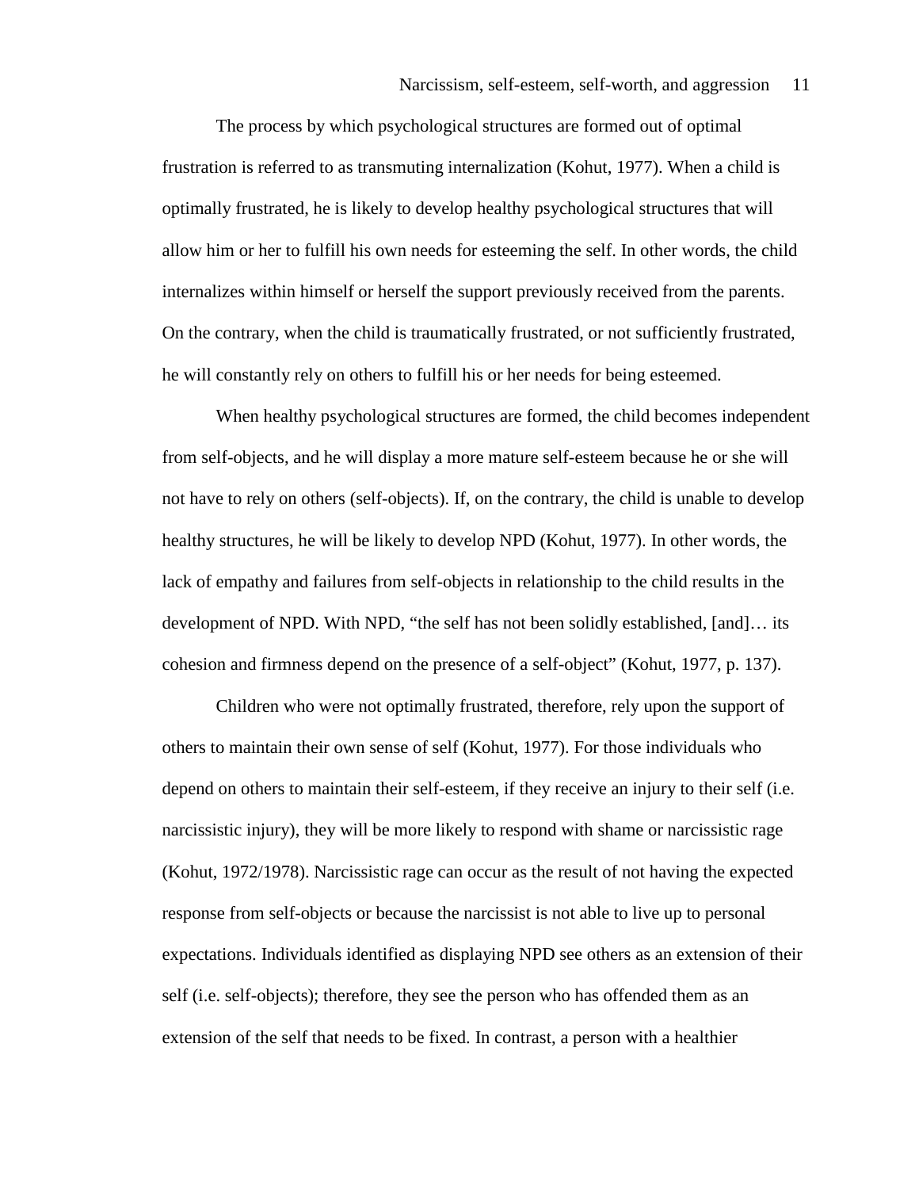The process by which psychological structures are formed out of optimal frustration is referred to as transmuting internalization (Kohut, 1977). When a child is optimally frustrated, he is likely to develop healthy psychological structures that will allow him or her to fulfill his own needs for esteeming the self. In other words, the child internalizes within himself or herself the support previously received from the parents. On the contrary, when the child is traumatically frustrated, or not sufficiently frustrated, he will constantly rely on others to fulfill his or her needs for being esteemed.

When healthy psychological structures are formed, the child becomes independent from self-objects, and he will display a more mature self-esteem because he or she will not have to rely on others (self-objects). If, on the contrary, the child is unable to develop healthy structures, he will be likely to develop NPD (Kohut, 1977). In other words, the lack of empathy and failures from self-objects in relationship to the child results in the development of NPD. With NPD, "the self has not been solidly established, [and]… its cohesion and firmness depend on the presence of a self-object" (Kohut, 1977, p. 137).

Children who were not optimally frustrated, therefore, rely upon the support of others to maintain their own sense of self (Kohut, 1977). For those individuals who depend on others to maintain their self-esteem, if they receive an injury to their self (i.e. narcissistic injury), they will be more likely to respond with shame or narcissistic rage (Kohut, 1972/1978). Narcissistic rage can occur as the result of not having the expected response from self-objects or because the narcissist is not able to live up to personal expectations. Individuals identified as displaying NPD see others as an extension of their self (i.e. self-objects); therefore, they see the person who has offended them as an extension of the self that needs to be fixed. In contrast, a person with a healthier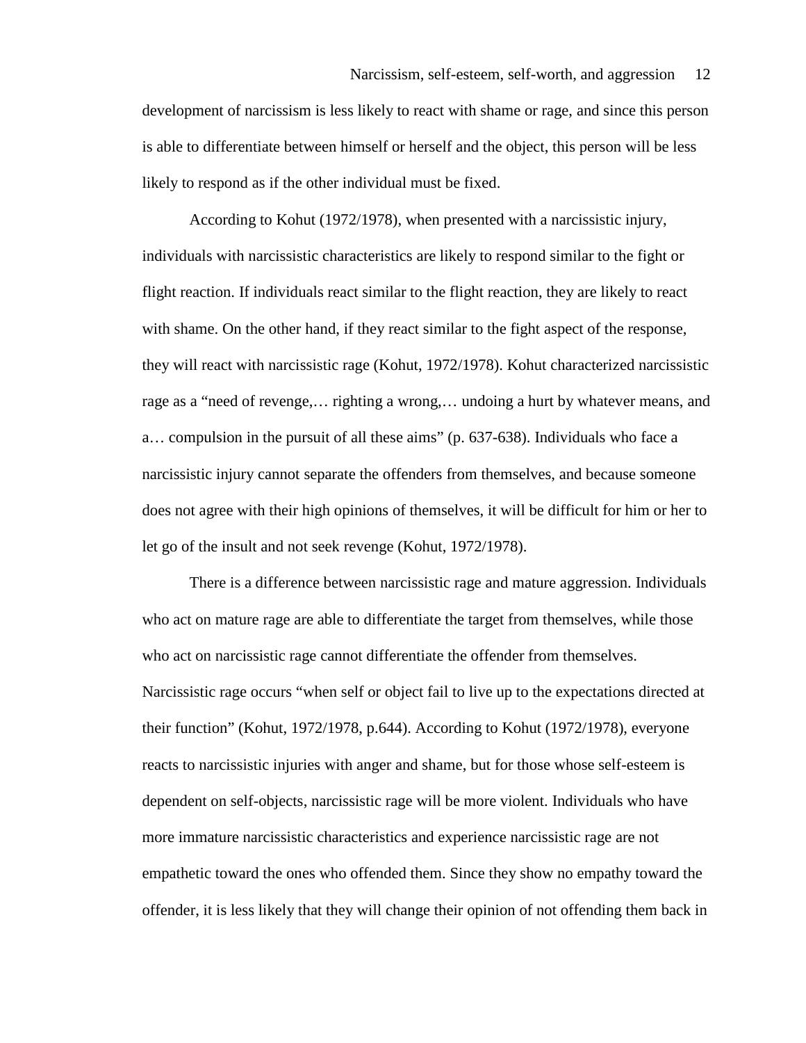development of narcissism is less likely to react with shame or rage, and since this person is able to differentiate between himself or herself and the object, this person will be less likely to respond as if the other individual must be fixed.

According to Kohut (1972/1978), when presented with a narcissistic injury, individuals with narcissistic characteristics are likely to respond similar to the fight or flight reaction. If individuals react similar to the flight reaction, they are likely to react with shame. On the other hand, if they react similar to the fight aspect of the response, they will react with narcissistic rage (Kohut, 1972/1978). Kohut characterized narcissistic rage as a "need of revenge,… righting a wrong,… undoing a hurt by whatever means, and a… compulsion in the pursuit of all these aims" (p. 637-638). Individuals who face a narcissistic injury cannot separate the offenders from themselves, and because someone does not agree with their high opinions of themselves, it will be difficult for him or her to let go of the insult and not seek revenge (Kohut, 1972/1978).

There is a difference between narcissistic rage and mature aggression. Individuals who act on mature rage are able to differentiate the target from themselves, while those who act on narcissistic rage cannot differentiate the offender from themselves. Narcissistic rage occurs "when self or object fail to live up to the expectations directed at their function" (Kohut, 1972/1978, p.644). According to Kohut (1972/1978), everyone reacts to narcissistic injuries with anger and shame, but for those whose self-esteem is dependent on self-objects, narcissistic rage will be more violent. Individuals who have more immature narcissistic characteristics and experience narcissistic rage are not empathetic toward the ones who offended them. Since they show no empathy toward the offender, it is less likely that they will change their opinion of not offending them back in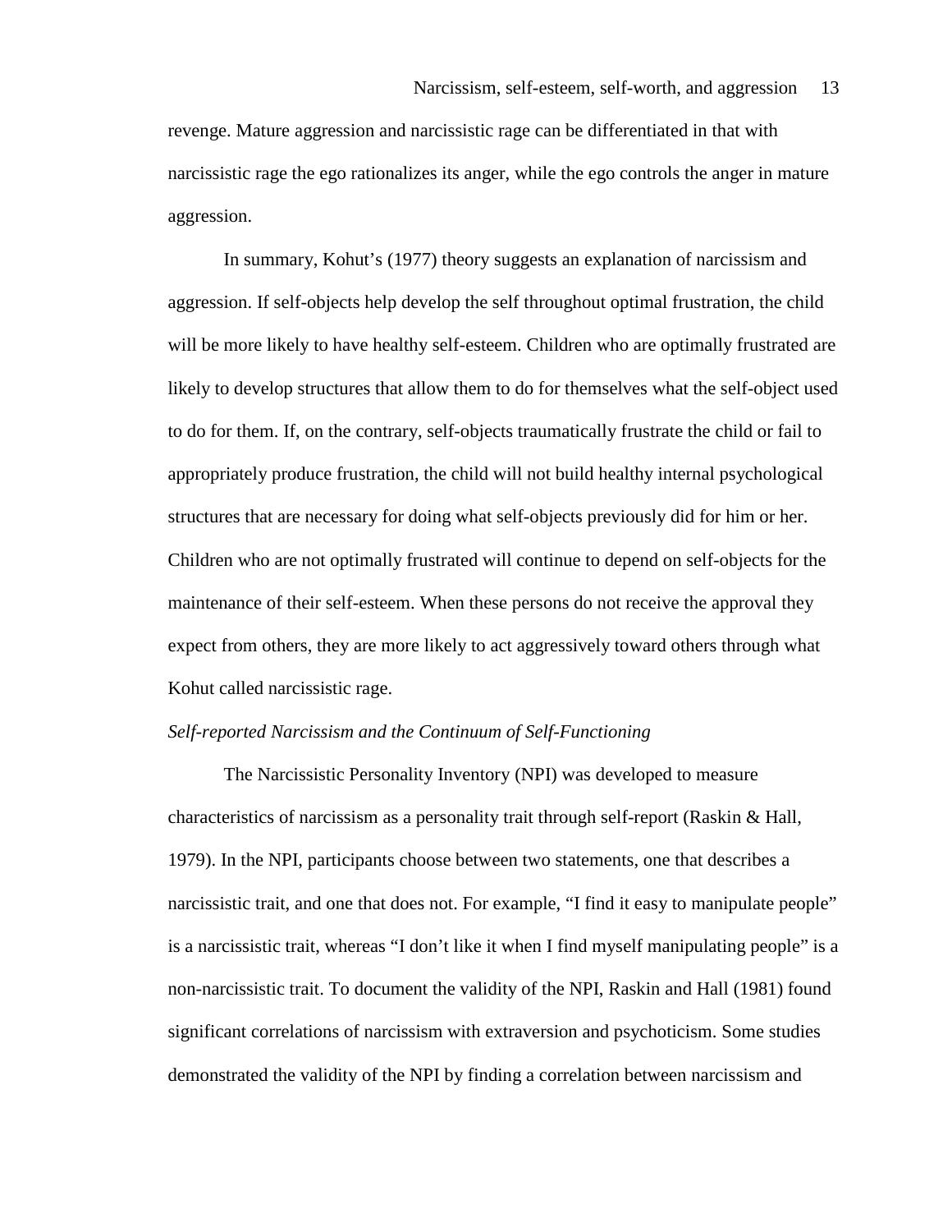revenge. Mature aggression and narcissistic rage can be differentiated in that with narcissistic rage the ego rationalizes its anger, while the ego controls the anger in mature aggression.

In summary, Kohut's (1977) theory suggests an explanation of narcissism and aggression. If self-objects help develop the self throughout optimal frustration, the child will be more likely to have healthy self-esteem. Children who are optimally frustrated are likely to develop structures that allow them to do for themselves what the self-object used to do for them. If, on the contrary, self-objects traumatically frustrate the child or fail to appropriately produce frustration, the child will not build healthy internal psychological structures that are necessary for doing what self-objects previously did for him or her. Children who are not optimally frustrated will continue to depend on self-objects for the maintenance of their self-esteem. When these persons do not receive the approval they expect from others, they are more likely to act aggressively toward others through what Kohut called narcissistic rage.

### *Self-reported Narcissism and the Continuum of Self-Functioning*

The Narcissistic Personality Inventory (NPI) was developed to measure characteristics of narcissism as a personality trait through self-report (Raskin & Hall, 1979). In the NPI, participants choose between two statements, one that describes a narcissistic trait, and one that does not. For example, "I find it easy to manipulate people" is a narcissistic trait, whereas "I don't like it when I find myself manipulating people" is a non-narcissistic trait. To document the validity of the NPI, Raskin and Hall (1981) found significant correlations of narcissism with extraversion and psychoticism. Some studies demonstrated the validity of the NPI by finding a correlation between narcissism and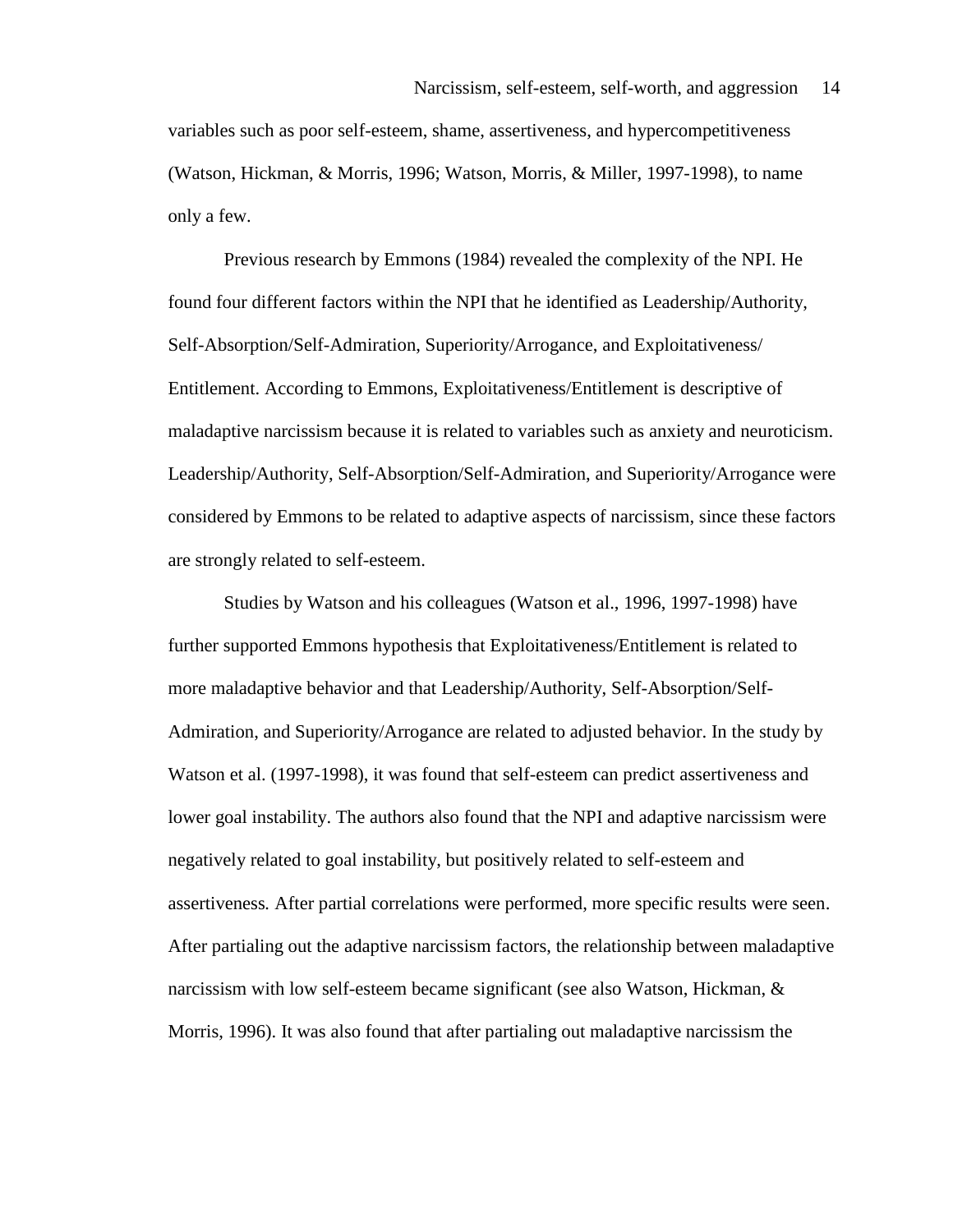variables such as poor self-esteem, shame, assertiveness, and hypercompetitiveness (Watson, Hickman, & Morris, 1996; Watson, Morris, & Miller, 1997-1998), to name only a few.

Previous research by Emmons (1984) revealed the complexity of the NPI. He found four different factors within the NPI that he identified as Leadership/Authority, Self-Absorption/Self-Admiration, Superiority/Arrogance, and Exploitativeness/ Entitlement. According to Emmons, Exploitativeness/Entitlement is descriptive of maladaptive narcissism because it is related to variables such as anxiety and neuroticism. Leadership/Authority, Self-Absorption/Self-Admiration, and Superiority/Arrogance were considered by Emmons to be related to adaptive aspects of narcissism, since these factors are strongly related to self-esteem.

Studies by Watson and his colleagues (Watson et al., 1996, 1997-1998) have further supported Emmons hypothesis that Exploitativeness/Entitlement is related to more maladaptive behavior and that Leadership/Authority, Self-Absorption/Self-Admiration, and Superiority/Arrogance are related to adjusted behavior. In the study by Watson et al. (1997-1998), it was found that self-esteem can predict assertiveness and lower goal instability. The authors also found that the NPI and adaptive narcissism were negatively related to goal instability, but positively related to self-esteem and assertiveness. After partial correlations were performed, more specific results were seen. After partialing out the adaptive narcissism factors, the relationship between maladaptive narcissism with low self-esteem became significant (see also Watson, Hickman, & Morris, 1996). It was also found that after partialing out maladaptive narcissism the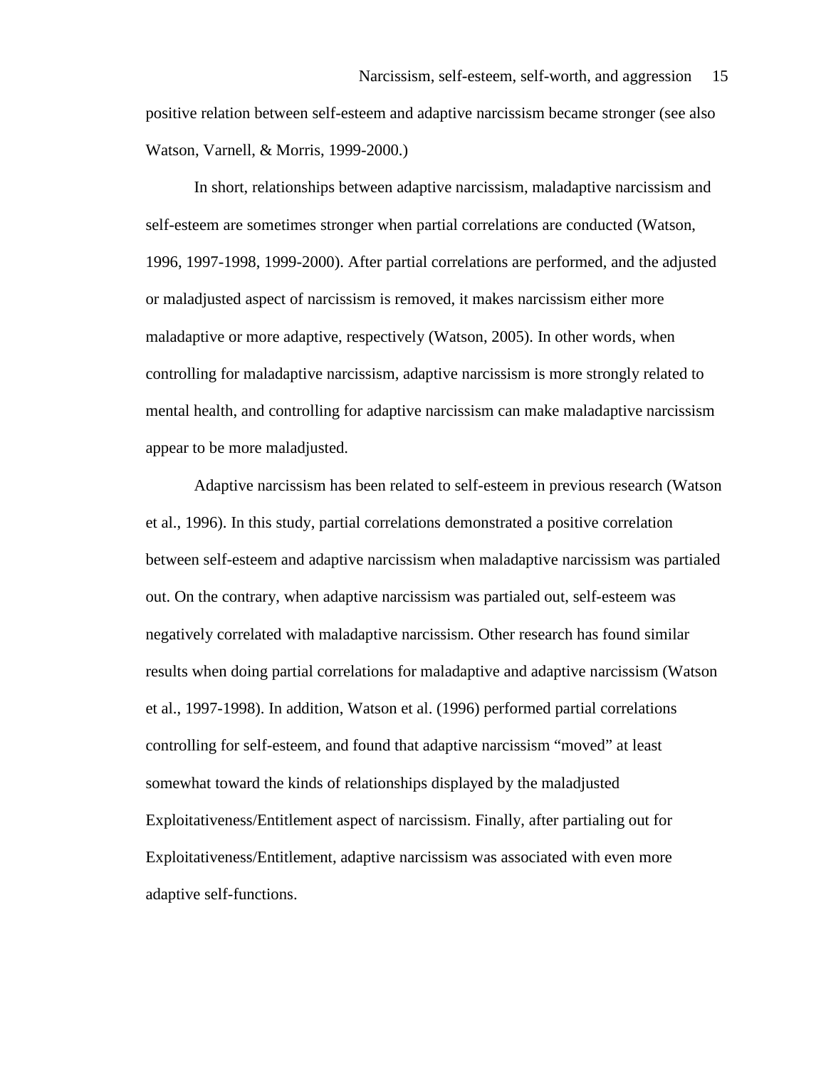positive relation between self-esteem and adaptive narcissism became stronger (see also Watson, Varnell, & Morris, 1999-2000.)

In short, relationships between adaptive narcissism, maladaptive narcissism and self-esteem are sometimes stronger when partial correlations are conducted (Watson, 1996, 1997-1998, 1999-2000). After partial correlations are performed, and the adjusted or maladjusted aspect of narcissism is removed, it makes narcissism either more maladaptive or more adaptive, respectively (Watson, 2005). In other words, when controlling for maladaptive narcissism, adaptive narcissism is more strongly related to mental health, and controlling for adaptive narcissism can make maladaptive narcissism appear to be more maladjusted.

Adaptive narcissism has been related to self-esteem in previous research (Watson et al., 1996). In this study, partial correlations demonstrated a positive correlation between self-esteem and adaptive narcissism when maladaptive narcissism was partialed out. On the contrary, when adaptive narcissism was partialed out, self-esteem was negatively correlated with maladaptive narcissism. Other research has found similar results when doing partial correlations for maladaptive and adaptive narcissism (Watson et al., 1997-1998). In addition, Watson et al. (1996) performed partial correlations controlling for self-esteem, and found that adaptive narcissism "moved" at least somewhat toward the kinds of relationships displayed by the maladjusted Exploitativeness/Entitlement aspect of narcissism. Finally, after partialing out for Exploitativeness/Entitlement, adaptive narcissism was associated with even more adaptive self-functions.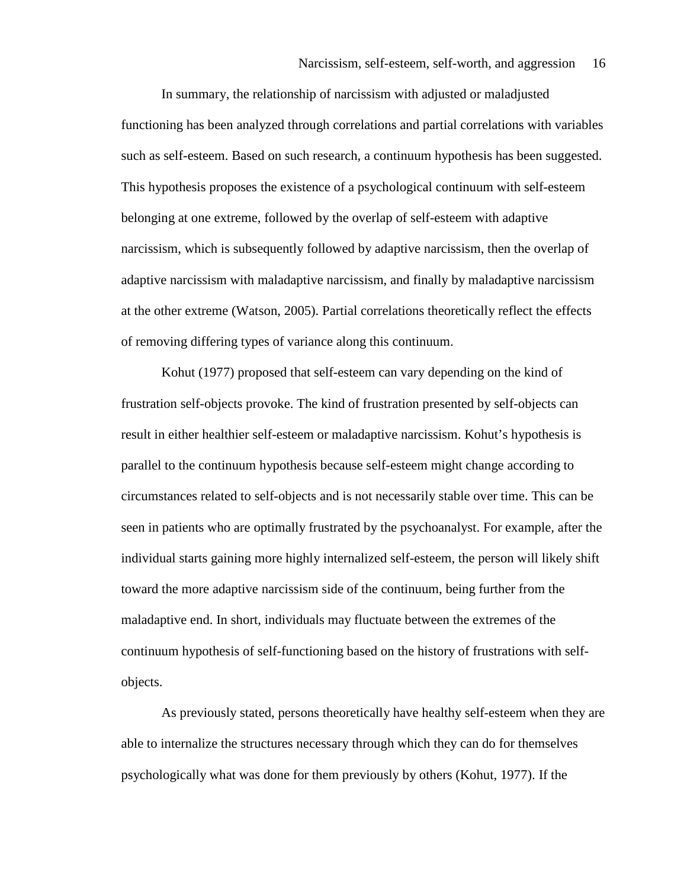In summary, the relationship of narcissism with adjusted or maladjusted functioning has been analyzed through correlations and partial correlations with variables such as self-esteem. Based on such research, a continuum hypothesis has been suggested. This hypothesis proposes the existence of a psychological continuum with self-esteem belonging at one extreme, followed by the overlap of self-esteem with adaptive narcissism, which is subsequently followed by adaptive narcissism, then the overlap of adaptive narcissism with maladaptive narcissism, and finally by maladaptive narcissism at the other extreme (Watson, 2005). Partial correlations theoretically reflect the effects of removing differing types of variance along this continuum.

Kohut (1977) proposed that self-esteem can vary depending on the kind of frustration self-objects provoke. The kind of frustration presented by self-objects can result in either healthier self-esteem or maladaptive narcissism. Kohut's hypothesis is parallel to the continuum hypothesis because self-esteem might change according to circumstances related to self-objects and is not necessarily stable over time. This can be seen in patients who are optimally frustrated by the psychoanalyst. For example, after the individual starts gaining more highly internalized self-esteem, the person will likely shift toward the more adaptive narcissism side of the continuum, being further from the maladaptive end. In short, individuals may fluctuate between the extremes of the continuum hypothesis of self-functioning based on the history of frustrations with self-objects.

As previously stated, persons theoretically have healthy self-esteem when they are able to internalize the structures necessary through which they can do for themselves psychologically what was done for them previously by others (Kohut, 1977). If the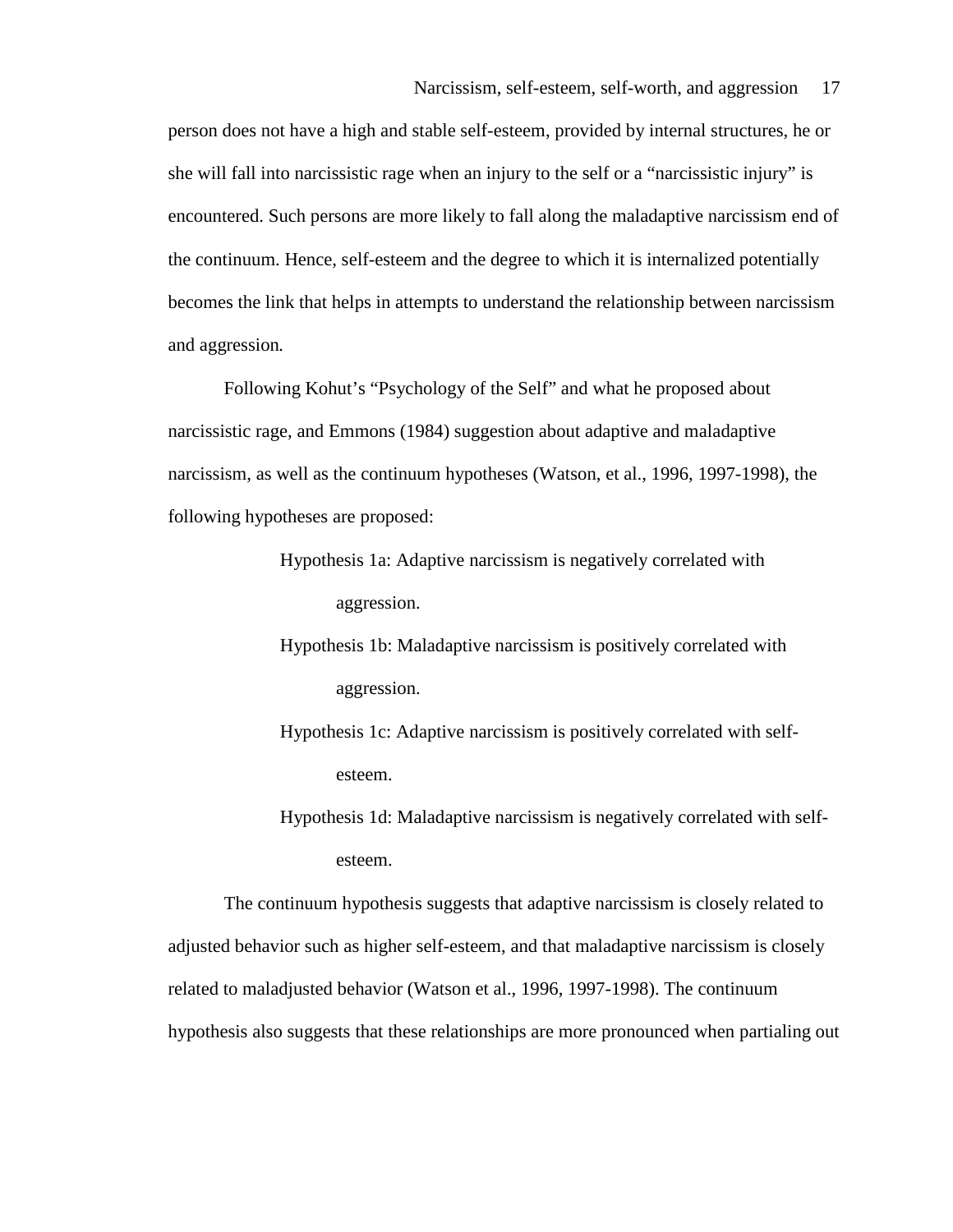person does not have a high and stable self-esteem, provided by internal structures, he or she will fall into narcissistic rage when an injury to the self or a "narcissistic injury" is encountered. Such persons are more likely to fall along the maladaptive narcissism end of the continuum. Hence, self-esteem and the degree to which it is internalized potentially becomes the link that helps in attempts to understand the relationship between narcissism and aggression.

Following Kohut's "Psychology of the Self" and what he proposed about narcissistic rage, and Emmons (1984) suggestion about adaptive and maladaptive narcissism, as well as the continuum hypotheses (Watson, et al., 1996, 1997-1998), the following hypotheses are proposed:

> Hypothesis 1a: Adaptive narcissism is negatively correlated with aggression.
>
> Hypothesis 1b: Maladaptive narcissism is positively correlated with aggression.
>
> Hypothesis 1c: Adaptive narcissism is positively correlated with self-esteem.
>
> Hypothesis 1d: Maladaptive narcissism is negatively correlated with self-esteem.

The continuum hypothesis suggests that adaptive narcissism is closely related to adjusted behavior such as higher self-esteem, and that maladaptive narcissism is closely related to maladjusted behavior (Watson et al., 1996, 1997-1998). The continuum hypothesis also suggests that these relationships are more pronounced when partialing out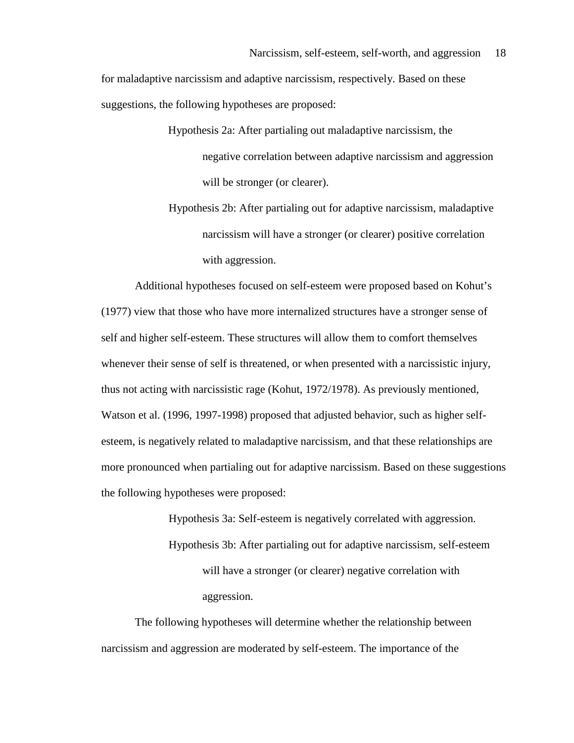for maladaptive narcissism and adaptive narcissism, respectively. Based on these suggestions, the following hypotheses are proposed:

> Hypothesis 2a: After partialing out maladaptive narcissism, the negative correlation between adaptive narcissism and aggression will be stronger (or clearer).
>
> Hypothesis 2b: After partialing out for adaptive narcissism, maladaptive narcissism will have a stronger (or clearer) positive correlation with aggression.

Additional hypotheses focused on self-esteem were proposed based on Kohut's (1977) view that those who have more internalized structures have a stronger sense of self and higher self-esteem. These structures will allow them to comfort themselves whenever their sense of self is threatened, or when presented with a narcissistic injury, thus not acting with narcissistic rage (Kohut, 1972/1978). As previously mentioned, Watson et al. (1996, 1997-1998) proposed that adjusted behavior, such as higher self-esteem, is negatively related to maladaptive narcissism, and that these relationships are more pronounced when partialing out for adaptive narcissism. Based on these suggestions the following hypotheses were proposed:

> Hypothesis 3a: Self-esteem is negatively correlated with aggression.
>
> Hypothesis 3b: After partialing out for adaptive narcissism, self-esteem will have a stronger (or clearer) negative correlation with aggression.

The following hypotheses will determine whether the relationship between narcissism and aggression are moderated by self-esteem. The importance of the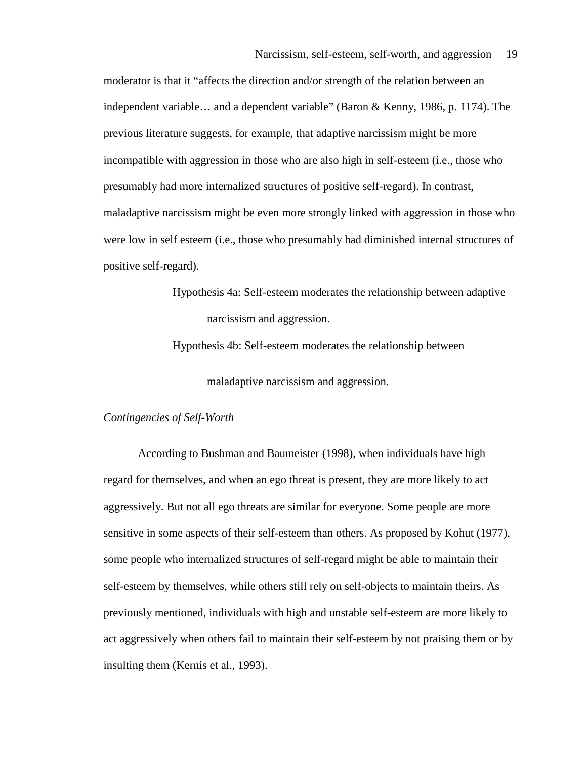moderator is that it "affects the direction and/or strength of the relation between an independent variable… and a dependent variable" (Baron & Kenny, 1986, p. 1174). The previous literature suggests, for example, that adaptive narcissism might be more incompatible with aggression in those who are also high in self-esteem (i.e., those who presumably had more internalized structures of positive self-regard). In contrast, maladaptive narcissism might be even more strongly linked with aggression in those who were low in self esteem (i.e., those who presumably had diminished internal structures of positive self-regard).

> Hypothesis 4a: Self-esteem moderates the relationship between adaptive narcissism and aggression.
>
> Hypothesis 4b: Self-esteem moderates the relationship between maladaptive narcissism and aggression.

*Contingencies of Self-Worth*

According to Bushman and Baumeister (1998), when individuals have high regard for themselves, and when an ego threat is present, they are more likely to act aggressively. But not all ego threats are similar for everyone. Some people are more sensitive in some aspects of their self-esteem than others. As proposed by Kohut (1977), some people who internalized structures of self-regard might be able to maintain their self-esteem by themselves, while others still rely on self-objects to maintain theirs. As previously mentioned, individuals with high and unstable self-esteem are more likely to act aggressively when others fail to maintain their self-esteem by not praising them or by insulting them (Kernis et al., 1993).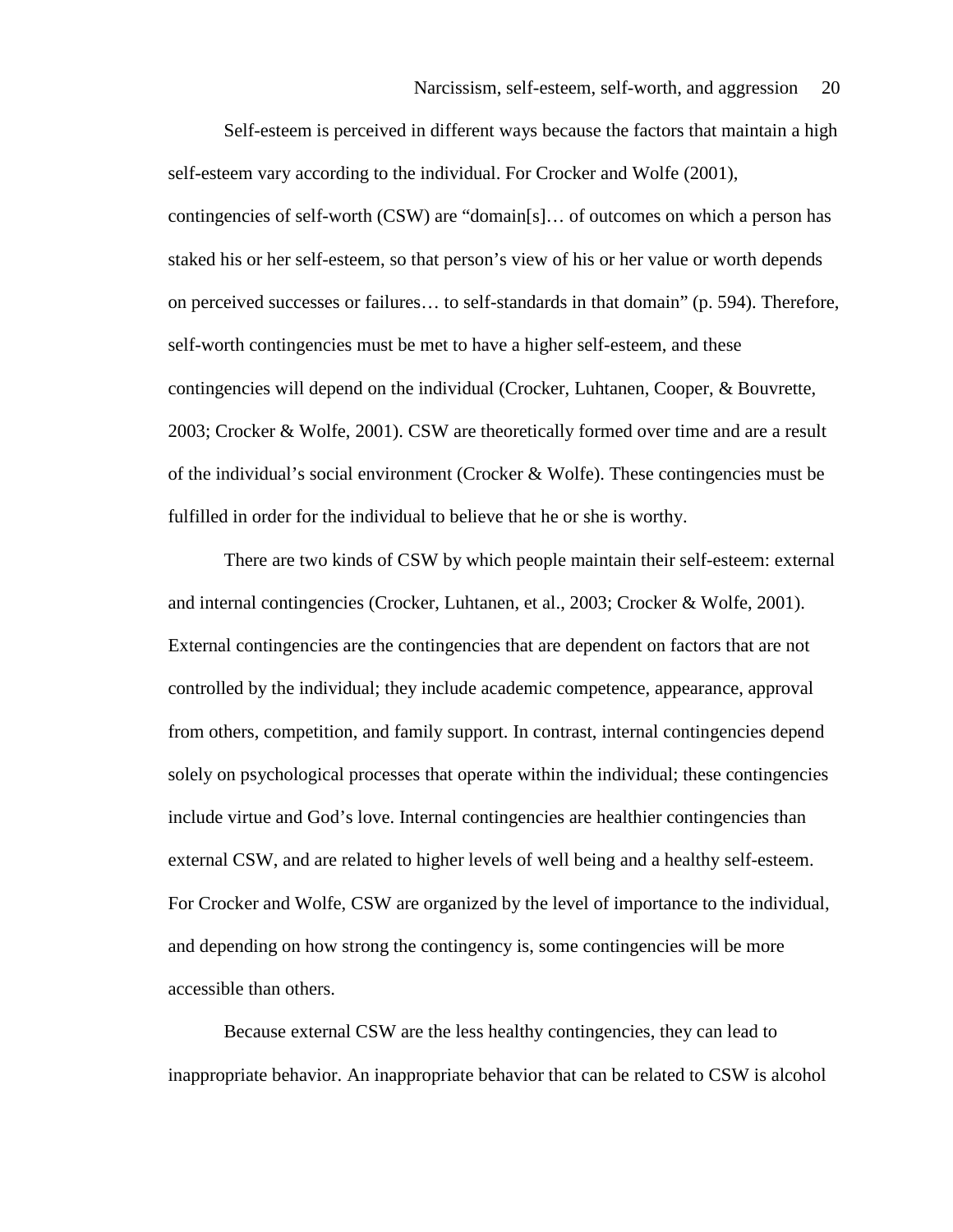Self-esteem is perceived in different ways because the factors that maintain a high self-esteem vary according to the individual. For Crocker and Wolfe (2001), contingencies of self-worth (CSW) are "domain[s]… of outcomes on which a person has staked his or her self-esteem, so that person's view of his or her value or worth depends on perceived successes or failures… to self-standards in that domain" (p. 594). Therefore, self-worth contingencies must be met to have a higher self-esteem, and these contingencies will depend on the individual (Crocker, Luhtanen, Cooper, & Bouvrette, 2003; Crocker & Wolfe, 2001). CSW are theoretically formed over time and are a result of the individual's social environment (Crocker & Wolfe). These contingencies must be fulfilled in order for the individual to believe that he or she is worthy.

There are two kinds of CSW by which people maintain their self-esteem: external and internal contingencies (Crocker, Luhtanen, et al., 2003; Crocker & Wolfe, 2001). External contingencies are the contingencies that are dependent on factors that are not controlled by the individual; they include academic competence, appearance, approval from others, competition, and family support. In contrast, internal contingencies depend solely on psychological processes that operate within the individual; these contingencies include virtue and God's love. Internal contingencies are healthier contingencies than external CSW, and are related to higher levels of well being and a healthy self-esteem. For Crocker and Wolfe, CSW are organized by the level of importance to the individual, and depending on how strong the contingency is, some contingencies will be more accessible than others.

Because external CSW are the less healthy contingencies, they can lead to inappropriate behavior. An inappropriate behavior that can be related to CSW is alcohol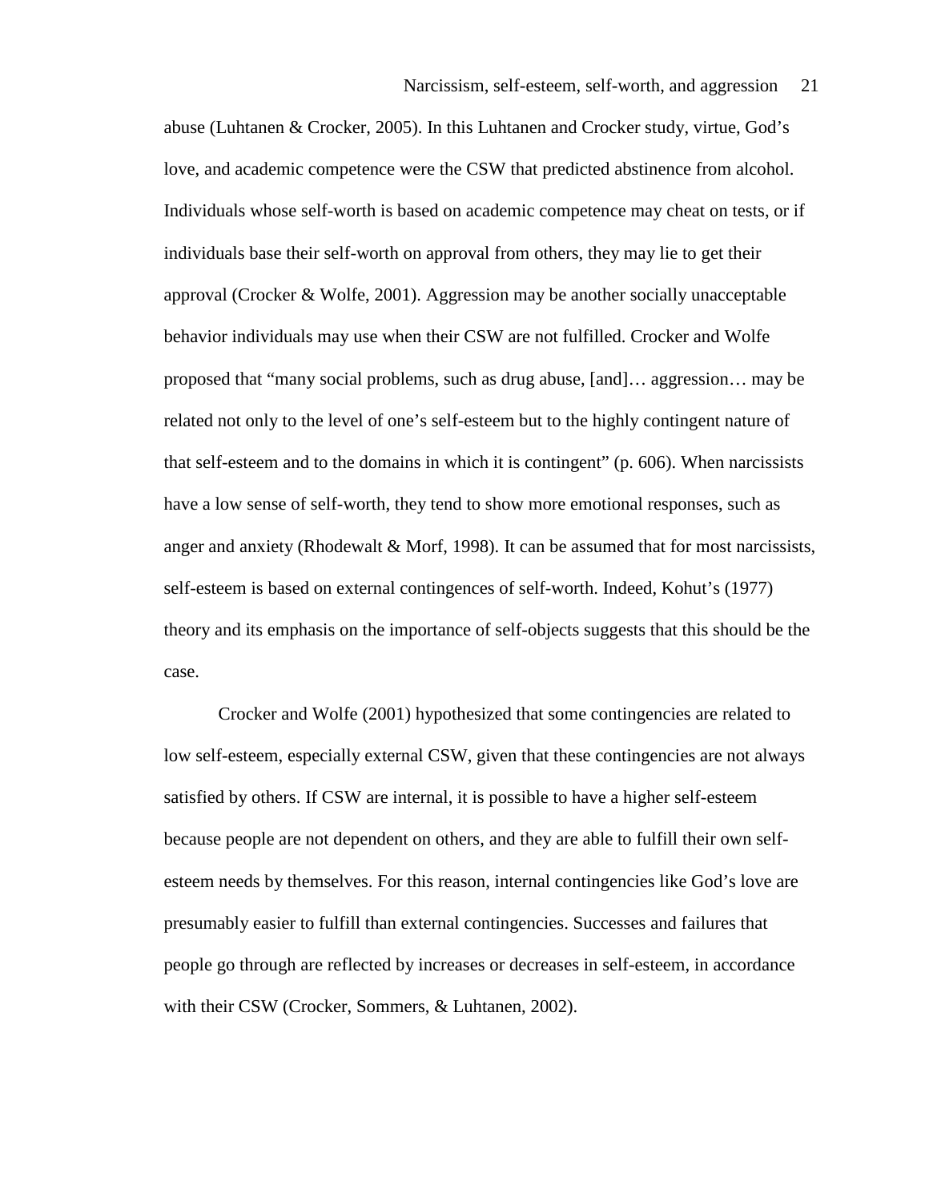abuse (Luhtanen & Crocker, 2005). In this Luhtanen and Crocker study, virtue, God's love, and academic competence were the CSW that predicted abstinence from alcohol. Individuals whose self-worth is based on academic competence may cheat on tests, or if individuals base their self-worth on approval from others, they may lie to get their approval (Crocker & Wolfe, 2001). Aggression may be another socially unacceptable behavior individuals may use when their CSW are not fulfilled. Crocker and Wolfe proposed that "many social problems, such as drug abuse, [and]… aggression… may be related not only to the level of one's self-esteem but to the highly contingent nature of that self-esteem and to the domains in which it is contingent" (p. 606). When narcissists have a low sense of self-worth, they tend to show more emotional responses, such as anger and anxiety (Rhodewalt & Morf, 1998). It can be assumed that for most narcissists, self-esteem is based on external contingences of self-worth. Indeed, Kohut's (1977) theory and its emphasis on the importance of self-objects suggests that this should be the case.

Crocker and Wolfe (2001) hypothesized that some contingencies are related to low self-esteem, especially external CSW, given that these contingencies are not always satisfied by others. If CSW are internal, it is possible to have a higher self-esteem because people are not dependent on others, and they are able to fulfill their own self-esteem needs by themselves. For this reason, internal contingencies like God's love are presumably easier to fulfill than external contingencies. Successes and failures that people go through are reflected by increases or decreases in self-esteem, in accordance with their CSW (Crocker, Sommers, & Luhtanen, 2002).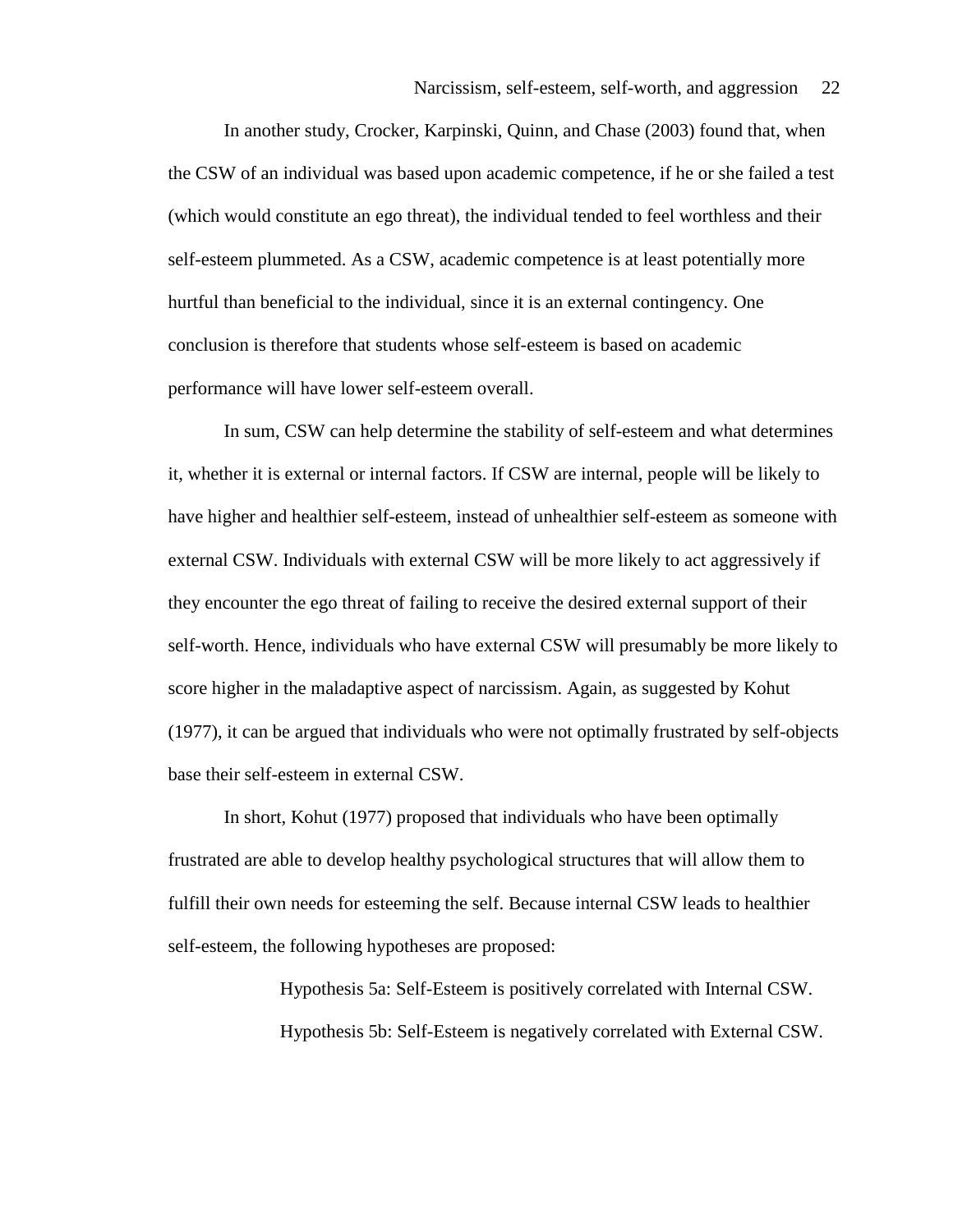In another study, Crocker, Karpinski, Quinn, and Chase (2003) found that, when the CSW of an individual was based upon academic competence, if he or she failed a test (which would constitute an ego threat), the individual tended to feel worthless and their self-esteem plummeted. As a CSW, academic competence is at least potentially more hurtful than beneficial to the individual, since it is an external contingency. One conclusion is therefore that students whose self-esteem is based on academic performance will have lower self-esteem overall.

In sum, CSW can help determine the stability of self-esteem and what determines it, whether it is external or internal factors. If CSW are internal, people will be likely to have higher and healthier self-esteem, instead of unhealthier self-esteem as someone with external CSW. Individuals with external CSW will be more likely to act aggressively if they encounter the ego threat of failing to receive the desired external support of their self-worth. Hence, individuals who have external CSW will presumably be more likely to score higher in the maladaptive aspect of narcissism. Again, as suggested by Kohut (1977), it can be argued that individuals who were not optimally frustrated by self-objects base their self-esteem in external CSW.

In short, Kohut (1977) proposed that individuals who have been optimally frustrated are able to develop healthy psychological structures that will allow them to fulfill their own needs for esteeming the self. Because internal CSW leads to healthier self-esteem, the following hypotheses are proposed:

> Hypothesis 5a: Self-Esteem is positively correlated with Internal CSW.
>
> Hypothesis 5b: Self-Esteem is negatively correlated with External CSW.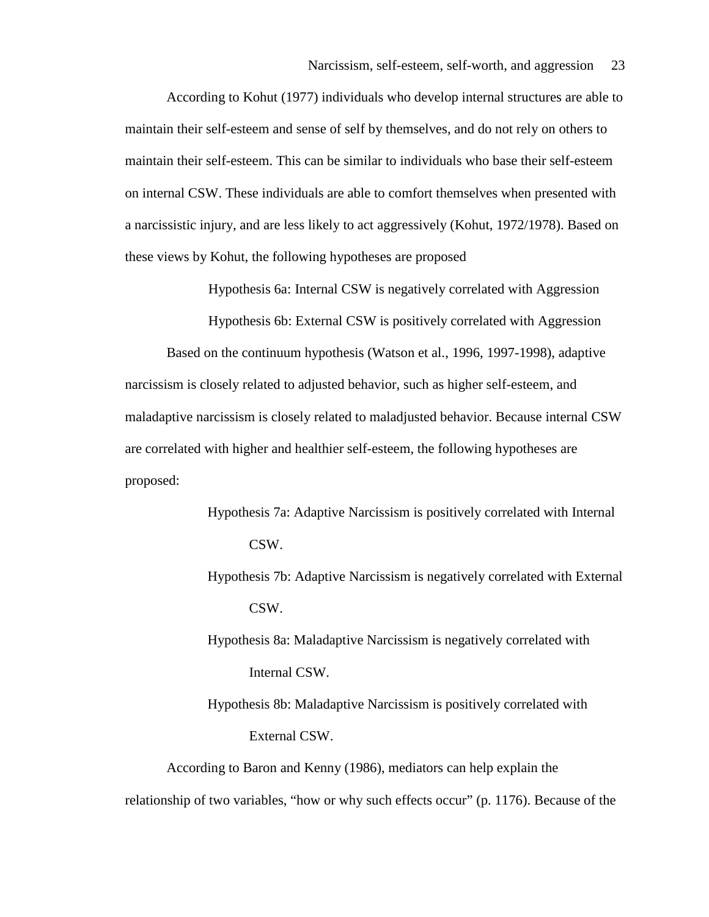According to Kohut (1977) individuals who develop internal structures are able to maintain their self-esteem and sense of self by themselves, and do not rely on others to maintain their self-esteem. This can be similar to individuals who base their self-esteem on internal CSW. These individuals are able to comfort themselves when presented with a narcissistic injury, and are less likely to act aggressively (Kohut, 1972/1978). Based on these views by Kohut, the following hypotheses are proposed

Hypothesis 6a: Internal CSW is negatively correlated with Aggression

Hypothesis 6b: External CSW is positively correlated with Aggression

Based on the continuum hypothesis (Watson et al., 1996, 1997-1998), adaptive narcissism is closely related to adjusted behavior, such as higher self-esteem, and maladaptive narcissism is closely related to maladjusted behavior. Because internal CSW are correlated with higher and healthier self-esteem, the following hypotheses are proposed:

Hypothesis 7a: Adaptive Narcissism is positively correlated with Internal CSW.

Hypothesis 7b: Adaptive Narcissism is negatively correlated with External CSW.

Hypothesis 8a: Maladaptive Narcissism is negatively correlated with Internal CSW.

Hypothesis 8b: Maladaptive Narcissism is positively correlated with External CSW.

According to Baron and Kenny (1986), mediators can help explain the relationship of two variables, "how or why such effects occur" (p. 1176). Because of the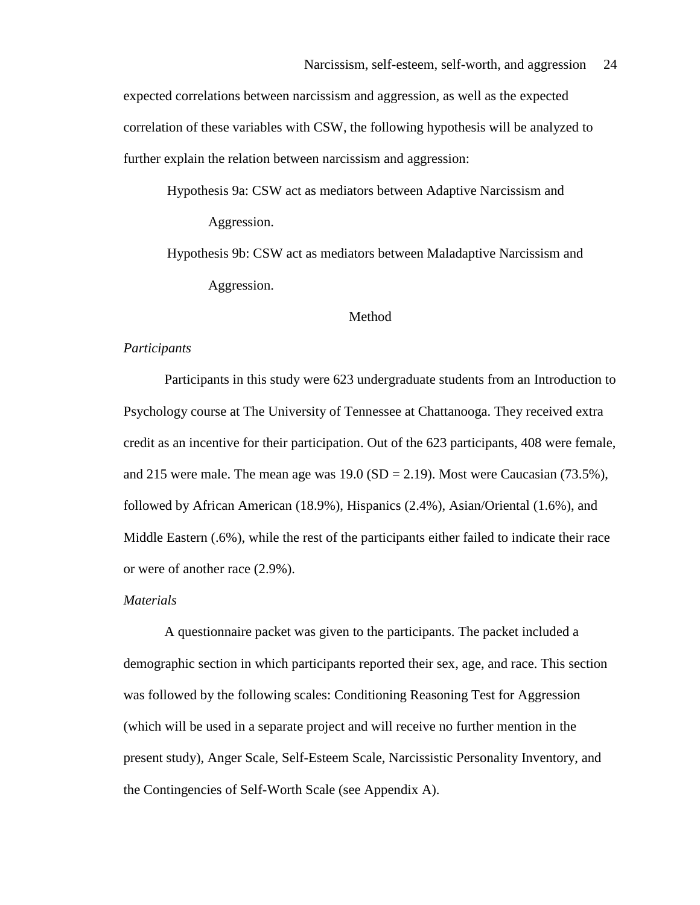expected correlations between narcissism and aggression, as well as the expected correlation of these variables with CSW, the following hypothesis will be analyzed to further explain the relation between narcissism and aggression:

Hypothesis 9a: CSW act as mediators between Adaptive Narcissism and Aggression.

Hypothesis 9b: CSW act as mediators between Maladaptive Narcissism and Aggression.

## Method

### *Participants*

Participants in this study were 623 undergraduate students from an Introduction to Psychology course at The University of Tennessee at Chattanooga. They received extra credit as an incentive for their participation. Out of the 623 participants, 408 were female, and 215 were male. The mean age was 19.0 (SD = 2.19). Most were Caucasian (73.5%), followed by African American (18.9%), Hispanics (2.4%), Asian/Oriental (1.6%), and Middle Eastern (.6%), while the rest of the participants either failed to indicate their race or were of another race (2.9%).

### *Materials*

A questionnaire packet was given to the participants. The packet included a demographic section in which participants reported their sex, age, and race. This section was followed by the following scales: Conditioning Reasoning Test for Aggression (which will be used in a separate project and will receive no further mention in the present study), Anger Scale, Self-Esteem Scale, Narcissistic Personality Inventory, and the Contingencies of Self-Worth Scale (see Appendix A).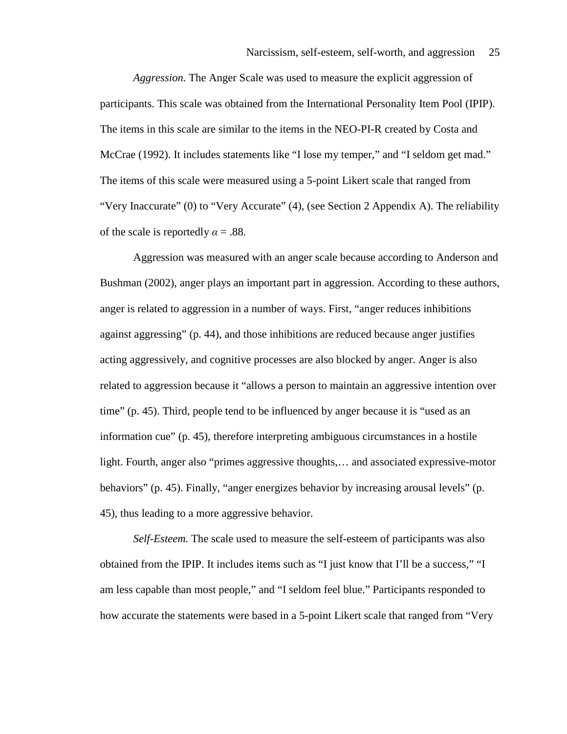*Aggression.* The Anger Scale was used to measure the explicit aggression of participants. This scale was obtained from the International Personality Item Pool (IPIP). The items in this scale are similar to the items in the NEO-PI-R created by Costa and McCrae (1992). It includes statements like “I lose my temper,” and “I seldom get mad.” The items of this scale were measured using a 5-point Likert scale that ranged from “Very Inaccurate” (0) to “Very Accurate” (4), (see Section 2 Appendix A). The reliability of the scale is reportedly $\alpha = .88$.

Aggression was measured with an anger scale because according to Anderson and Bushman (2002), anger plays an important part in aggression. According to these authors, anger is related to aggression in a number of ways. First, “anger reduces inhibitions against aggressing” (p. 44), and those inhibitions are reduced because anger justifies acting aggressively, and cognitive processes are also blocked by anger. Anger is also related to aggression because it “allows a person to maintain an aggressive intention over time” (p. 45). Third, people tend to be influenced by anger because it is “used as an information cue” (p. 45), therefore interpreting ambiguous circumstances in a hostile light. Fourth, anger also “primes aggressive thoughts,… and associated expressive-motor behaviors” (p. 45). Finally, “anger energizes behavior by increasing arousal levels” (p. 45), thus leading to a more aggressive behavior.

*Self-Esteem.* The scale used to measure the self-esteem of participants was also obtained from the IPIP. It includes items such as “I just know that I’ll be a success,” “I am less capable than most people,” and “I seldom feel blue.” Participants responded to how accurate the statements were based in a 5-point Likert scale that ranged from “Very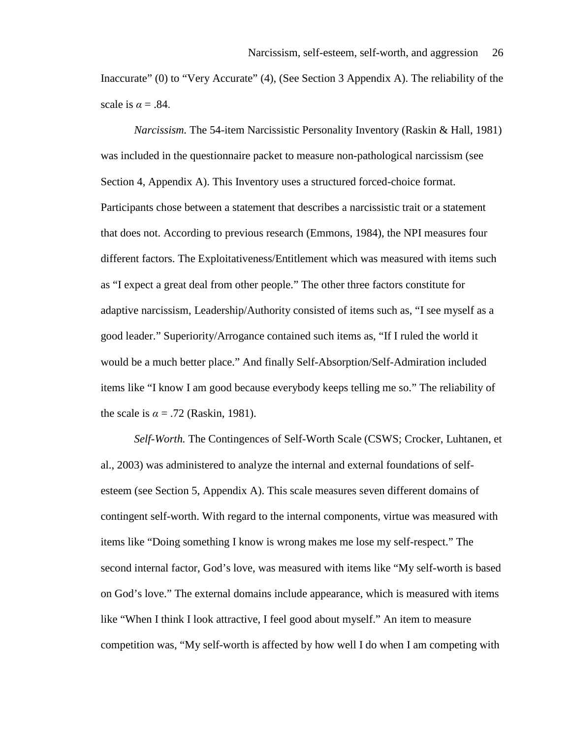Inaccurate" (0) to "Very Accurate" (4), (See Section 3 Appendix A). The reliability of the scale is $\alpha = .84$.

*Narcissism.* The 54-item Narcissistic Personality Inventory (Raskin & Hall, 1981) was included in the questionnaire packet to measure non-pathological narcissism (see Section 4, Appendix A). This Inventory uses a structured forced-choice format. Participants chose between a statement that describes a narcissistic trait or a statement that does not. According to previous research (Emmons, 1984), the NPI measures four different factors. The Exploitativeness/Entitlement which was measured with items such as "I expect a great deal from other people." The other three factors constitute for adaptive narcissism, Leadership/Authority consisted of items such as, "I see myself as a good leader." Superiority/Arrogance contained such items as, "If I ruled the world it would be a much better place." And finally Self-Absorption/Self-Admiration included items like "I know I am good because everybody keeps telling me so." The reliability of the scale is $\alpha = .72$ (Raskin, 1981).

*Self-Worth.* The Contingences of Self-Worth Scale (CSWS; Crocker, Luhtanen, et al., 2003) was administered to analyze the internal and external foundations of self-esteem (see Section 5, Appendix A). This scale measures seven different domains of contingent self-worth. With regard to the internal components, virtue was measured with items like "Doing something I know is wrong makes me lose my self-respect." The second internal factor, God's love, was measured with items like "My self-worth is based on God's love." The external domains include appearance, which is measured with items like "When I think I look attractive, I feel good about myself." An item to measure competition was, "My self-worth is affected by how well I do when I am competing with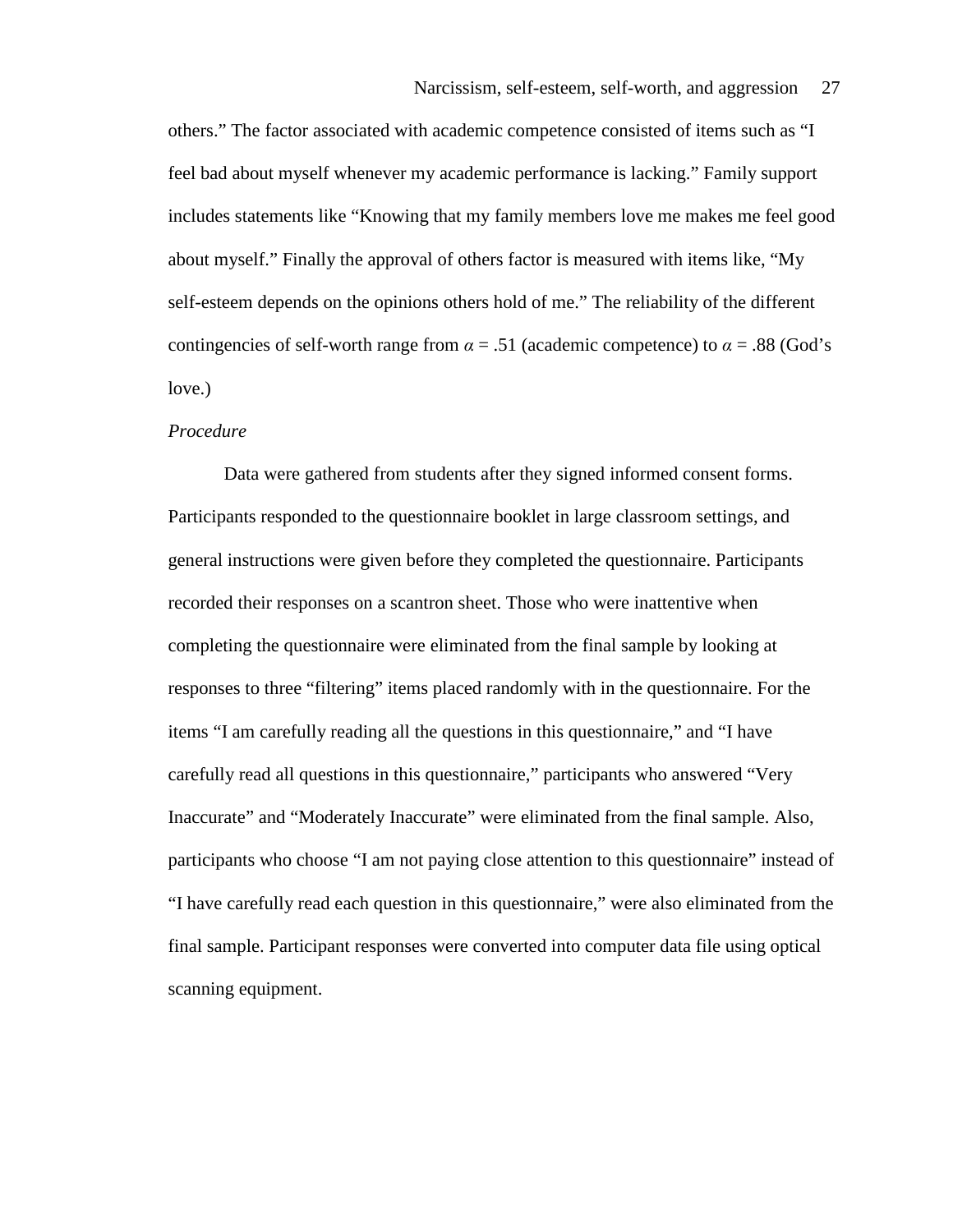others." The factor associated with academic competence consisted of items such as "I feel bad about myself whenever my academic performance is lacking." Family support includes statements like "Knowing that my family members love me makes me feel good about myself." Finally the approval of others factor is measured with items like, "My self-esteem depends on the opinions others hold of me." The reliability of the different contingencies of self-worth range from $\alpha$ = .51 (academic competence) to $\alpha$ = .88 (God's love.)

*Procedure*

Data were gathered from students after they signed informed consent forms. Participants responded to the questionnaire booklet in large classroom settings, and general instructions were given before they completed the questionnaire. Participants recorded their responses on a scantron sheet. Those who were inattentive when completing the questionnaire were eliminated from the final sample by looking at responses to three "filtering" items placed randomly with in the questionnaire. For the items "I am carefully reading all the questions in this questionnaire," and "I have carefully read all questions in this questionnaire," participants who answered "Very Inaccurate" and "Moderately Inaccurate" were eliminated from the final sample. Also, participants who choose "I am not paying close attention to this questionnaire" instead of "I have carefully read each question in this questionnaire," were also eliminated from the final sample. Participant responses were converted into computer data file using optical scanning equipment.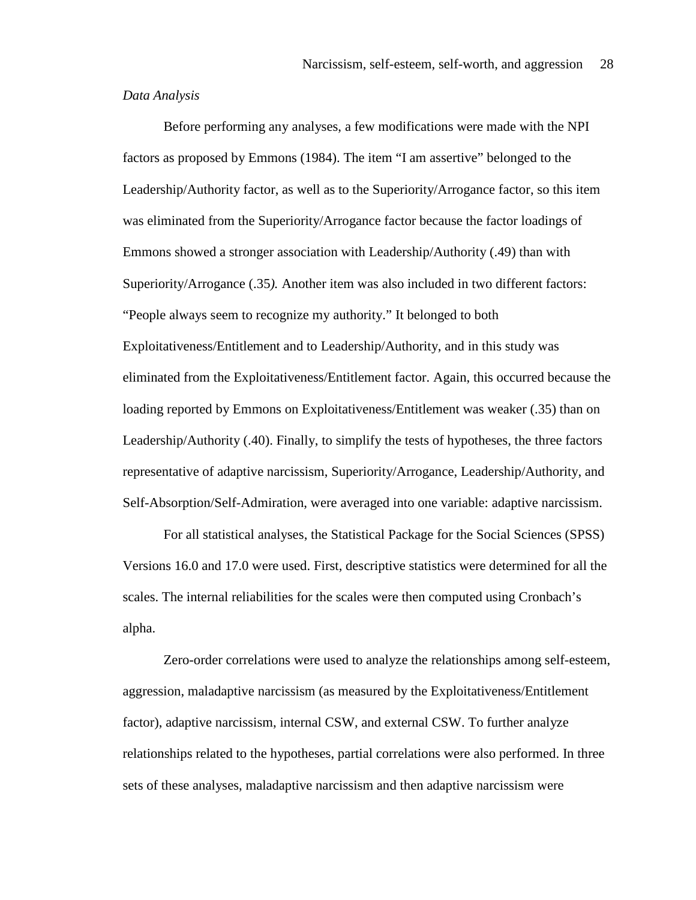*Data Analysis*

Before performing any analyses, a few modifications were made with the NPI factors as proposed by Emmons (1984). The item "I am assertive" belonged to the Leadership/Authority factor, as well as to the Superiority/Arrogance factor, so this item was eliminated from the Superiority/Arrogance factor because the factor loadings of Emmons showed a stronger association with Leadership/Authority (.49) than with Superiority/Arrogance (.35*).* Another item was also included in two different factors: "People always seem to recognize my authority." It belonged to both Exploitativeness/Entitlement and to Leadership/Authority, and in this study was eliminated from the Exploitativeness/Entitlement factor. Again, this occurred because the loading reported by Emmons on Exploitativeness/Entitlement was weaker (.35) than on Leadership/Authority (.40). Finally, to simplify the tests of hypotheses, the three factors representative of adaptive narcissism, Superiority/Arrogance, Leadership/Authority, and Self-Absorption/Self-Admiration, were averaged into one variable: adaptive narcissism.

For all statistical analyses, the Statistical Package for the Social Sciences (SPSS) Versions 16.0 and 17.0 were used. First, descriptive statistics were determined for all the scales. The internal reliabilities for the scales were then computed using Cronbach's alpha.

Zero-order correlations were used to analyze the relationships among self-esteem, aggression, maladaptive narcissism (as measured by the Exploitativeness/Entitlement factor), adaptive narcissism, internal CSW, and external CSW. To further analyze relationships related to the hypotheses, partial correlations were also performed. In three sets of these analyses, maladaptive narcissism and then adaptive narcissism were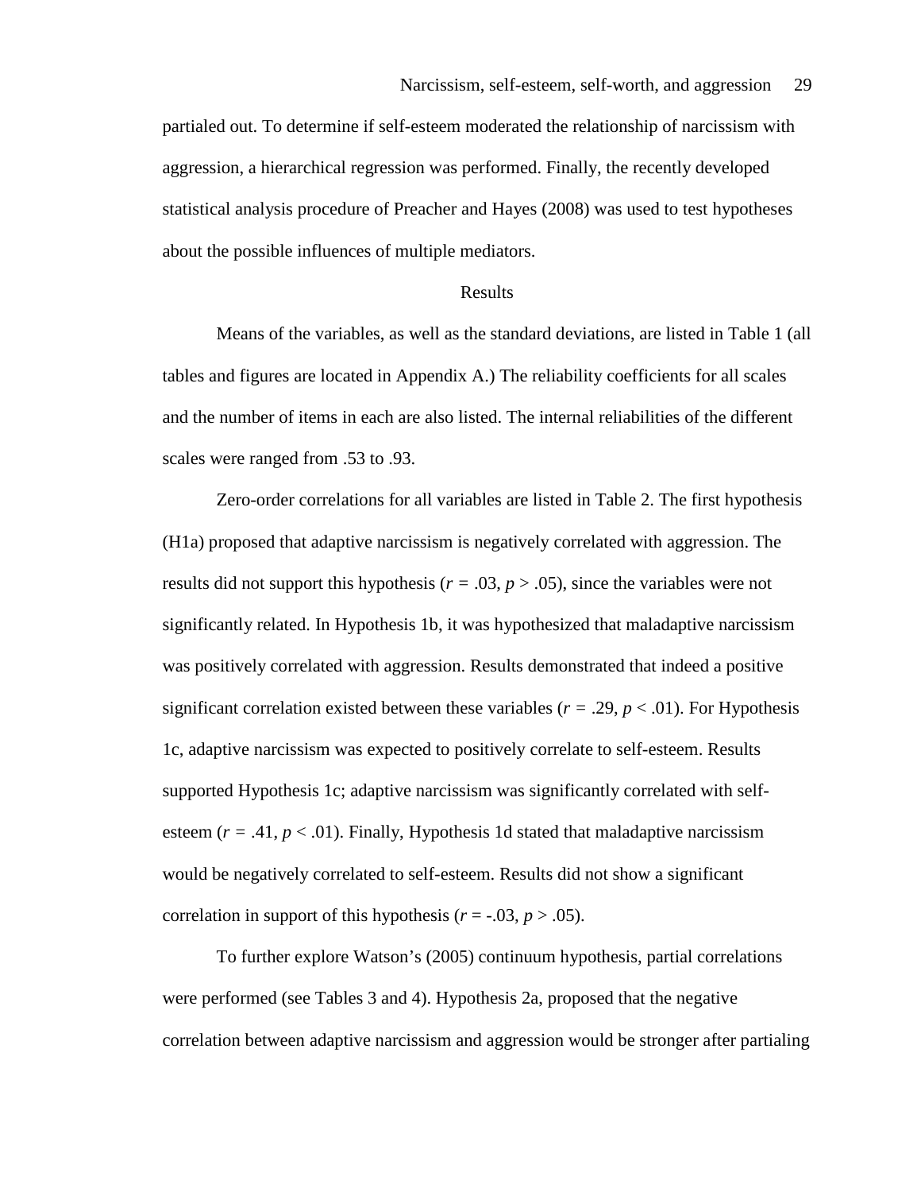partialed out. To determine if self-esteem moderated the relationship of narcissism with aggression, a hierarchical regression was performed. Finally, the recently developed statistical analysis procedure of Preacher and Hayes (2008) was used to test hypotheses about the possible influences of multiple mediators.

## Results

Means of the variables, as well as the standard deviations, are listed in Table 1 (all tables and figures are located in Appendix A.) The reliability coefficients for all scales and the number of items in each are also listed. The internal reliabilities of the different scales were ranged from .53 to .93.

Zero-order correlations for all variables are listed in Table 2. The first hypothesis (H1a) proposed that adaptive narcissism is negatively correlated with aggression. The results did not support this hypothesis ($r = .03$, $p > .05$), since the variables were not significantly related. In Hypothesis 1b, it was hypothesized that maladaptive narcissism was positively correlated with aggression. Results demonstrated that indeed a positive significant correlation existed between these variables ($r = .29$, $p < .01$). For Hypothesis 1c, adaptive narcissism was expected to positively correlate to self-esteem. Results supported Hypothesis 1c; adaptive narcissism was significantly correlated with self-esteem ($r = .41$, $p < .01$). Finally, Hypothesis 1d stated that maladaptive narcissism would be negatively correlated to self-esteem. Results did not show a significant correlation in support of this hypothesis ($r = -.03$, $p > .05$).

To further explore Watson's (2005) continuum hypothesis, partial correlations were performed (see Tables 3 and 4). Hypothesis 2a, proposed that the negative correlation between adaptive narcissism and aggression would be stronger after partialing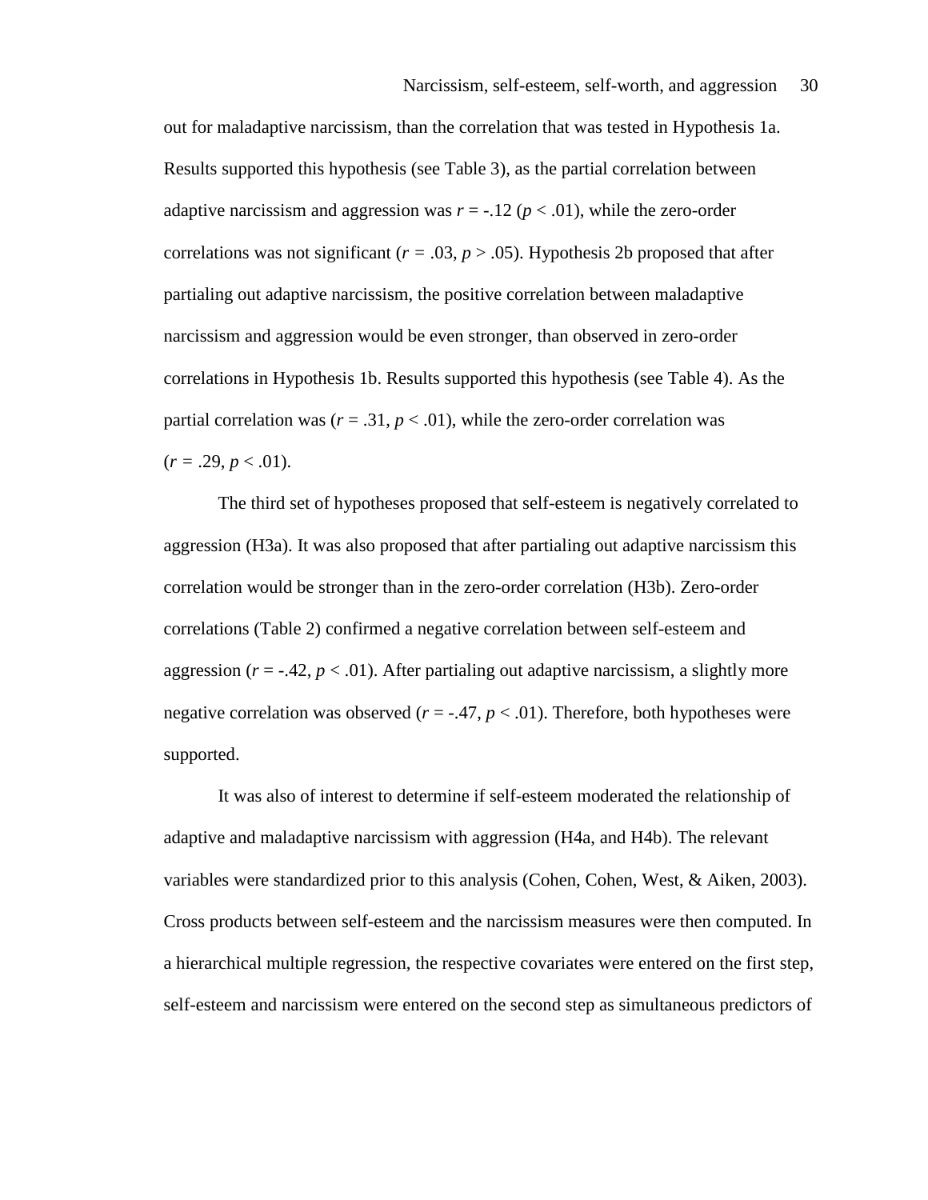out for maladaptive narcissism, than the correlation that was tested in Hypothesis 1a. Results supported this hypothesis (see Table 3), as the partial correlation between adaptive narcissism and aggression was $r = -.12$ ($p < .01$), while the zero-order correlations was not significant ($r = .03$, $p > .05$). Hypothesis 2b proposed that after partialing out adaptive narcissism, the positive correlation between maladaptive narcissism and aggression would be even stronger, than observed in zero-order correlations in Hypothesis 1b. Results supported this hypothesis (see Table 4). As the partial correlation was ($r = .31$, $p < .01$), while the zero-order correlation was ($r = .29$, $p < .01$).

The third set of hypotheses proposed that self-esteem is negatively correlated to aggression (H3a). It was also proposed that after partialing out adaptive narcissism this correlation would be stronger than in the zero-order correlation (H3b). Zero-order correlations (Table 2) confirmed a negative correlation between self-esteem and aggression ($r = -.42$, $p < .01$). After partialing out adaptive narcissism, a slightly more negative correlation was observed ($r = -.47$, $p < .01$). Therefore, both hypotheses were supported.

It was also of interest to determine if self-esteem moderated the relationship of adaptive and maladaptive narcissism with aggression (H4a, and H4b). The relevant variables were standardized prior to this analysis (Cohen, Cohen, West, & Aiken, 2003). Cross products between self-esteem and the narcissism measures were then computed. In a hierarchical multiple regression, the respective covariates were entered on the first step, self-esteem and narcissism were entered on the second step as simultaneous predictors of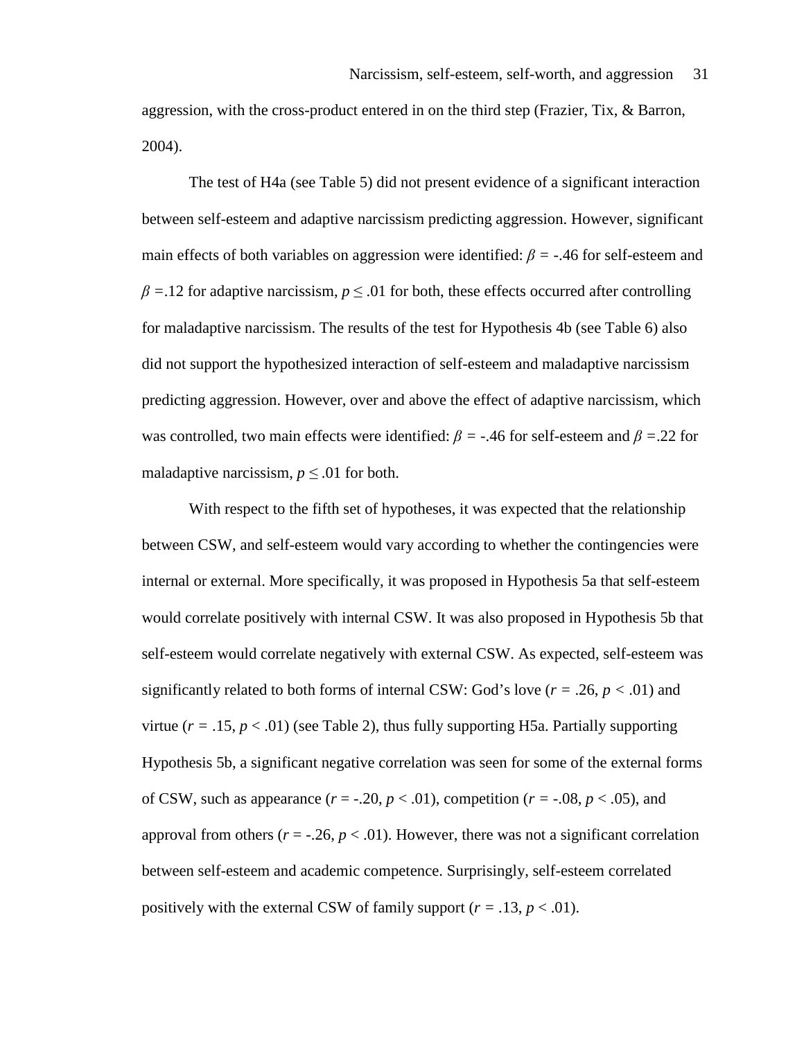aggression, with the cross-product entered in on the third step (Frazier, Tix, & Barron, 2004).

The test of H4a (see Table 5) did not present evidence of a significant interaction between self-esteem and adaptive narcissism predicting aggression. However, significant main effects of both variables on aggression were identified: $\beta$ = -.46 for self-esteem and $\beta$ =.12 for adaptive narcissism, $p \leq .01$ for both, these effects occurred after controlling for maladaptive narcissism. The results of the test for Hypothesis 4b (see Table 6) also did not support the hypothesized interaction of self-esteem and maladaptive narcissism predicting aggression. However, over and above the effect of adaptive narcissism, which was controlled, two main effects were identified: $\beta$ = -.46 for self-esteem and $\beta$ =.22 for maladaptive narcissism, $p \leq .01$ for both.

With respect to the fifth set of hypotheses, it was expected that the relationship between CSW, and self-esteem would vary according to whether the contingencies were internal or external. More specifically, it was proposed in Hypothesis 5a that self-esteem would correlate positively with internal CSW. It was also proposed in Hypothesis 5b that self-esteem would correlate negatively with external CSW. As expected, self-esteem was significantly related to both forms of internal CSW: God's love ($r$ = .26, $p < .01$) and virtue ($r$ = .15, $p < .01$) (see Table 2), thus fully supporting H5a. Partially supporting Hypothesis 5b, a significant negative correlation was seen for some of the external forms of CSW, such as appearance ($r$ = -.20, $p < .01$), competition ($r$ = -.08, $p < .05$), and approval from others ($r$ = -.26, $p < .01$). However, there was not a significant correlation between self-esteem and academic competence. Surprisingly, self-esteem correlated positively with the external CSW of family support ($r$ = .13, $p < .01$).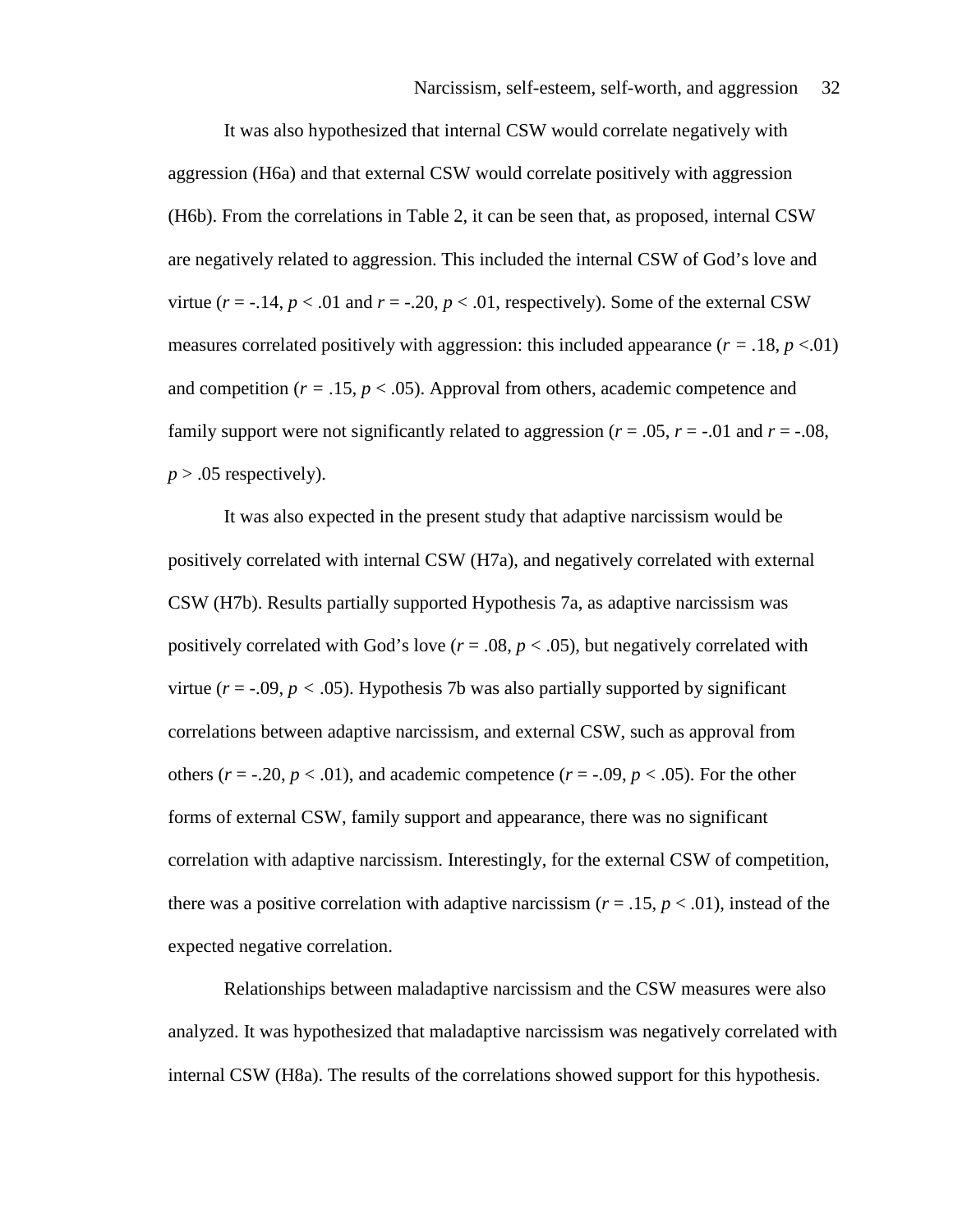It was also hypothesized that internal CSW would correlate negatively with aggression (H6a) and that external CSW would correlate positively with aggression (H6b). From the correlations in Table 2, it can be seen that, as proposed, internal CSW are negatively related to aggression. This included the internal CSW of God's love and virtue ($r = -.14$, $p < .01$ and $r = -.20$, $p < .01$, respectively). Some of the external CSW measures correlated positively with aggression: this included appearance ($r = .18$, $p < .01$) and competition ($r = .15$, $p < .05$). Approval from others, academic competence and family support were not significantly related to aggression ($r = .05$, $r = -.01$ and $r = -.08$, $p > .05$ respectively).

It was also expected in the present study that adaptive narcissism would be positively correlated with internal CSW (H7a), and negatively correlated with external CSW (H7b). Results partially supported Hypothesis 7a, as adaptive narcissism was positively correlated with God's love ($r = .08$, $p < .05$), but negatively correlated with virtue ($r = -.09$, $p < .05$). Hypothesis 7b was also partially supported by significant correlations between adaptive narcissism, and external CSW, such as approval from others ($r = -.20$, $p < .01$), and academic competence ($r = -.09$, $p < .05$). For the other forms of external CSW, family support and appearance, there was no significant correlation with adaptive narcissism. Interestingly, for the external CSW of competition, there was a positive correlation with adaptive narcissism ($r = .15$, $p < .01$), instead of the expected negative correlation.

Relationships between maladaptive narcissism and the CSW measures were also analyzed. It was hypothesized that maladaptive narcissism was negatively correlated with internal CSW (H8a). The results of the correlations showed support for this hypothesis.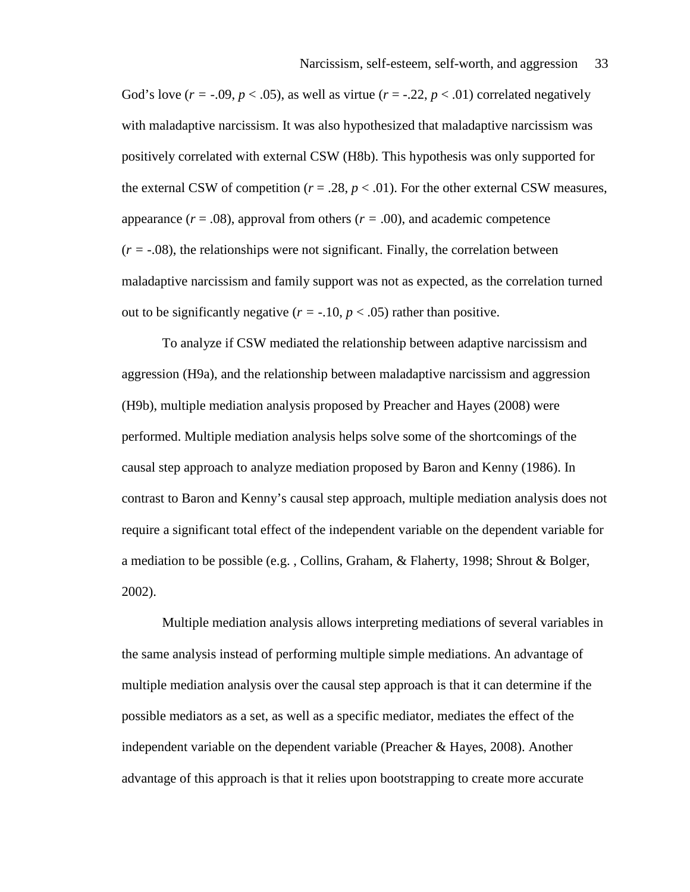God's love ($r = -.09$, $p < .05$), as well as virtue ($r = -.22$, $p < .01$) correlated negatively with maladaptive narcissism. It was also hypothesized that maladaptive narcissism was positively correlated with external CSW (H8b). This hypothesis was only supported for the external CSW of competition ($r = .28$, $p < .01$). For the other external CSW measures, appearance ($r = .08$), approval from others ($r = .00$), and academic competence ($r = -.08$), the relationships were not significant. Finally, the correlation between maladaptive narcissism and family support was not as expected, as the correlation turned out to be significantly negative ($r = -.10$, $p < .05$) rather than positive.

To analyze if CSW mediated the relationship between adaptive narcissism and aggression (H9a), and the relationship between maladaptive narcissism and aggression (H9b), multiple mediation analysis proposed by Preacher and Hayes (2008) were performed. Multiple mediation analysis helps solve some of the shortcomings of the causal step approach to analyze mediation proposed by Baron and Kenny (1986). In contrast to Baron and Kenny's causal step approach, multiple mediation analysis does not require a significant total effect of the independent variable on the dependent variable for a mediation to be possible (e.g. , Collins, Graham, & Flaherty, 1998; Shrout & Bolger, 2002).

Multiple mediation analysis allows interpreting mediations of several variables in the same analysis instead of performing multiple simple mediations. An advantage of multiple mediation analysis over the causal step approach is that it can determine if the possible mediators as a set, as well as a specific mediator, mediates the effect of the independent variable on the dependent variable (Preacher & Hayes, 2008). Another advantage of this approach is that it relies upon bootstrapping to create more accurate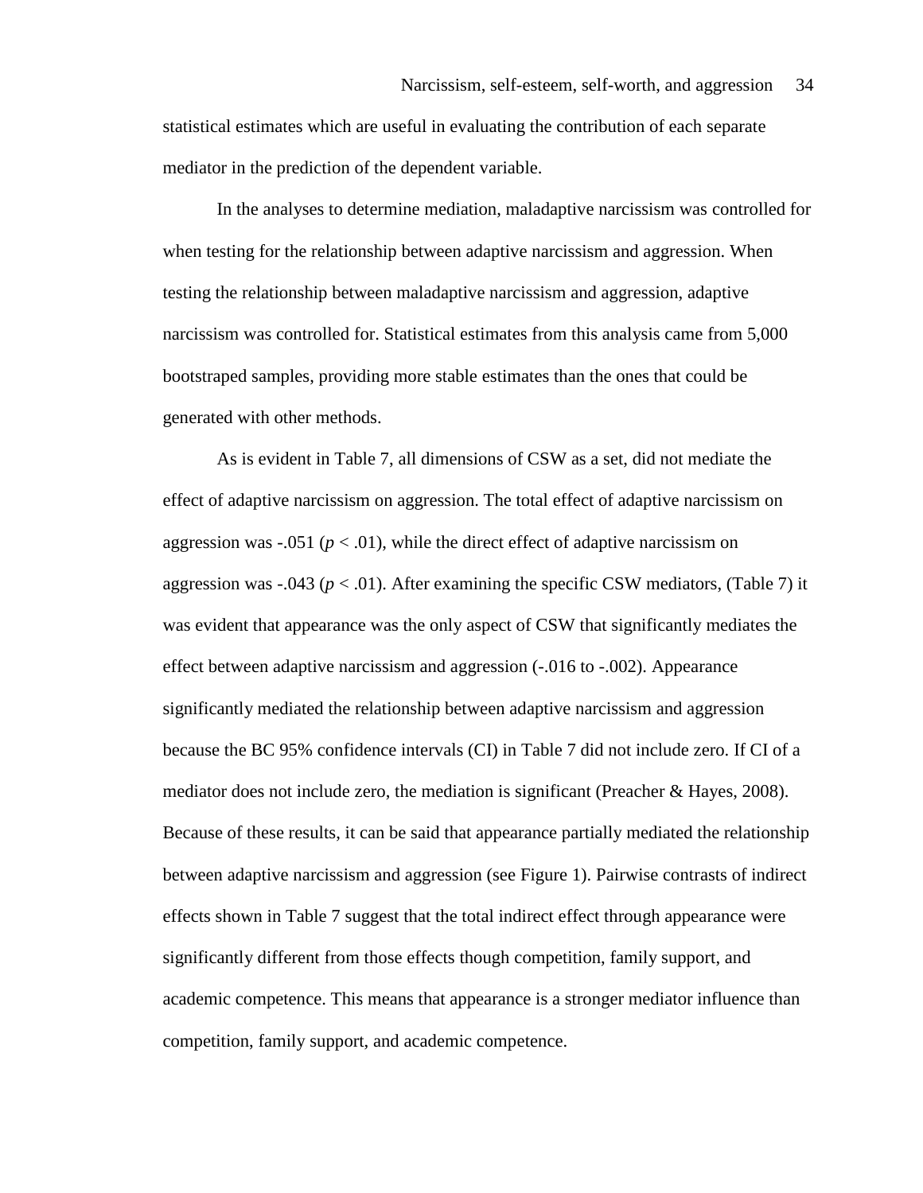statistical estimates which are useful in evaluating the contribution of each separate mediator in the prediction of the dependent variable.

In the analyses to determine mediation, maladaptive narcissism was controlled for when testing for the relationship between adaptive narcissism and aggression. When testing the relationship between maladaptive narcissism and aggression, adaptive narcissism was controlled for. Statistical estimates from this analysis came from 5,000 bootstraped samples, providing more stable estimates than the ones that could be generated with other methods.

As is evident in Table 7, all dimensions of CSW as a set, did not mediate the effect of adaptive narcissism on aggression. The total effect of adaptive narcissism on aggression was -.051 ($p < .01$), while the direct effect of adaptive narcissism on aggression was -.043 ($p < .01$). After examining the specific CSW mediators, (Table 7) it was evident that appearance was the only aspect of CSW that significantly mediates the effect between adaptive narcissism and aggression (-.016 to -.002). Appearance significantly mediated the relationship between adaptive narcissism and aggression because the BC 95% confidence intervals (CI) in Table 7 did not include zero. If CI of a mediator does not include zero, the mediation is significant (Preacher & Hayes, 2008). Because of these results, it can be said that appearance partially mediated the relationship between adaptive narcissism and aggression (see Figure 1). Pairwise contrasts of indirect effects shown in Table 7 suggest that the total indirect effect through appearance were significantly different from those effects though competition, family support, and academic competence. This means that appearance is a stronger mediator influence than competition, family support, and academic competence.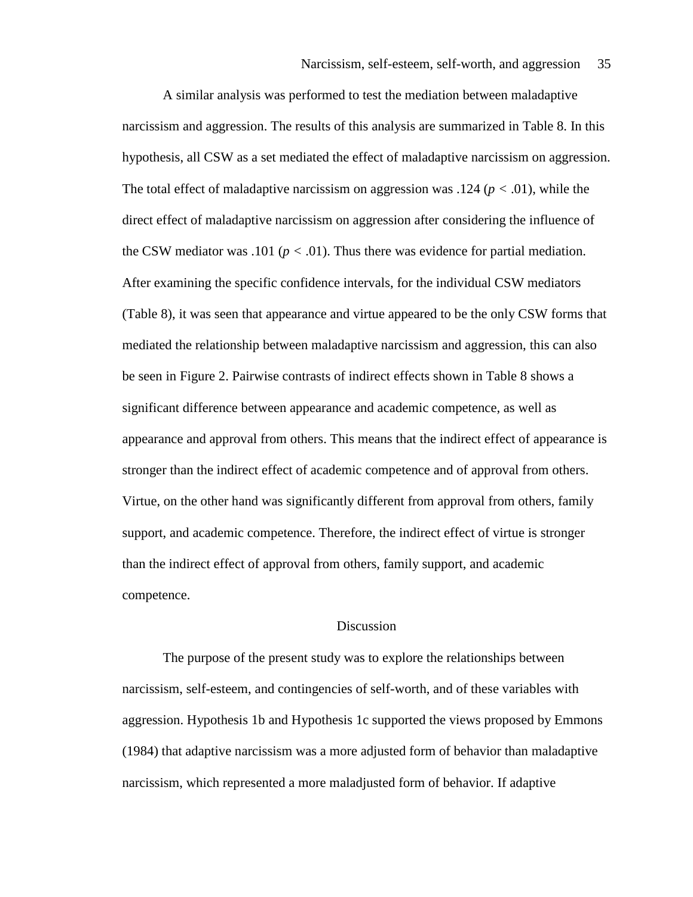A similar analysis was performed to test the mediation between maladaptive narcissism and aggression. The results of this analysis are summarized in Table 8. In this hypothesis, all CSW as a set mediated the effect of maladaptive narcissism on aggression. The total effect of maladaptive narcissism on aggression was .124 ($p < .01$), while the direct effect of maladaptive narcissism on aggression after considering the influence of the CSW mediator was .101 ($p < .01$). Thus there was evidence for partial mediation. After examining the specific confidence intervals, for the individual CSW mediators (Table 8), it was seen that appearance and virtue appeared to be the only CSW forms that mediated the relationship between maladaptive narcissism and aggression, this can also be seen in Figure 2. Pairwise contrasts of indirect effects shown in Table 8 shows a significant difference between appearance and academic competence, as well as appearance and approval from others. This means that the indirect effect of appearance is stronger than the indirect effect of academic competence and of approval from others. Virtue, on the other hand was significantly different from approval from others, family support, and academic competence. Therefore, the indirect effect of virtue is stronger than the indirect effect of approval from others, family support, and academic competence.

## Discussion

The purpose of the present study was to explore the relationships between narcissism, self-esteem, and contingencies of self-worth, and of these variables with aggression. Hypothesis 1b and Hypothesis 1c supported the views proposed by Emmons (1984) that adaptive narcissism was a more adjusted form of behavior than maladaptive narcissism, which represented a more maladjusted form of behavior. If adaptive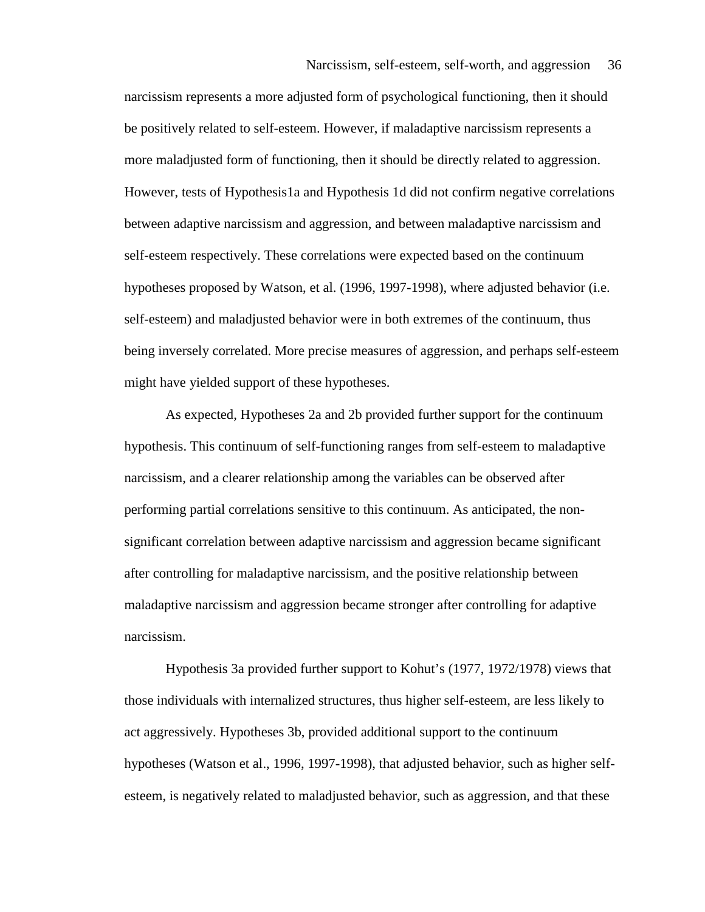narcissism represents a more adjusted form of psychological functioning, then it should be positively related to self-esteem. However, if maladaptive narcissism represents a more maladjusted form of functioning, then it should be directly related to aggression. However, tests of Hypothesis1a and Hypothesis 1d did not confirm negative correlations between adaptive narcissism and aggression, and between maladaptive narcissism and self-esteem respectively. These correlations were expected based on the continuum hypotheses proposed by Watson, et al. (1996, 1997-1998), where adjusted behavior (i.e. self-esteem) and maladjusted behavior were in both extremes of the continuum, thus being inversely correlated. More precise measures of aggression, and perhaps self-esteem might have yielded support of these hypotheses.

As expected, Hypotheses 2a and 2b provided further support for the continuum hypothesis. This continuum of self-functioning ranges from self-esteem to maladaptive narcissism, and a clearer relationship among the variables can be observed after performing partial correlations sensitive to this continuum. As anticipated, the non-significant correlation between adaptive narcissism and aggression became significant after controlling for maladaptive narcissism, and the positive relationship between maladaptive narcissism and aggression became stronger after controlling for adaptive narcissism.

Hypothesis 3a provided further support to Kohut's (1977, 1972/1978) views that those individuals with internalized structures, thus higher self-esteem, are less likely to act aggressively. Hypotheses 3b, provided additional support to the continuum hypotheses (Watson et al., 1996, 1997-1998), that adjusted behavior, such as higher self-esteem, is negatively related to maladjusted behavior, such as aggression, and that these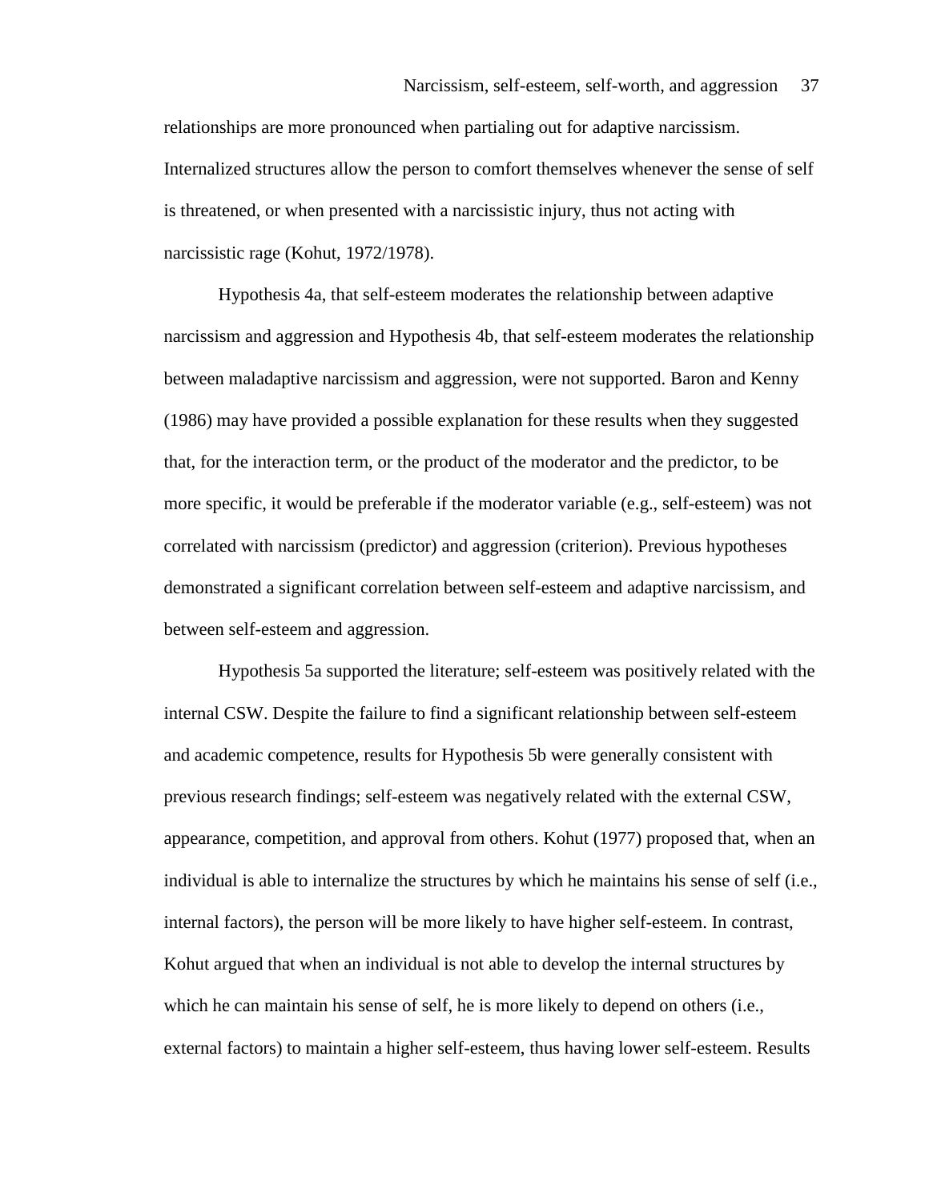relationships are more pronounced when partialing out for adaptive narcissism. Internalized structures allow the person to comfort themselves whenever the sense of self is threatened, or when presented with a narcissistic injury, thus not acting with narcissistic rage (Kohut, 1972/1978).

Hypothesis 4a, that self-esteem moderates the relationship between adaptive narcissism and aggression and Hypothesis 4b, that self-esteem moderates the relationship between maladaptive narcissism and aggression, were not supported. Baron and Kenny (1986) may have provided a possible explanation for these results when they suggested that, for the interaction term, or the product of the moderator and the predictor, to be more specific, it would be preferable if the moderator variable (e.g., self-esteem) was not correlated with narcissism (predictor) and aggression (criterion). Previous hypotheses demonstrated a significant correlation between self-esteem and adaptive narcissism, and between self-esteem and aggression.

Hypothesis 5a supported the literature; self-esteem was positively related with the internal CSW. Despite the failure to find a significant relationship between self-esteem and academic competence, results for Hypothesis 5b were generally consistent with previous research findings; self-esteem was negatively related with the external CSW, appearance, competition, and approval from others. Kohut (1977) proposed that, when an individual is able to internalize the structures by which he maintains his sense of self (i.e., internal factors), the person will be more likely to have higher self-esteem. In contrast, Kohut argued that when an individual is not able to develop the internal structures by which he can maintain his sense of self, he is more likely to depend on others (i.e., external factors) to maintain a higher self-esteem, thus having lower self-esteem. Results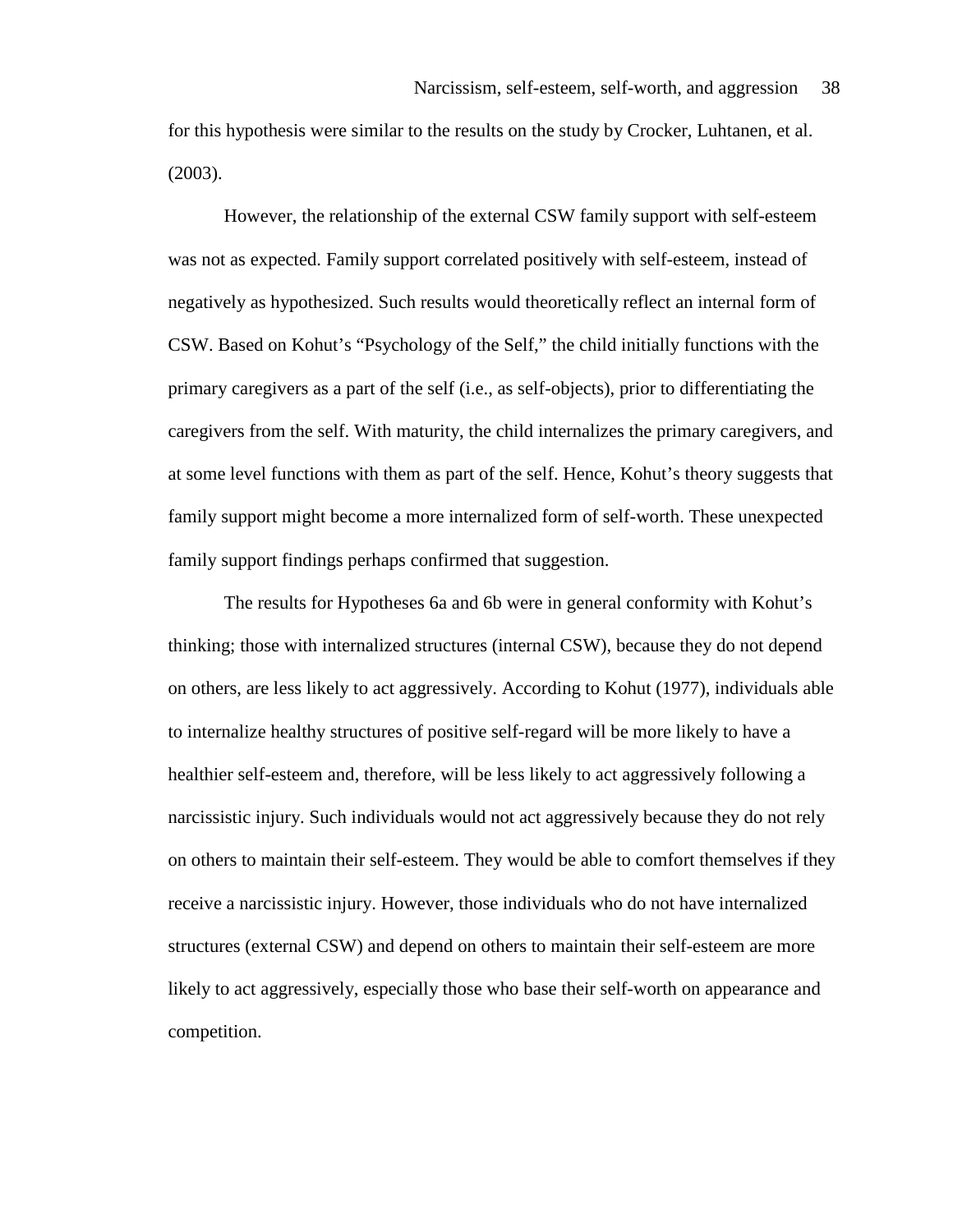for this hypothesis were similar to the results on the study by Crocker, Luhtanen, et al. (2003).

However, the relationship of the external CSW family support with self-esteem was not as expected. Family support correlated positively with self-esteem, instead of negatively as hypothesized. Such results would theoretically reflect an internal form of CSW. Based on Kohut's "Psychology of the Self," the child initially functions with the primary caregivers as a part of the self (i.e., as self-objects), prior to differentiating the caregivers from the self. With maturity, the child internalizes the primary caregivers, and at some level functions with them as part of the self. Hence, Kohut's theory suggests that family support might become a more internalized form of self-worth. These unexpected family support findings perhaps confirmed that suggestion.

The results for Hypotheses 6a and 6b were in general conformity with Kohut's thinking; those with internalized structures (internal CSW), because they do not depend on others, are less likely to act aggressively. According to Kohut (1977), individuals able to internalize healthy structures of positive self-regard will be more likely to have a healthier self-esteem and, therefore, will be less likely to act aggressively following a narcissistic injury. Such individuals would not act aggressively because they do not rely on others to maintain their self-esteem. They would be able to comfort themselves if they receive a narcissistic injury. However, those individuals who do not have internalized structures (external CSW) and depend on others to maintain their self-esteem are more likely to act aggressively, especially those who base their self-worth on appearance and competition.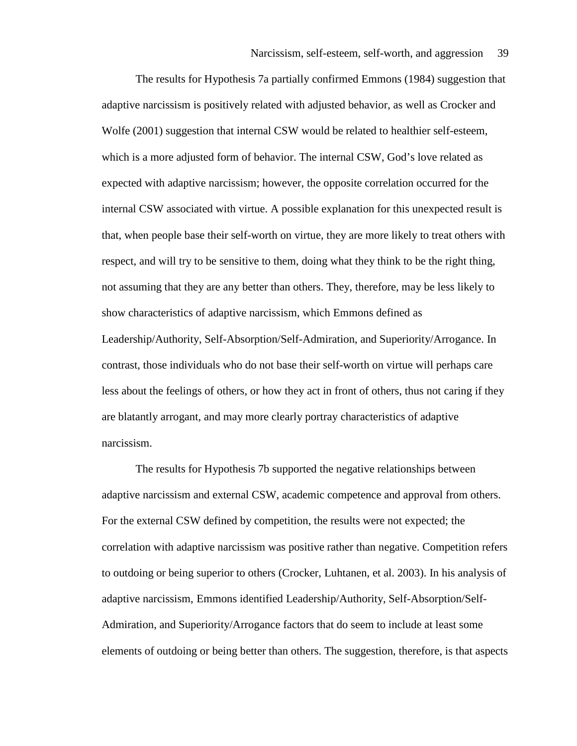The results for Hypothesis 7a partially confirmed Emmons (1984) suggestion that adaptive narcissism is positively related with adjusted behavior, as well as Crocker and Wolfe (2001) suggestion that internal CSW would be related to healthier self-esteem, which is a more adjusted form of behavior. The internal CSW, God's love related as expected with adaptive narcissism; however, the opposite correlation occurred for the internal CSW associated with virtue. A possible explanation for this unexpected result is that, when people base their self-worth on virtue, they are more likely to treat others with respect, and will try to be sensitive to them, doing what they think to be the right thing, not assuming that they are any better than others. They, therefore, may be less likely to show characteristics of adaptive narcissism, which Emmons defined as Leadership/Authority, Self-Absorption/Self-Admiration, and Superiority/Arrogance. In contrast, those individuals who do not base their self-worth on virtue will perhaps care less about the feelings of others, or how they act in front of others, thus not caring if they are blatantly arrogant, and may more clearly portray characteristics of adaptive narcissism.

The results for Hypothesis 7b supported the negative relationships between adaptive narcissism and external CSW, academic competence and approval from others. For the external CSW defined by competition, the results were not expected; the correlation with adaptive narcissism was positive rather than negative. Competition refers to outdoing or being superior to others (Crocker, Luhtanen, et al. 2003). In his analysis of adaptive narcissism, Emmons identified Leadership/Authority, Self-Absorption/Self-Admiration, and Superiority/Arrogance factors that do seem to include at least some elements of outdoing or being better than others. The suggestion, therefore, is that aspects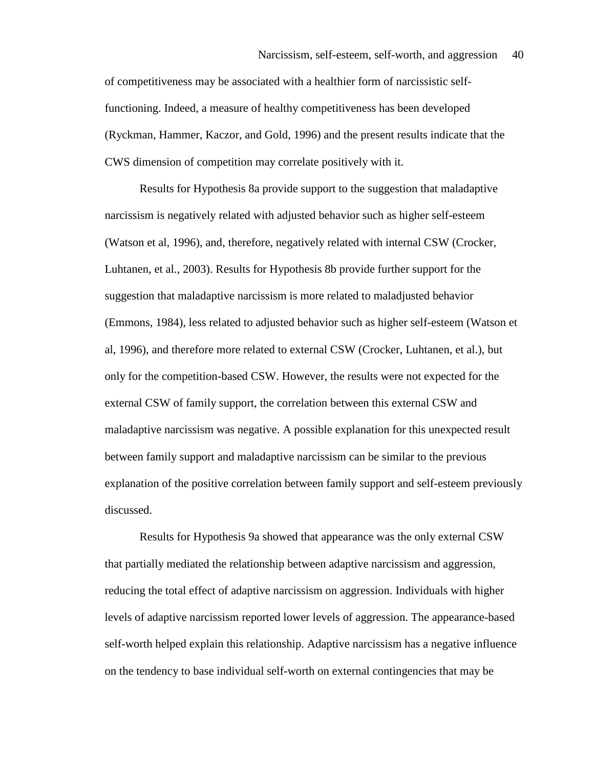of competitiveness may be associated with a healthier form of narcissistic self-functioning. Indeed, a measure of healthy competitiveness has been developed (Ryckman, Hammer, Kaczor, and Gold, 1996) and the present results indicate that the CWS dimension of competition may correlate positively with it.

Results for Hypothesis 8a provide support to the suggestion that maladaptive narcissism is negatively related with adjusted behavior such as higher self-esteem (Watson et al, 1996), and, therefore, negatively related with internal CSW (Crocker, Luhtanen, et al., 2003). Results for Hypothesis 8b provide further support for the suggestion that maladaptive narcissism is more related to maladjusted behavior (Emmons, 1984), less related to adjusted behavior such as higher self-esteem (Watson et al, 1996), and therefore more related to external CSW (Crocker, Luhtanen, et al.), but only for the competition-based CSW. However, the results were not expected for the external CSW of family support, the correlation between this external CSW and maladaptive narcissism was negative. A possible explanation for this unexpected result between family support and maladaptive narcissism can be similar to the previous explanation of the positive correlation between family support and self-esteem previously discussed.

Results for Hypothesis 9a showed that appearance was the only external CSW that partially mediated the relationship between adaptive narcissism and aggression, reducing the total effect of adaptive narcissism on aggression. Individuals with higher levels of adaptive narcissism reported lower levels of aggression. The appearance-based self-worth helped explain this relationship. Adaptive narcissism has a negative influence on the tendency to base individual self-worth on external contingencies that may be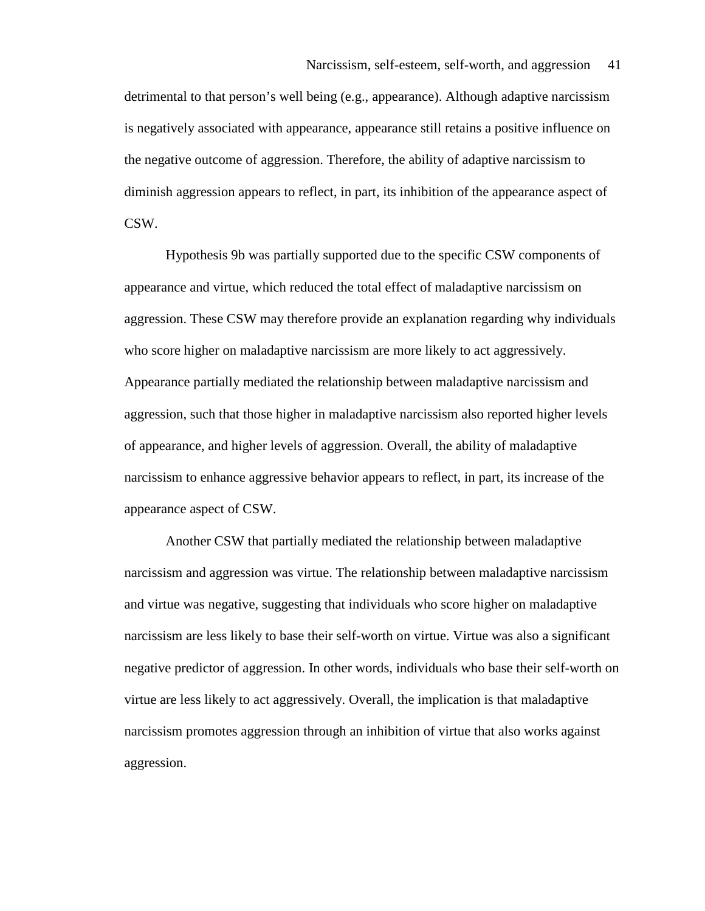detrimental to that person's well being (e.g., appearance). Although adaptive narcissism is negatively associated with appearance, appearance still retains a positive influence on the negative outcome of aggression. Therefore, the ability of adaptive narcissism to diminish aggression appears to reflect, in part, its inhibition of the appearance aspect of CSW.

Hypothesis 9b was partially supported due to the specific CSW components of appearance and virtue, which reduced the total effect of maladaptive narcissism on aggression. These CSW may therefore provide an explanation regarding why individuals who score higher on maladaptive narcissism are more likely to act aggressively. Appearance partially mediated the relationship between maladaptive narcissism and aggression, such that those higher in maladaptive narcissism also reported higher levels of appearance, and higher levels of aggression. Overall, the ability of maladaptive narcissism to enhance aggressive behavior appears to reflect, in part, its increase of the appearance aspect of CSW.

Another CSW that partially mediated the relationship between maladaptive narcissism and aggression was virtue. The relationship between maladaptive narcissism and virtue was negative, suggesting that individuals who score higher on maladaptive narcissism are less likely to base their self-worth on virtue. Virtue was also a significant negative predictor of aggression. In other words, individuals who base their self-worth on virtue are less likely to act aggressively. Overall, the implication is that maladaptive narcissism promotes aggression through an inhibition of virtue that also works against aggression.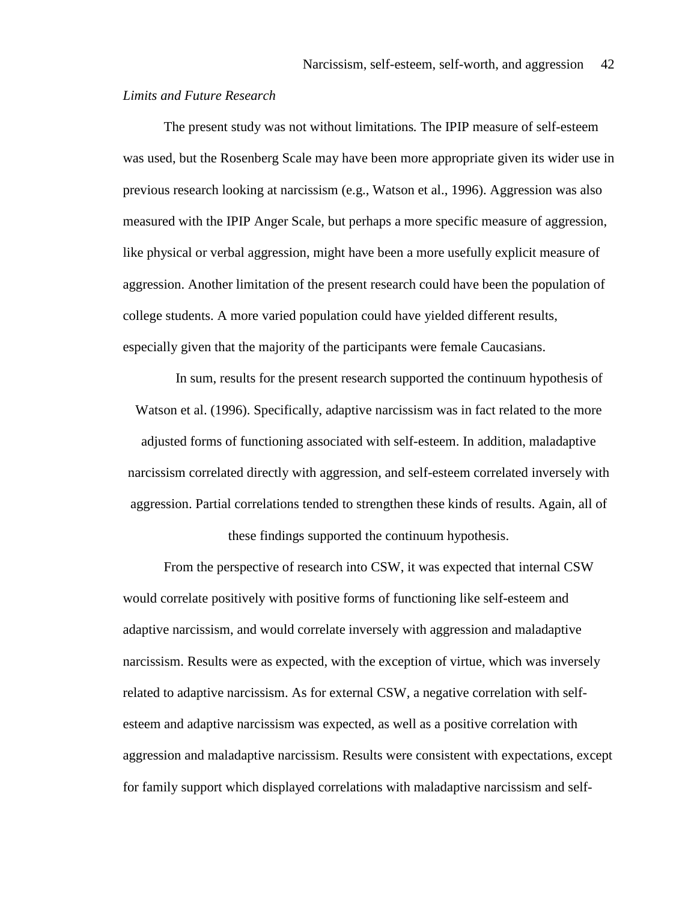*Limits and Future Research*

The present study was not without limitations. The IPIP measure of self-esteem was used, but the Rosenberg Scale may have been more appropriate given its wider use in previous research looking at narcissism (e.g., Watson et al., 1996). Aggression was also measured with the IPIP Anger Scale, but perhaps a more specific measure of aggression, like physical or verbal aggression, might have been a more usefully explicit measure of aggression. Another limitation of the present research could have been the population of college students. A more varied population could have yielded different results, especially given that the majority of the participants were female Caucasians.

In sum, results for the present research supported the continuum hypothesis of Watson et al. (1996). Specifically, adaptive narcissism was in fact related to the more adjusted forms of functioning associated with self-esteem. In addition, maladaptive narcissism correlated directly with aggression, and self-esteem correlated inversely with aggression. Partial correlations tended to strengthen these kinds of results. Again, all of these findings supported the continuum hypothesis.

From the perspective of research into CSW, it was expected that internal CSW would correlate positively with positive forms of functioning like self-esteem and adaptive narcissism, and would correlate inversely with aggression and maladaptive narcissism. Results were as expected, with the exception of virtue, which was inversely related to adaptive narcissism. As for external CSW, a negative correlation with self-esteem and adaptive narcissism was expected, as well as a positive correlation with aggression and maladaptive narcissism. Results were consistent with expectations, except for family support which displayed correlations with maladaptive narcissism and self-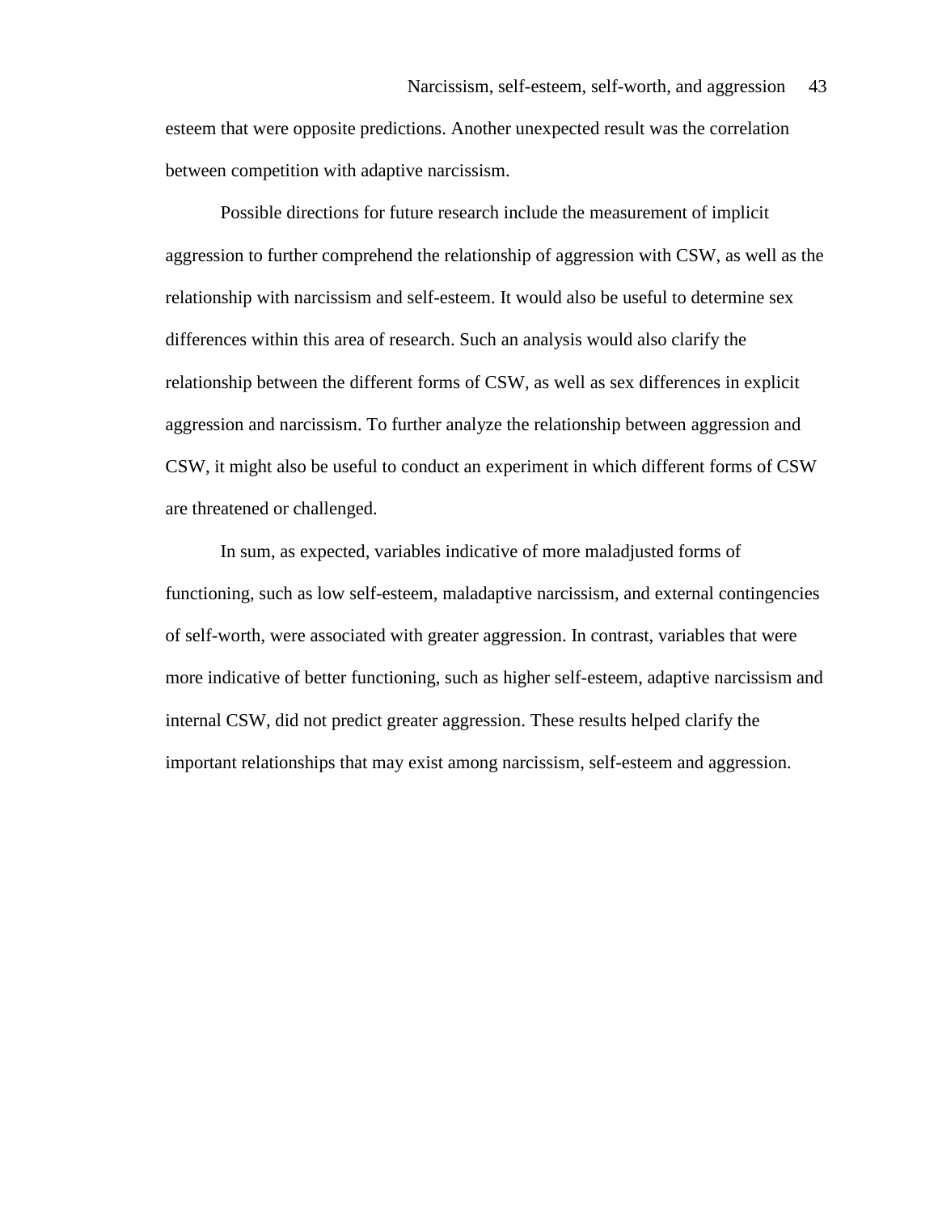esteem that were opposite predictions. Another unexpected result was the correlation between competition with adaptive narcissism.

Possible directions for future research include the measurement of implicit aggression to further comprehend the relationship of aggression with CSW, as well as the relationship with narcissism and self-esteem. It would also be useful to determine sex differences within this area of research. Such an analysis would also clarify the relationship between the different forms of CSW, as well as sex differences in explicit aggression and narcissism. To further analyze the relationship between aggression and CSW, it might also be useful to conduct an experiment in which different forms of CSW are threatened or challenged.

In sum, as expected, variables indicative of more maladjusted forms of functioning, such as low self-esteem, maladaptive narcissism, and external contingencies of self-worth, were associated with greater aggression. In contrast, variables that were more indicative of better functioning, such as higher self-esteem, adaptive narcissism and internal CSW, did not predict greater aggression. These results helped clarify the important relationships that may exist among narcissism, self-esteem and aggression.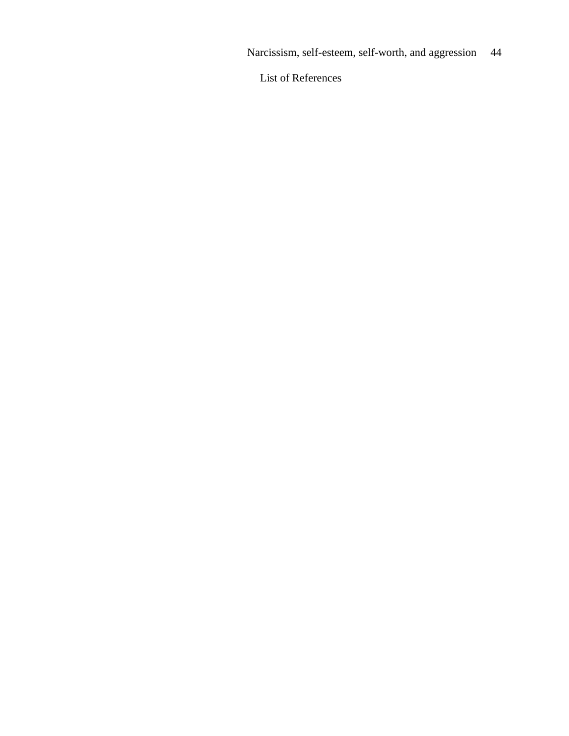# List of References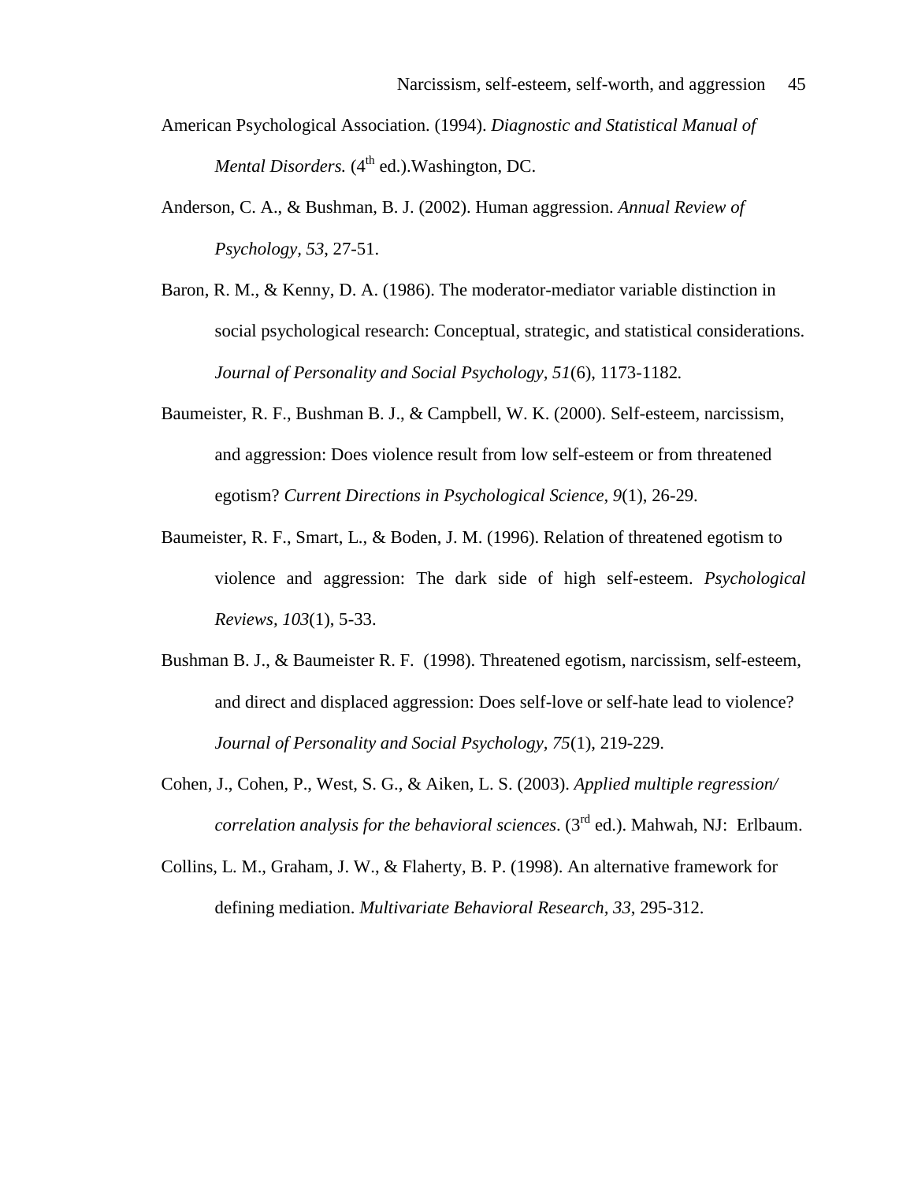American Psychological Association. (1994). *Diagnostic and Statistical Manual of Mental Disorders.* (4th ed.).Washington, DC.

Anderson, C. A., & Bushman, B. J. (2002). Human aggression. *Annual Review of Psychology, 53*, 27-51.

Baron, R. M., & Kenny, D. A. (1986). The moderator-mediator variable distinction in social psychological research: Conceptual, strategic, and statistical considerations. *Journal of Personality and Social Psychology*, *51*(6), 1173-1182*.*

Baumeister, R. F., Bushman B. J., & Campbell, W. K. (2000). Self-esteem, narcissism, and aggression: Does violence result from low self-esteem or from threatened egotism? *Current Directions in Psychological Science, 9*(1), 26-29.

Baumeister, R. F., Smart, L., & Boden, J. M. (1996). Relation of threatened egotism to violence and aggression: The dark side of high self-esteem. *Psychological Reviews, 103*(1), 5-33.

Bushman B. J., & Baumeister R. F. (1998). Threatened egotism, narcissism, self-esteem, and direct and displaced aggression: Does self-love or self-hate lead to violence? *Journal of Personality and Social Psychology*, *75*(1), 219-229.

Cohen, J., Cohen, P., West, S. G., & Aiken, L. S. (2003). *Applied multiple regression/ correlation analysis for the behavioral sciences*. (3rd ed.). Mahwah, NJ: Erlbaum.

Collins, L. M., Graham, J. W., & Flaherty, B. P. (1998). An alternative framework for defining mediation. *Multivariate Behavioral Research, 33*, 295-312.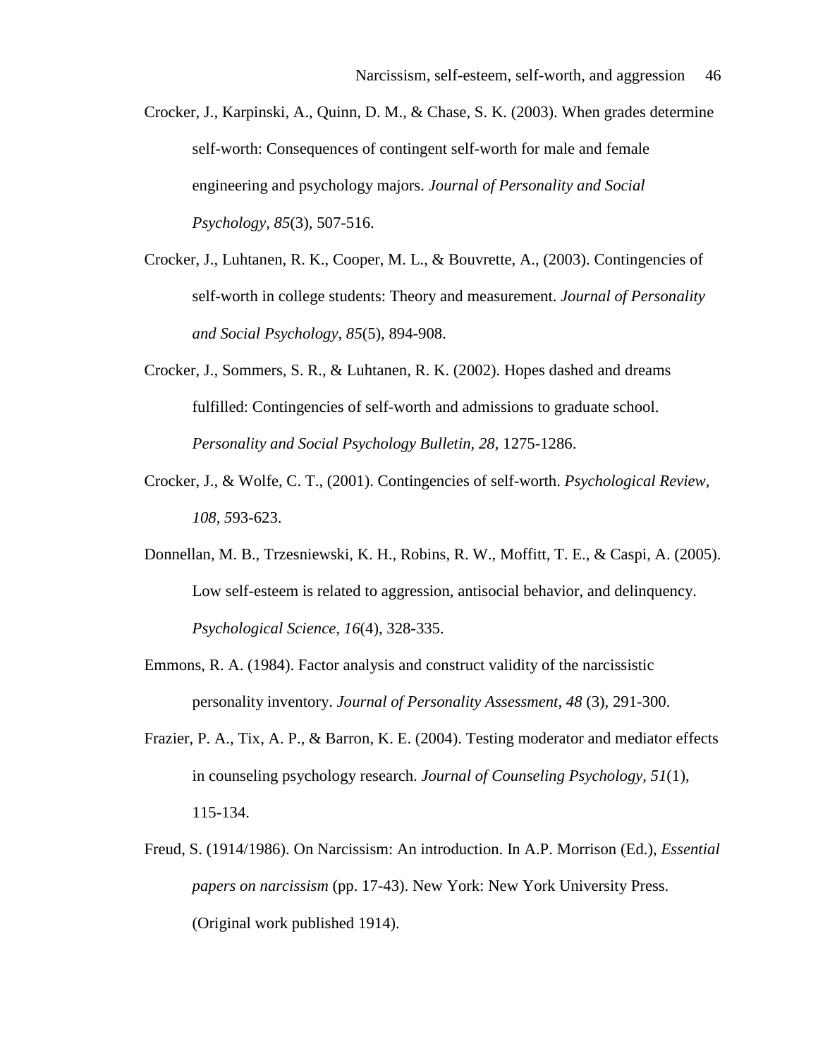Crocker, J., Karpinski, A., Quinn, D. M., & Chase, S. K. (2003). When grades determine self-worth: Consequences of contingent self-worth for male and female engineering and psychology majors. *Journal of Personality and Social Psychology, 85*(3), 507-516.

Crocker, J., Luhtanen, R. K., Cooper, M. L., & Bouvrette, A., (2003). Contingencies of self-worth in college students: Theory and measurement. *Journal of Personality and Social Psychology, 85*(5), 894-908.

Crocker, J., Sommers, S. R., & Luhtanen, R. K. (2002). Hopes dashed and dreams fulfilled: Contingencies of self-worth and admissions to graduate school. *Personality and Social Psychology Bulletin, 28,* 1275-1286.

Crocker, J., & Wolfe, C. T., (2001). Contingencies of self-worth. *Psychological Review, 108, 5*93-623.

Donnellan, M. B., Trzesniewski, K. H., Robins, R. W., Moffitt, T. E., & Caspi, A. (2005). Low self-esteem is related to aggression, antisocial behavior, and delinquency. *Psychological Science, 16*(4), 328-335.

Emmons, R. A. (1984). Factor analysis and construct validity of the narcissistic personality inventory. *Journal of Personality Assessment, 48* (3), 291-300.

Frazier, P. A., Tix, A. P., & Barron, K. E. (2004). Testing moderator and mediator effects in counseling psychology research. *Journal of Counseling Psychology, 51*(1), 115-134.

Freud, S. (1914/1986). On Narcissism: An introduction. In A.P. Morrison (Ed.), *Essential papers on narcissism* (pp. 17-43). New York: New York University Press. (Original work published 1914).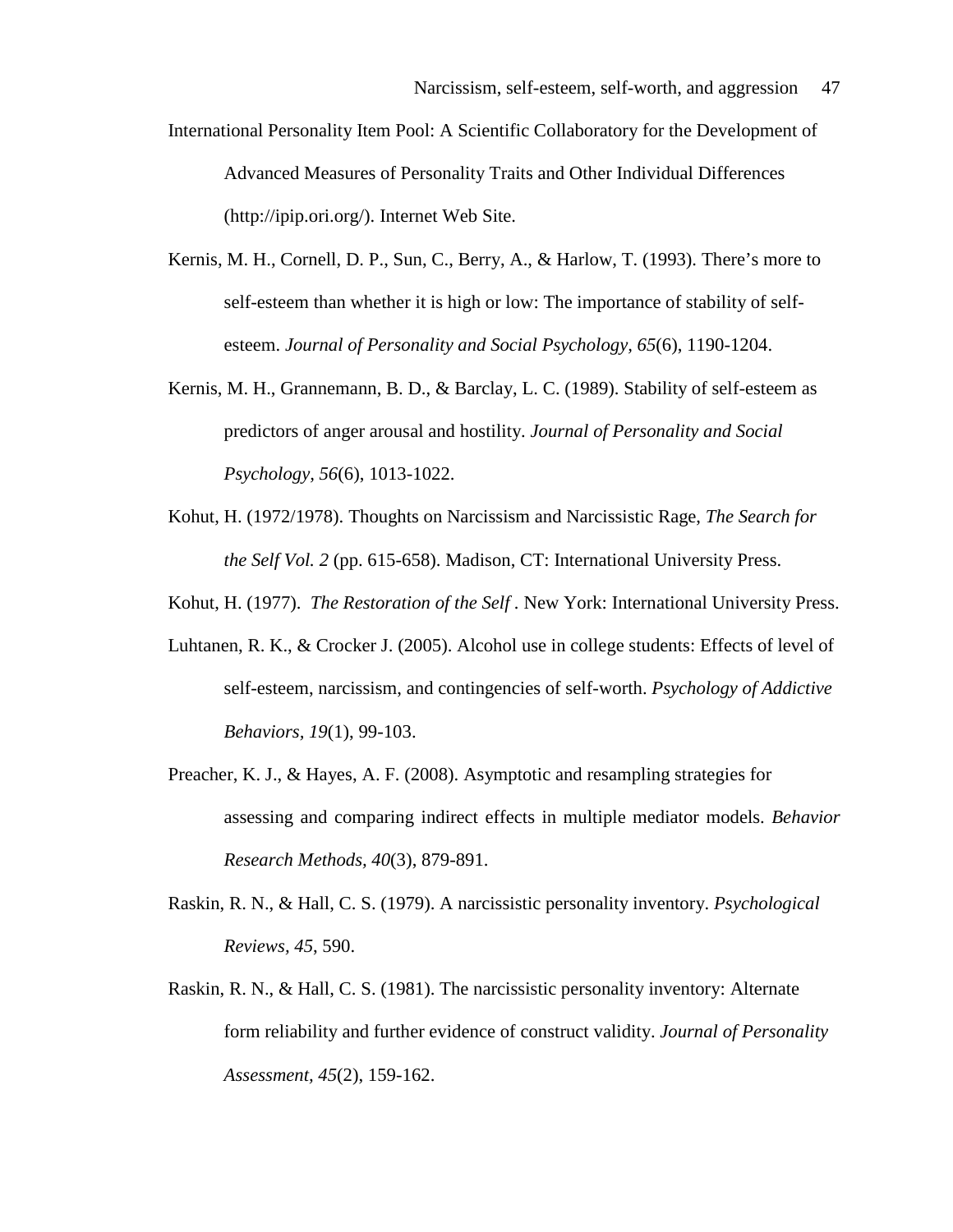International Personality Item Pool: A Scientific Collaboratory for the Development of Advanced Measures of Personality Traits and Other Individual Differences (http://ipip.ori.org/). Internet Web Site.

Kernis, M. H., Cornell, D. P., Sun, C., Berry, A., & Harlow, T. (1993). There's more to self-esteem than whether it is high or low: The importance of stability of self-esteem. *Journal of Personality and Social Psychology, 65*(6), 1190-1204.

Kernis, M. H., Grannemann, B. D., & Barclay, L. C. (1989). Stability of self-esteem as predictors of anger arousal and hostility. *Journal of Personality and Social Psychology, 56*(6), 1013-1022.

Kohut, H. (1972/1978). Thoughts on Narcissism and Narcissistic Rage, *The Search for the Self Vol. 2* (pp. 615-658). Madison, CT: International University Press.

Kohut, H. (1977). *The Restoration of the Self* . New York: International University Press.

Luhtanen, R. K., & Crocker J. (2005). Alcohol use in college students: Effects of level of self-esteem, narcissism, and contingencies of self-worth. *Psychology of Addictive Behaviors, 19*(1), 99-103.

Preacher, K. J., & Hayes, A. F. (2008). Asymptotic and resampling strategies for assessing and comparing indirect effects in multiple mediator models. *Behavior Research Methods, 40*(3), 879-891.

Raskin, R. N., & Hall, C. S. (1979). A narcissistic personality inventory. *Psychological Reviews, 45*, 590.

Raskin, R. N., & Hall, C. S. (1981). The narcissistic personality inventory: Alternate form reliability and further evidence of construct validity. *Journal of Personality Assessment, 45*(2), 159-162.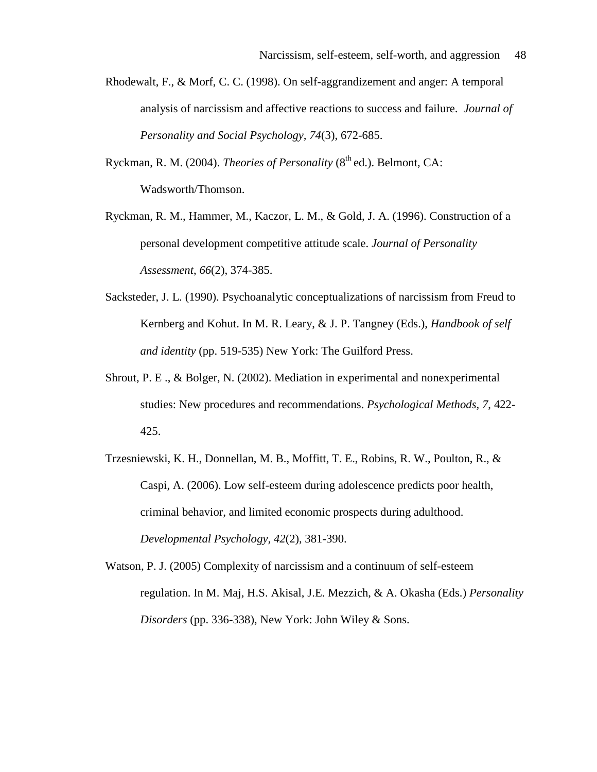Rhodewalt, F., & Morf, C. C. (1998). On self-aggrandizement and anger: A temporal analysis of narcissism and affective reactions to success and failure. *Journal of Personality and Social Psychology, 74*(3), 672-685.

Ryckman, R. M. (2004). *Theories of Personality* (8th ed.). Belmont, CA: Wadsworth/Thomson.

Ryckman, R. M., Hammer, M., Kaczor, L. M., & Gold, J. A. (1996). Construction of a personal development competitive attitude scale. *Journal of Personality Assessment, 66*(2), 374-385.

Sacksteder, J. L. (1990). Psychoanalytic conceptualizations of narcissism from Freud to Kernberg and Kohut. In M. R. Leary, & J. P. Tangney (Eds.), *Handbook of self and identity* (pp. 519-535) New York: The Guilford Press.

Shrout, P. E ., & Bolger, N. (2002). Mediation in experimental and nonexperimental studies: New procedures and recommendations. *Psychological Methods, 7*, 422-425.

Trzesniewski, K. H., Donnellan, M. B., Moffitt, T. E., Robins, R. W., Poulton, R., & Caspi, A. (2006). Low self-esteem during adolescence predicts poor health, criminal behavior, and limited economic prospects during adulthood. *Developmental Psychology, 42*(2), 381-390.

Watson, P. J. (2005) Complexity of narcissism and a continuum of self-esteem regulation. In M. Maj, H.S. Akisal, J.E. Mezzich, & A. Okasha (Eds.) *Personality Disorders* (pp. 336-338), New York: John Wiley & Sons.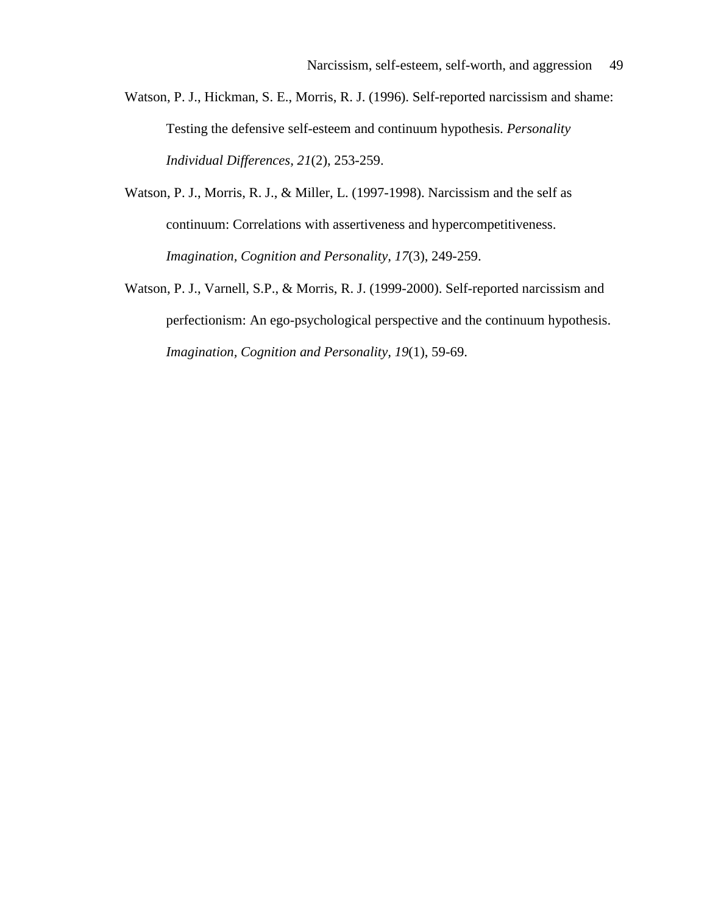Watson, P. J., Hickman, S. E., Morris, R. J. (1996). Self-reported narcissism and shame: Testing the defensive self-esteem and continuum hypothesis. *Personality Individual Differences, 21*(2), 253-259.

Watson, P. J., Morris, R. J., & Miller, L. (1997-1998). Narcissism and the self as continuum: Correlations with assertiveness and hypercompetitiveness. *Imagination, Cognition and Personality, 17*(3), 249-259.

Watson, P. J., Varnell, S.P., & Morris, R. J. (1999-2000). Self-reported narcissism and perfectionism: An ego-psychological perspective and the continuum hypothesis. *Imagination, Cognition and Personality, 19*(1), 59-69.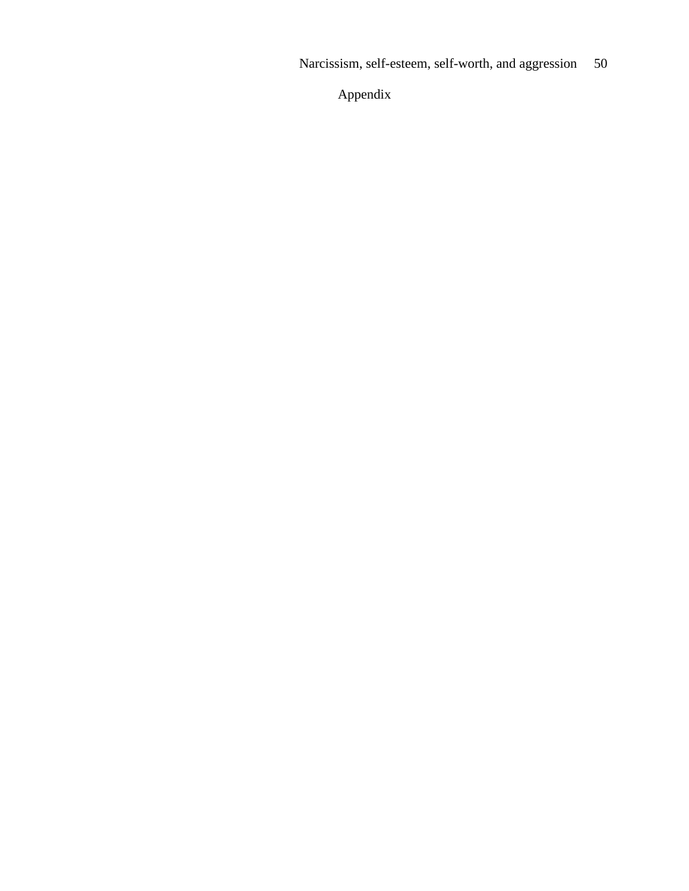# Appendix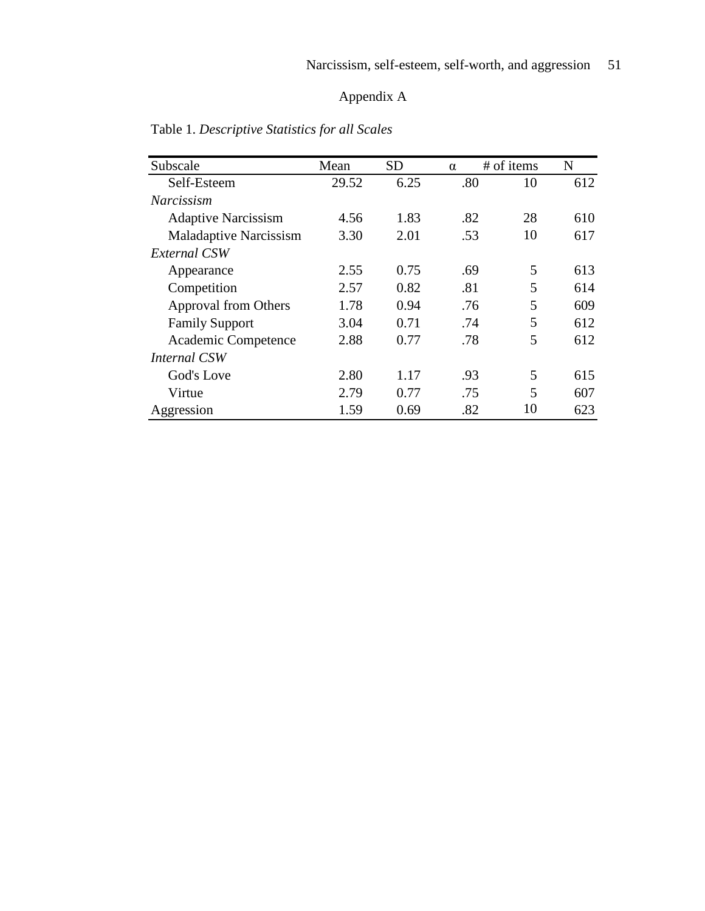# Appendix A

Table 1. *Descriptive Statistics for all Scales*

| Subscale | Mean | SD | α | # of items | N |
|---|---|---|---|---|---|
| Self-Esteem | 29.52 | 6.25 | .80 | 10 | 612 |
| *Narcissism* | | | | | |
| Adaptive Narcissism | 4.56 | 1.83 | .82 | 28 | 610 |
| Maladaptive Narcissism | 3.30 | 2.01 | .53 | 10 | 617 |
| *External CSW* | | | | | |
| Appearance | 2.55 | 0.75 | .69 | 5 | 613 |
| Competition | 2.57 | 0.82 | .81 | 5 | 614 |
| Approval from Others | 1.78 | 0.94 | .76 | 5 | 609 |
| Family Support | 3.04 | 0.71 | .74 | 5 | 612 |
| Academic Competence | 2.88 | 0.77 | .78 | 5 | 612 |
| *Internal CSW* | | | | | |
| God's Love | 2.80 | 1.17 | .93 | 5 | 615 |
| Virtue | 2.79 | 0.77 | .75 | 5 | 607 |
| Aggression | 1.59 | 0.69 | .82 | 10 | 623 |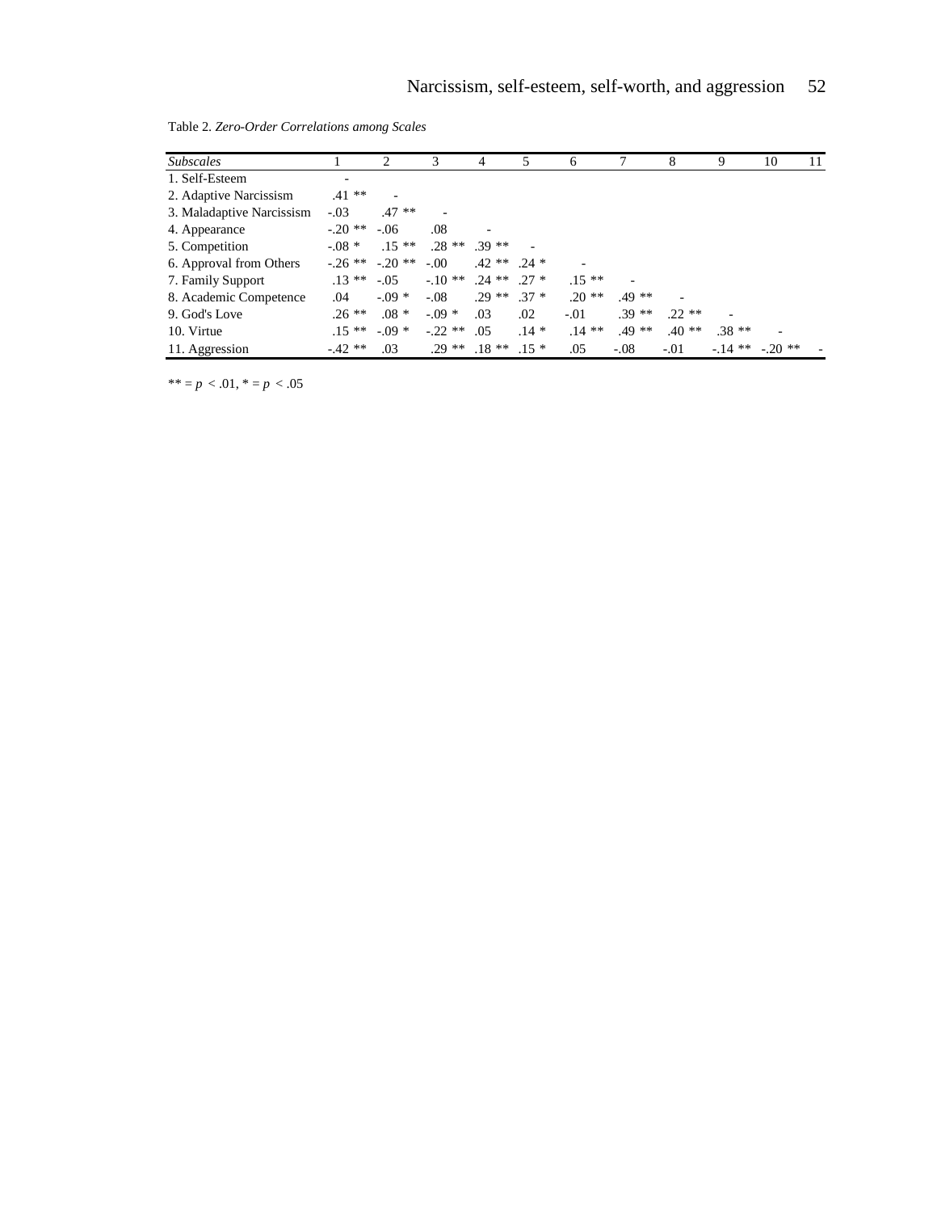Table 2. *Zero-Order Correlations among Scales*

| *Subscales* | 1 | 2 | 3 | 4 | 5 | 6 | 7 | 8 | 9 | 10 | 11 |
|---|---|---|---|---|---|---|---|---|---|---|---|
| 1. Self-Esteem | - | | | | | | | | | | |
| 2. Adaptive Narcissism | .41 ** | - | | | | | | | | | |
| 3. Maladaptive Narcissism | -.03 | .47 ** | - | | | | | | | | |
| 4. Appearance | -.20 ** | -.06 | .08 | - | | | | | | | |
| 5. Competition | -.08 * | .15 ** | .28 ** | .39 ** | - | | | | | | |
| 6. Approval from Others | -.26 ** | -.20 ** | -.00 | .42 ** | .24 * | - | | | | | |
| 7. Family Support | .13 ** | -.05 | -.10 ** | .24 ** | .27 * | .15 ** | - | | | | |
| 8. Academic Competence | .04 | -.09 * | -.08 | .29 ** | .37 * | .20 ** | .49 ** | - | | | |
| 9. God's Love | .26 ** | .08 * | -.09 * | .03 | .02 | -.01 | .39 ** | .22 ** | - | | |
| 10. Virtue | .15 ** | -.09 * | -.22 ** | .05 | .14 * | .14 ** | .49 ** | .40 ** | .38 ** | - | |
| 11. Aggression | -.42 ** | .03 | .29 ** | .18 ** | .15 * | .05 | -.08 | -.01 | -.14 ** | -.20 ** | - |

** = $p < .01$, * = $p < .05$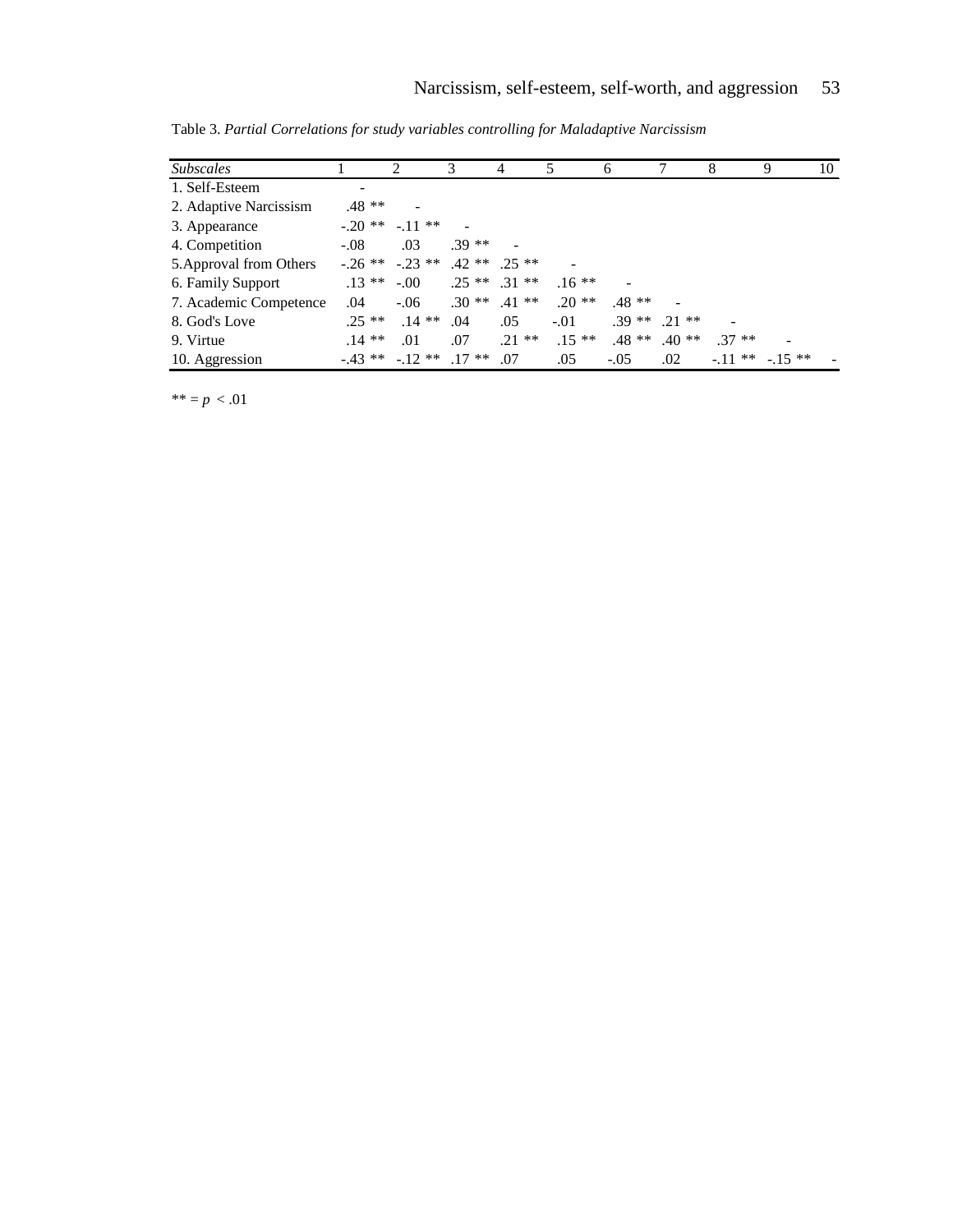Table 3. *Partial Correlations for study variables controlling for Maladaptive Narcissism*

| *Subscales* | 1 | 2 | 3 | 4 | 5 | 6 | 7 | 8 | 9 | 10 |
|---|---|---|---|---|---|---|---|---|---|---|
| 1. Self-Esteem | - | | | | | | | | | |
| 2. Adaptive Narcissism | .48 ** | - | | | | | | | | |
| 3. Appearance | -.20 ** | -.11 ** | - | | | | | | | |
| 4. Competition | -.08 | .03 | .39 ** | - | | | | | | |
| 5.Approval from Others | -.26 ** | -.23 ** | .42 ** | .25 ** | - | | | | | |
| 6. Family Support | .13 ** | -.00 | .25 ** | .31 ** | .16 ** | - | | | | |
| 7. Academic Competence | .04 | -.06 | .30 ** | .41 ** | .20 ** | .48 ** | - | | | |
| 8. God's Love | .25 ** | .14 ** | .04 | .05 | -.01 | .39 ** | .21 ** | - | | |
| 9. Virtue | .14 ** | .01 | .07 | .21 ** | .15 ** | .48 ** | .40 ** | .37 ** | - | |
| 10. Aggression | -.43 ** | -.12 ** | .17 ** | .07 | .05 | -.05 | .02 | -.11 ** | -.15 ** | - |

** = *p* < .01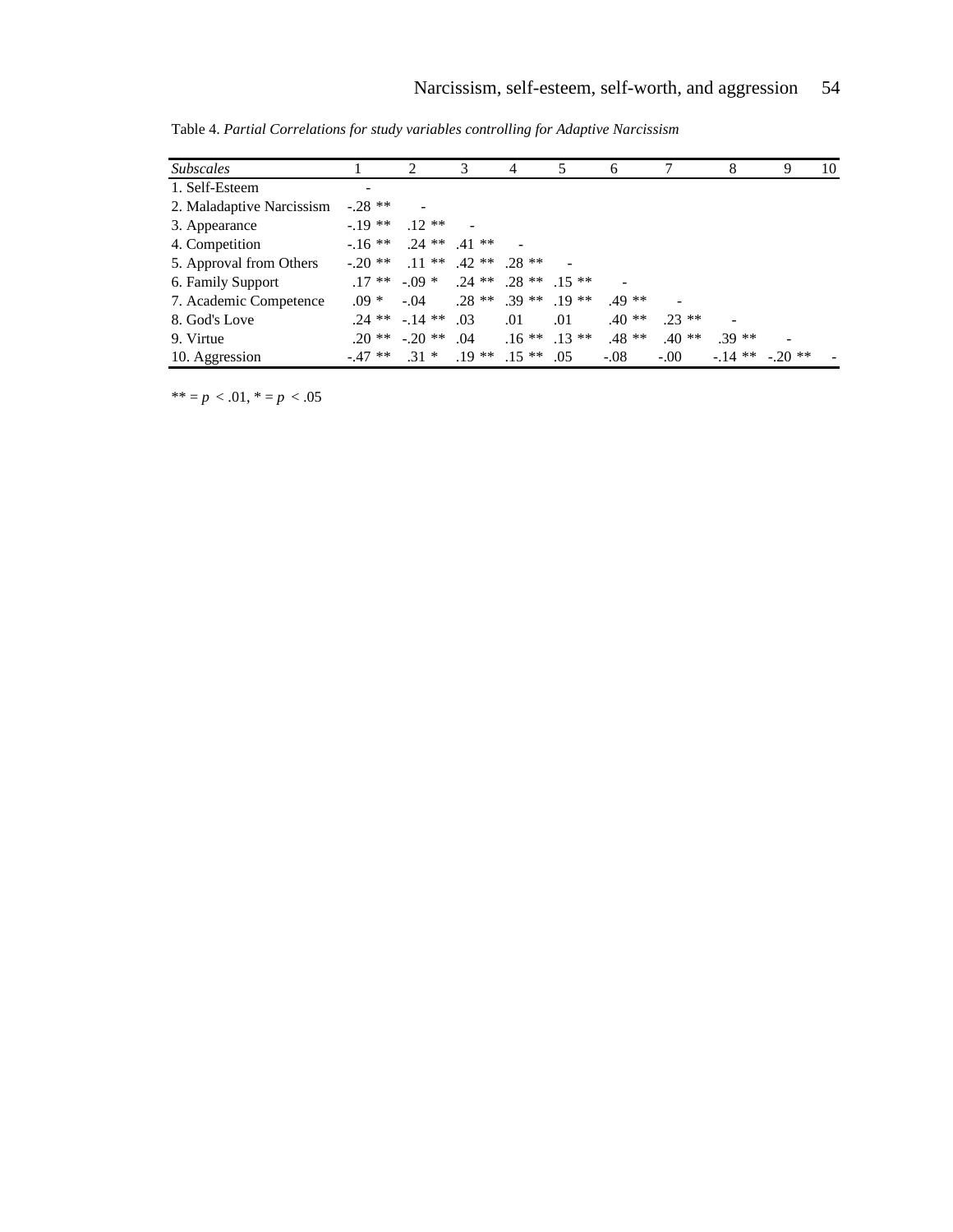Table 4. *Partial Correlations for study variables controlling for Adaptive Narcissism*

| *Subscales* | 1 | 2 | 3 | 4 | 5 | 6 | 7 | 8 | 9 | 10 |
|---|---|---|---|---|---|---|---|---|---|---|
| 1. Self-Esteem | - | | | | | | | | | |
| 2. Maladaptive Narcissism | -.28 ** | - | | | | | | | | |
| 3. Appearance | -.19 ** | .12 ** | - | | | | | | | |
| 4. Competition | -.16 ** | .24 ** | .41 ** | - | | | | | | |
| 5. Approval from Others | -.20 ** | .11 ** | .42 ** | .28 ** | - | | | | | |
| 6. Family Support | .17 ** | -.09 * | .24 ** | .28 ** | .15 ** | - | | | | |
| 7. Academic Competence | .09 * | -.04 | .28 ** | .39 ** | .19 ** | .49 ** | - | | | |
| 8. God's Love | .24 ** | -.14 ** | .03 | .01 | .01 | .40 ** | .23 ** | - | | |
| 9. Virtue | .20 ** | -.20 ** | .04 | .16 ** | .13 ** | .48 ** | .40 ** | .39 ** | - | |
| 10. Aggression | -.47 ** | .31 * | .19 ** | .15 ** | .05 | -.08 | -.00 | -.14 ** | -.20 ** | - |

** = $p < .01$, * = $p < .05$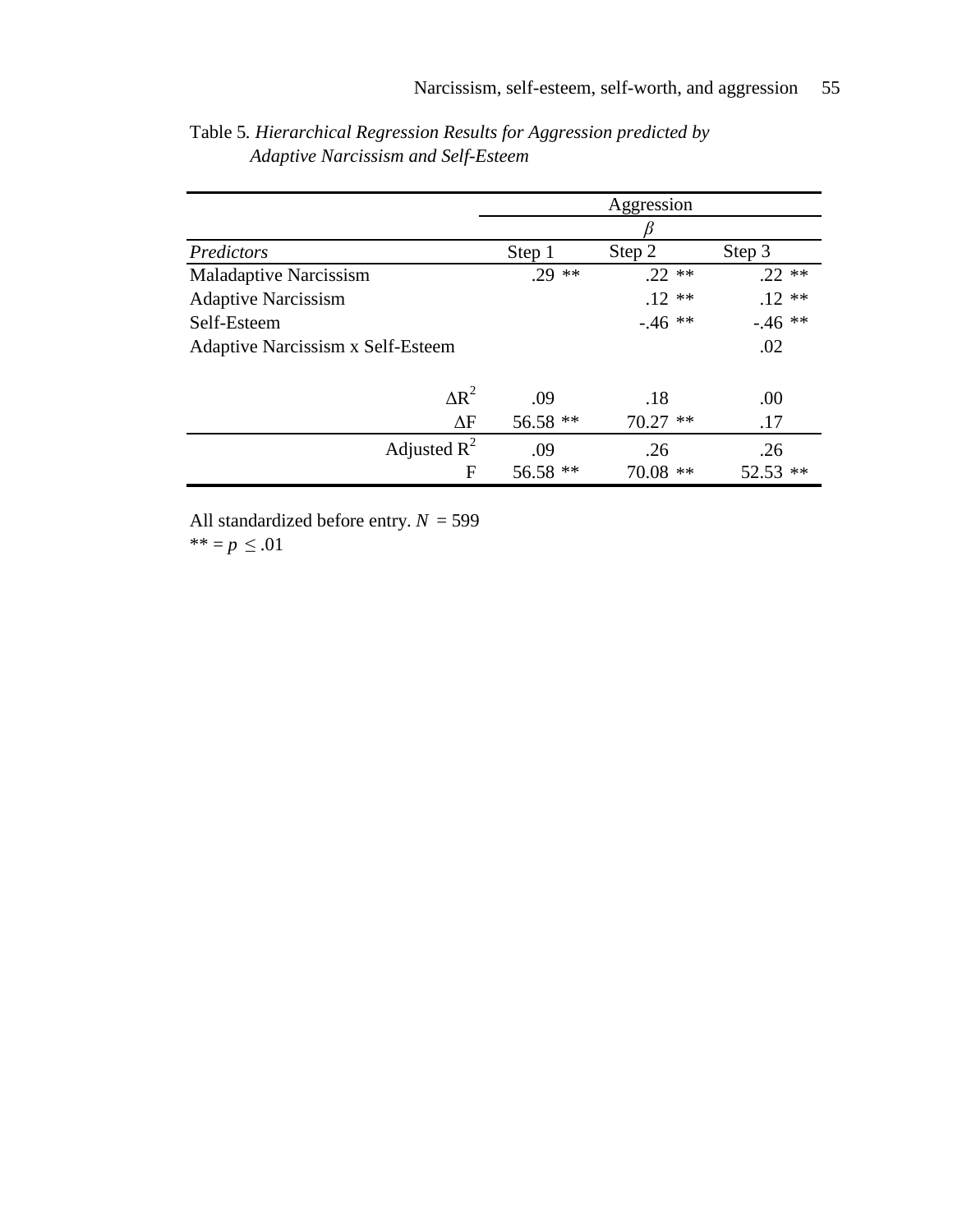Table 5. *Hierarchical Regression Results for Aggression predicted by Adaptive Narcissism and Self-Esteem*

| | Aggression | | |
|---|---|---|---|
| | $\beta$ | | |
| *Predictors* | Step 1 | Step 2 | Step 3 |
| Maladaptive Narcissism | .29 ** | .22 ** | .22 ** |
| Adaptive Narcissism | | .12 ** | .12 ** |
| Self-Esteem | | -.46 ** | -.46 ** |
| Adaptive Narcissism x Self-Esteem | | | .02 |
| $\Delta R^2$ | .09 | .18 | .00 |
| $\Delta F$ | 56.58 ** | 70.27 ** | .17 |
| Adjusted $R^2$ | .09 | .26 | .26 |
| F | 56.58 ** | 70.08 ** | 52.53 ** |

All standardized before entry. $N = 599$

** = $p \leq .01$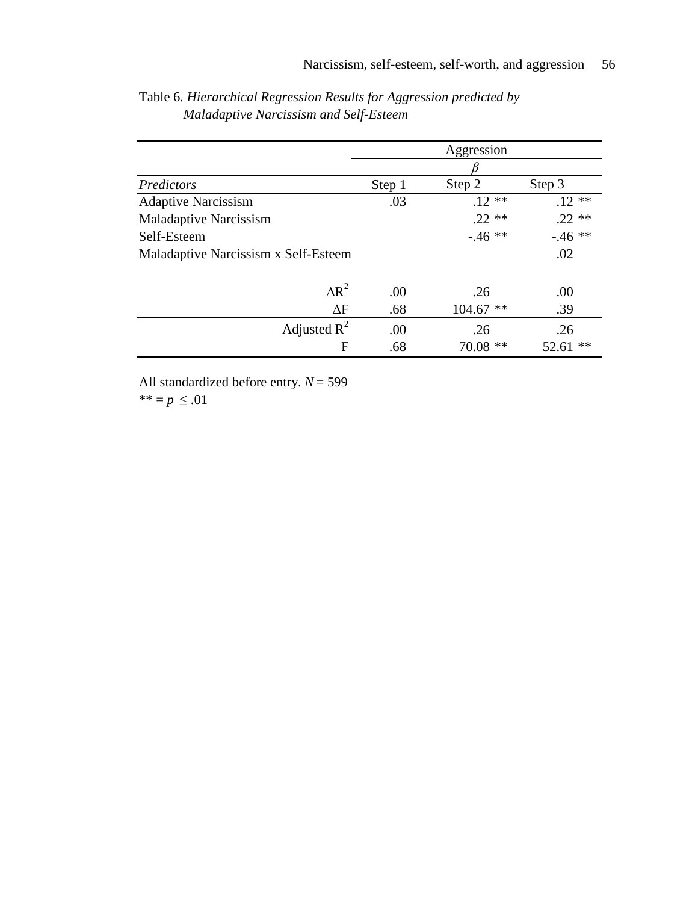Table 6. *Hierarchical Regression Results for Aggression predicted by Maladaptive Narcissism and Self-Esteem*

| | Aggression | | |
|---|---|---|---|
| | *β* | | |
| *Predictors* | Step 1 | Step 2 | Step 3 |
| Adaptive Narcissism | .03 | .12 ** | .12 ** |
| Maladaptive Narcissism | | .22 ** | .22 ** |
| Self-Esteem | | -.46 ** | -.46 ** |
| Maladaptive Narcissism x Self-Esteem | | | .02 |
| $\Delta R^2$ | .00 | .26 | .00 |
| $\Delta F$ | .68 | 104.67 ** | .39 |
| Adjusted $R^2$ | .00 | .26 | .26 |
| F | .68 | 70.08 ** | 52.61 ** |

All standardized before entry. *N* = 599

** = $p \leq .01$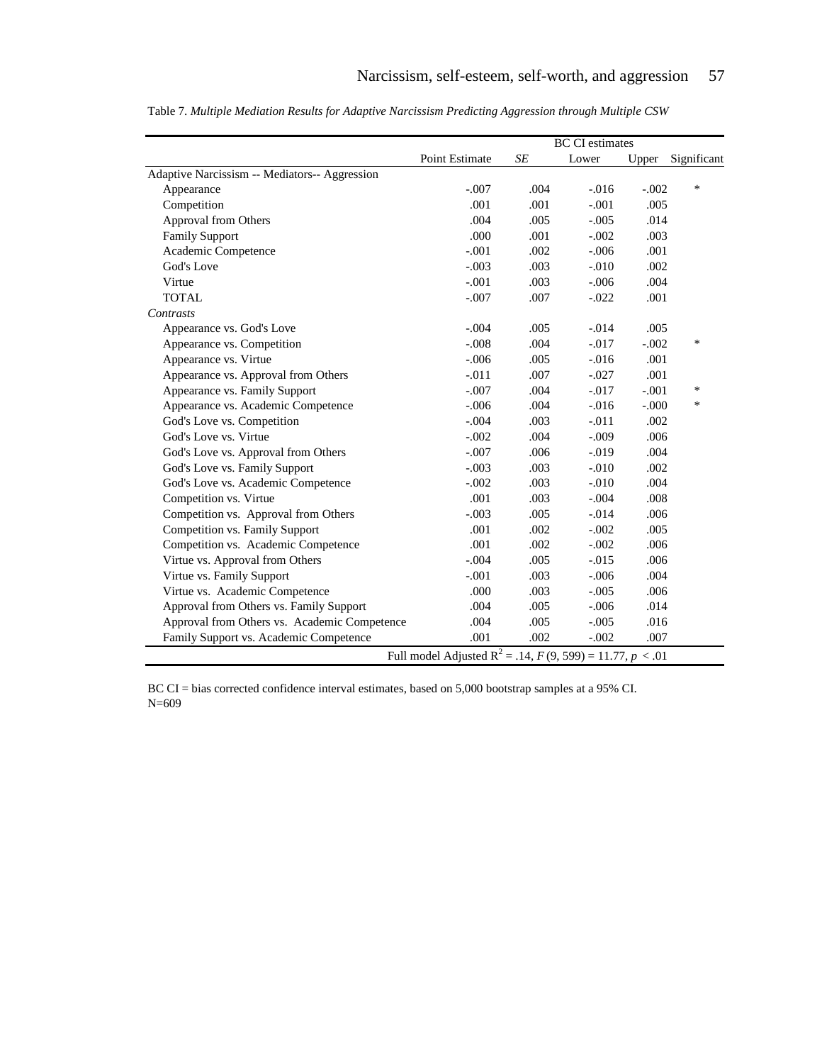Table 7. *Multiple Mediation Results for Adaptive Narcissism Predicting Aggression through Multiple CSW*

| | | | BC CI estimates | | |
|---|---|---|---|---|---|
| | Point Estimate | *SE* | Lower | Upper | Significant |
| Adaptive Narcissism -- Mediators-- Aggression | | | | | |
| Appearance | -.007 | .004 | -.016 | -.002 | * |
| Competition | .001 | .001 | -.001 | .005 | |
| Approval from Others | .004 | .005 | -.005 | .014 | |
| Family Support | .000 | .001 | -.002 | .003 | |
| Academic Competence | -.001 | .002 | -.006 | .001 | |
| God's Love | -.003 | .003 | -.010 | .002 | |
| Virtue | -.001 | .003 | -.006 | .004 | |
| TOTAL | -.007 | .007 | -.022 | .001 | |
| *Contrasts* | | | | | |
| Appearance vs. God's Love | -.004 | .005 | -.014 | .005 | |
| Appearance vs. Competition | -.008 | .004 | -.017 | -.002 | * |
| Appearance vs. Virtue | -.006 | .005 | -.016 | .001 | |
| Appearance vs. Approval from Others | -.011 | .007 | -.027 | .001 | |
| Appearance vs. Family Support | -.007 | .004 | -.017 | -.001 | * |
| Appearance vs. Academic Competence | -.006 | .004 | -.016 | -.000 | * |
| God's Love vs. Competition | -.004 | .003 | -.011 | .002 | |
| God's Love vs. Virtue | -.002 | .004 | -.009 | .006 | |
| God's Love vs. Approval from Others | -.007 | .006 | -.019 | .004 | |
| God's Love vs. Family Support | -.003 | .003 | -.010 | .002 | |
| God's Love vs. Academic Competence | -.002 | .003 | -.010 | .004 | |
| Competition vs. Virtue | .001 | .003 | -.004 | .008 | |
| Competition vs. Approval from Others | -.003 | .005 | -.014 | .006 | |
| Competition vs. Family Support | .001 | .002 | -.002 | .005 | |
| Competition vs. Academic Competence | .001 | .002 | -.002 | .006 | |
| Virtue vs. Approval from Others | -.004 | .005 | -.015 | .006 | |
| Virtue vs. Family Support | -.001 | .003 | -.006 | .004 | |
| Virtue vs. Academic Competence | .000 | .003 | -.005 | .006 | |
| Approval from Others vs. Family Support | .004 | .005 | -.006 | .014 | |
| Approval from Others vs. Academic Competence | .004 | .005 | -.005 | .016 | |
| Family Support vs. Academic Competence | .001 | .002 | -.002 | .007 | |
| Full model Adjusted $R^2 = .14$, $F(9, 599) = 11.77$, $p < .01$ | | | | | |

BC CI = bias corrected confidence interval estimates, based on 5,000 bootstrap samples at a 95% CI.
N=609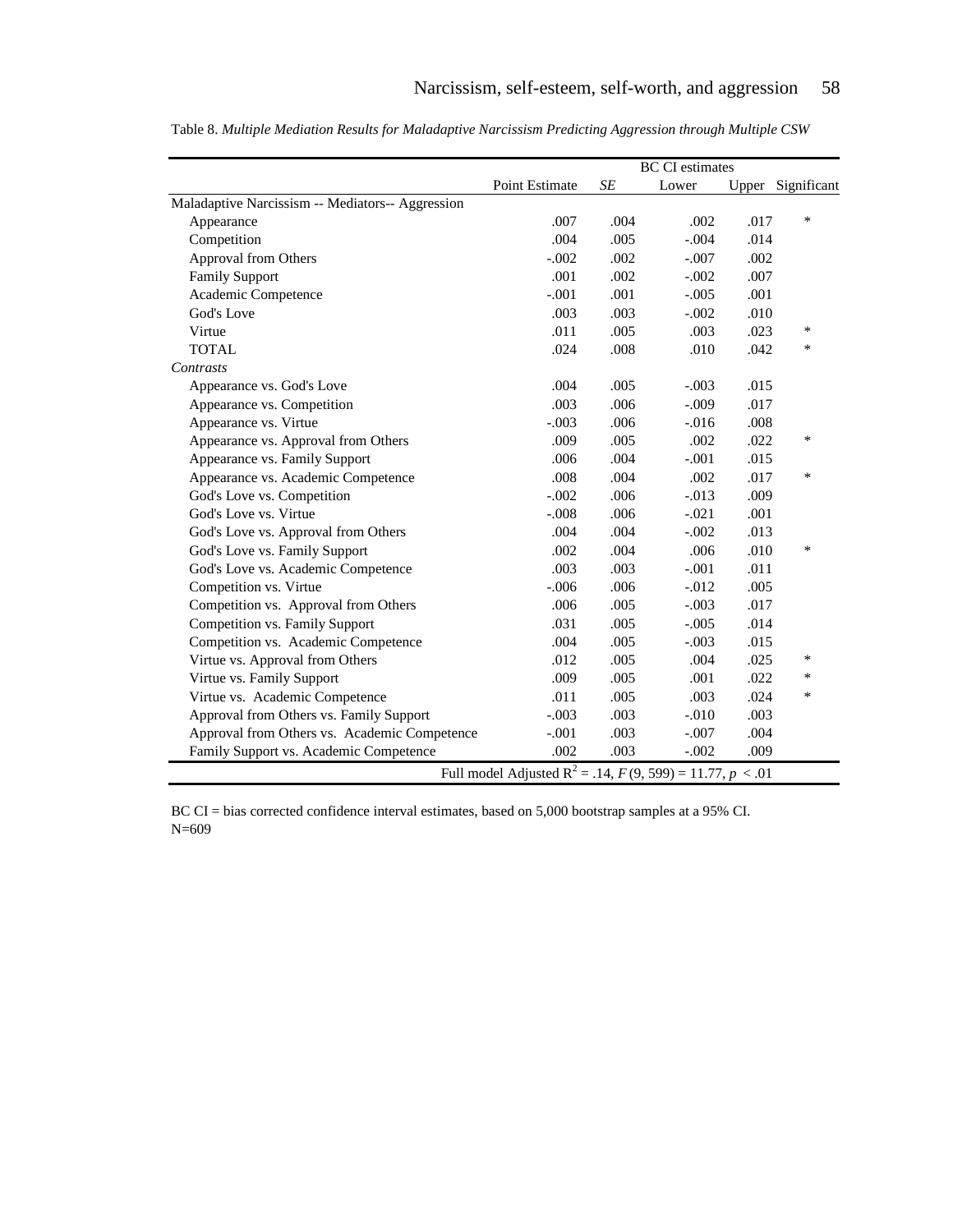Table 8. *Multiple Mediation Results for Maladaptive Narcissism Predicting Aggression through Multiple CSW*

| | | | BC CI estimates | | |
|---|---|---|---|---|---|
| | Point Estimate | *SE* | Lower | Upper | Significant |
| Maladaptive Narcissism -- Mediators-- Aggression | | | | | |
| Appearance | .007 | .004 | .002 | .017 | * |
| Competition | .004 | .005 | -.004 | .014 | |
| Approval from Others | -.002 | .002 | -.007 | .002 | |
| Family Support | .001 | .002 | -.002 | .007 | |
| Academic Competence | -.001 | .001 | -.005 | .001 | |
| God's Love | .003 | .003 | -.002 | .010 | |
| Virtue | .011 | .005 | .003 | .023 | * |
| TOTAL | .024 | .008 | .010 | .042 | * |
| *Contrasts* | | | | | |
| Appearance vs. God's Love | .004 | .005 | -.003 | .015 | |
| Appearance vs. Competition | .003 | .006 | -.009 | .017 | |
| Appearance vs. Virtue | -.003 | .006 | -.016 | .008 | |
| Appearance vs. Approval from Others | .009 | .005 | .002 | .022 | * |
| Appearance vs. Family Support | .006 | .004 | -.001 | .015 | |
| Appearance vs. Academic Competence | .008 | .004 | .002 | .017 | * |
| God's Love vs. Competition | -.002 | .006 | -.013 | .009 | |
| God's Love vs. Virtue | -.008 | .006 | -.021 | .001 | |
| God's Love vs. Approval from Others | .004 | .004 | -.002 | .013 | |
| God's Love vs. Family Support | .002 | .004 | .006 | .010 | * |
| God's Love vs. Academic Competence | .003 | .003 | -.001 | .011 | |
| Competition vs. Virtue | -.006 | .006 | -.012 | .005 | |
| Competition vs. Approval from Others | .006 | .005 | -.003 | .017 | |
| Competition vs. Family Support | .031 | .005 | -.005 | .014 | |
| Competition vs. Academic Competence | .004 | .005 | -.003 | .015 | |
| Virtue vs. Approval from Others | .012 | .005 | .004 | .025 | * |
| Virtue vs. Family Support | .009 | .005 | .001 | .022 | * |
| Virtue vs. Academic Competence | .011 | .005 | .003 | .024 | * |
| Approval from Others vs. Family Support | -.003 | .003 | -.010 | .003 | |
| Approval from Others vs. Academic Competence | -.001 | .003 | -.007 | .004 | |
| Family Support vs. Academic Competence | .002 | .003 | -.002 | .009 | |
| Full model Adjusted $R^2 = .14$, $F(9, 599) = 11.77$, $p < .01$ | | | | | |

BC CI = bias corrected confidence interval estimates, based on 5,000 bootstrap samples at a 95% CI.
N=609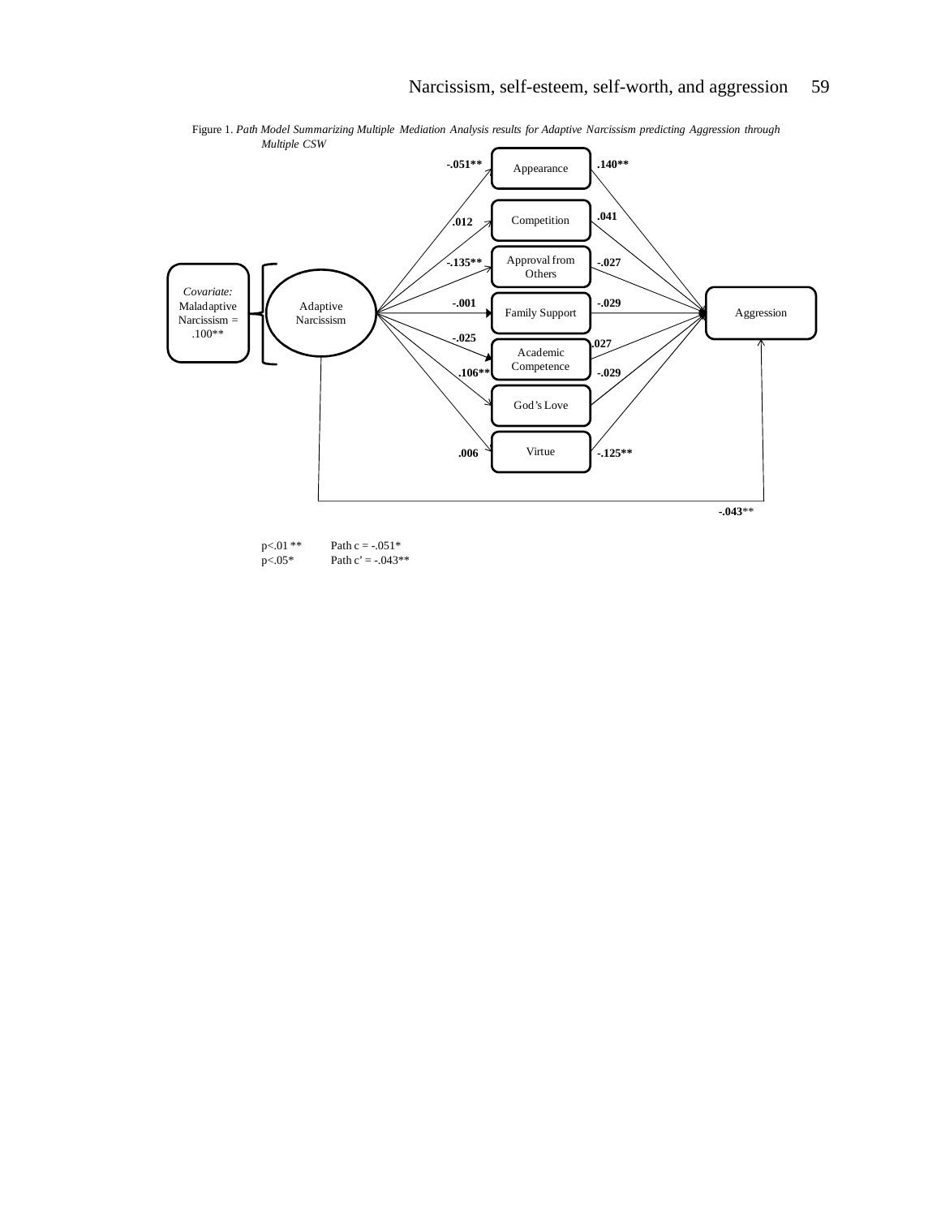Figure 1. *Path Model Summarizing Multiple Mediation Analysis results for Adaptive Narcissism predicting Aggression through Multiple CSW*

*Covariate:* Maladaptive Narcissism = .100**

Adaptive Narcissism

Appearance
Competition
Approval from Others
Family Support
Academic Competence
God's Love
Virtue

Aggression

-.051**
.012
-.135**
-.001
-.025
.106**
.006

.140**
.041
-.027
-.029
.027
-.029
-.125**

-.043**

p<.01 ** Path c = -.051*
p<.05* Path c' = -.043**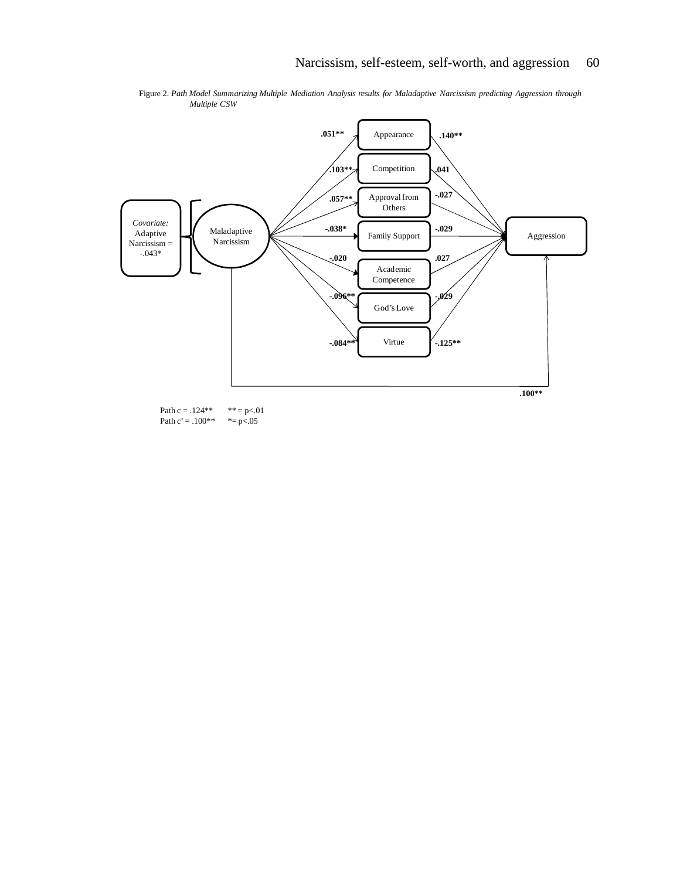Figure 2. *Path Model Summarizing Multiple Mediation Analysis results for Maladaptive Narcissism predicting Aggression through Multiple CSW*

*Covariate:* Adaptive Narcissism = -.043*

Maladaptive Narcissism

Appearance

Competition

Approval from Others

Family Support

Academic Competence

God's Love

Virtue

Aggression

.051**

.103**

.057**

-.038*

-.020

-.096**

-.084**

.140**

.041

-.027

-.029

.027

-.029

-.125**

.100**

Path c = .124** ** = p<.01

Path c' = .100** *= p<.05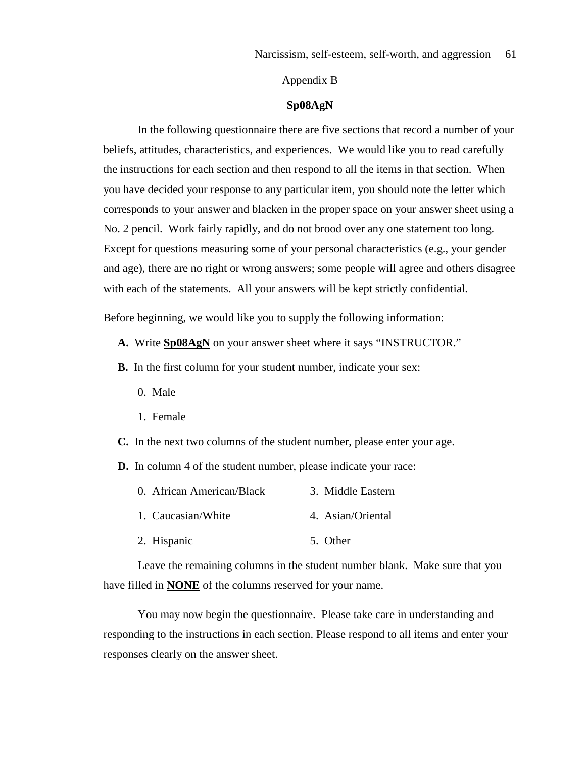# Appendix B

## Sp08AgN

In the following questionnaire there are five sections that record a number of your beliefs, attitudes, characteristics, and experiences. We would like you to read carefully the instructions for each section and then respond to all the items in that section. When you have decided your response to any particular item, you should note the letter which corresponds to your answer and blacken in the proper space on your answer sheet using a No. 2 pencil. Work fairly rapidly, and do not brood over any one statement too long. Except for questions measuring some of your personal characteristics (e.g., your gender and age), there are no right or wrong answers; some people will agree and others disagree with each of the statements. All your answers will be kept strictly confidential.

Before beginning, we would like you to supply the following information:

**A.** Write **Sp08AgN** on your answer sheet where it says "INSTRUCTOR."

**B.** In the first column for your student number, indicate your sex:

0. Male
1. Female

**C.** In the next two columns of the student number, please enter your age.

**D.** In column 4 of the student number, please indicate your race:

0. African American/Black
1. Caucasian/White
2. Hispanic
3. Middle Eastern
4. Asian/Oriental
5. Other

Leave the remaining columns in the student number blank. Make sure that you have filled in **NONE** of the columns reserved for your name.

You may now begin the questionnaire. Please take care in understanding and responding to the instructions in each section. Please respond to all items and enter your responses clearly on the answer sheet.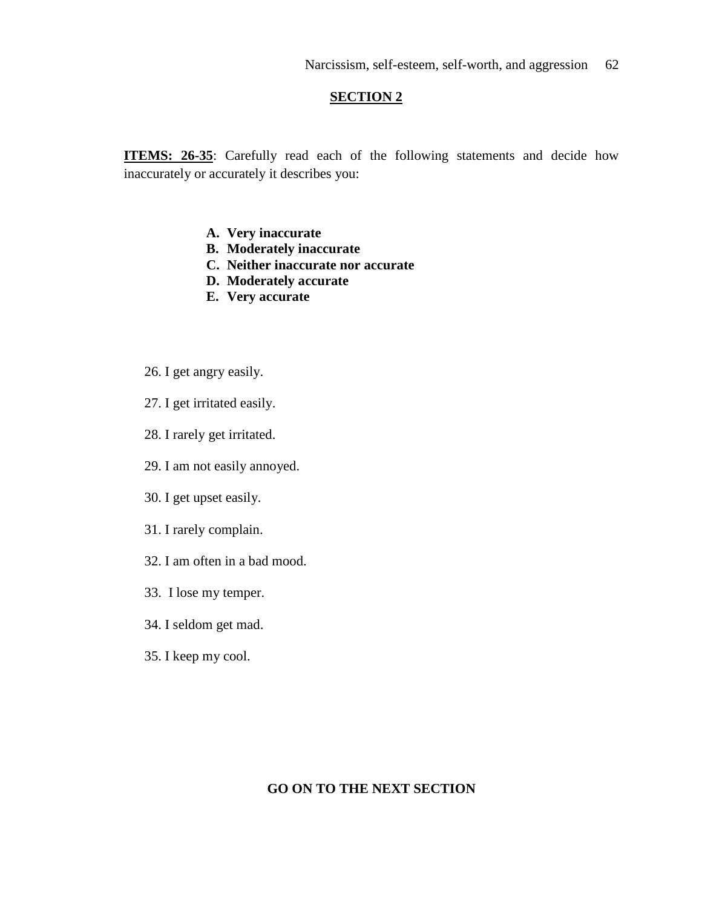## SECTION 2

**ITEMS: 26-35**: Carefully read each of the following statements and decide how inaccurately or accurately it describes you:

- **A. Very inaccurate**
- **B. Moderately inaccurate**
- **C. Neither inaccurate nor accurate**
- **D. Moderately accurate**
- **E. Very accurate**

26. I get angry easily.

27. I get irritated easily.

28. I rarely get irritated.

29. I am not easily annoyed.

30. I get upset easily.

31. I rarely complain.

32. I am often in a bad mood.

33. I lose my temper.

34. I seldom get mad.

35. I keep my cool.

**GO ON TO THE NEXT SECTION**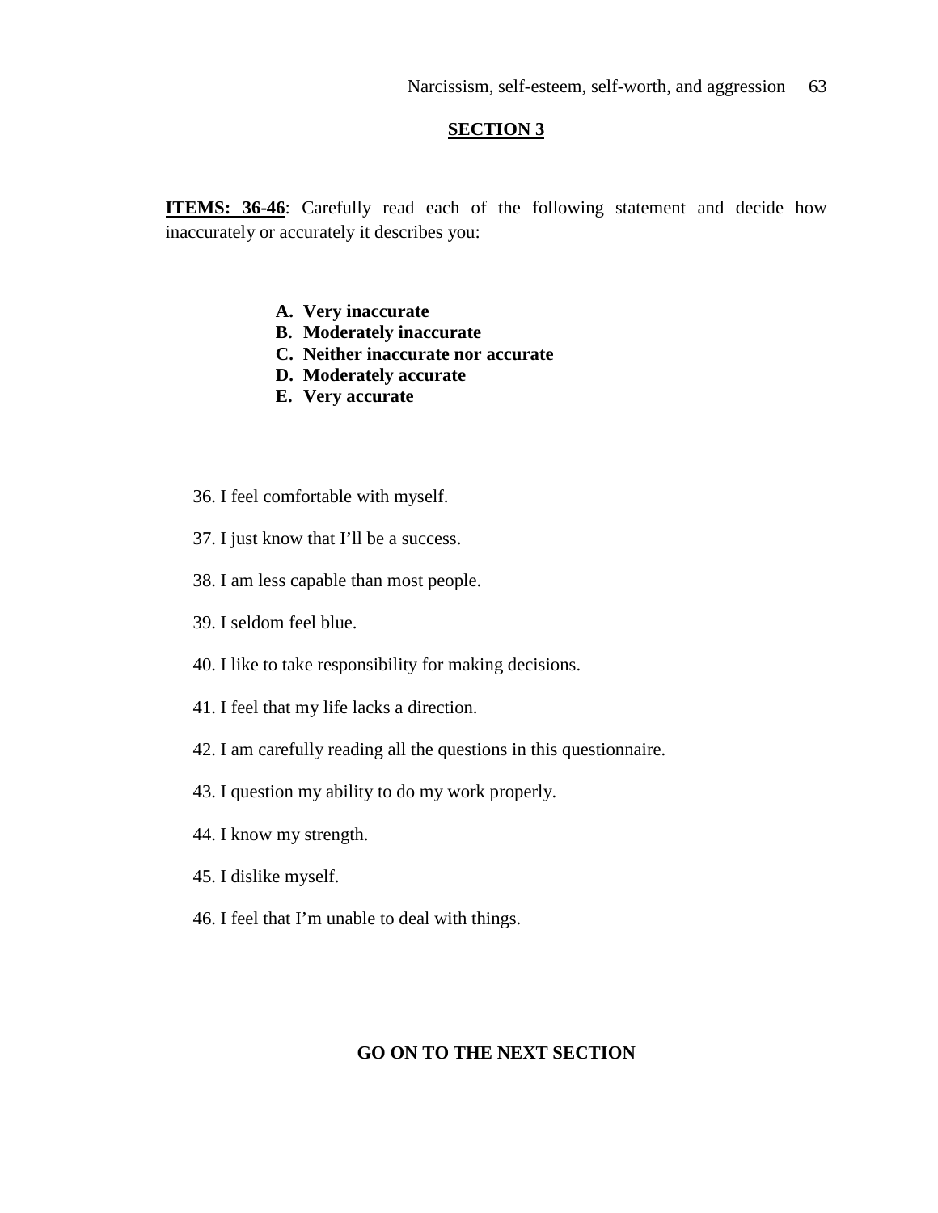## SECTION 3

**ITEMS: 36-46**: Carefully read each of the following statement and decide how inaccurately or accurately it describes you:

- **A. Very inaccurate**
- **B. Moderately inaccurate**
- **C. Neither inaccurate nor accurate**
- **D. Moderately accurate**
- **E. Very accurate**

36. I feel comfortable with myself.
37. I just know that I'll be a success.
38. I am less capable than most people.
39. I seldom feel blue.
40. I like to take responsibility for making decisions.
41. I feel that my life lacks a direction.
42. I am carefully reading all the questions in this questionnaire.
43. I question my ability to do my work properly.
44. I know my strength.
45. I dislike myself.
46. I feel that I'm unable to deal with things.

**GO ON TO THE NEXT SECTION**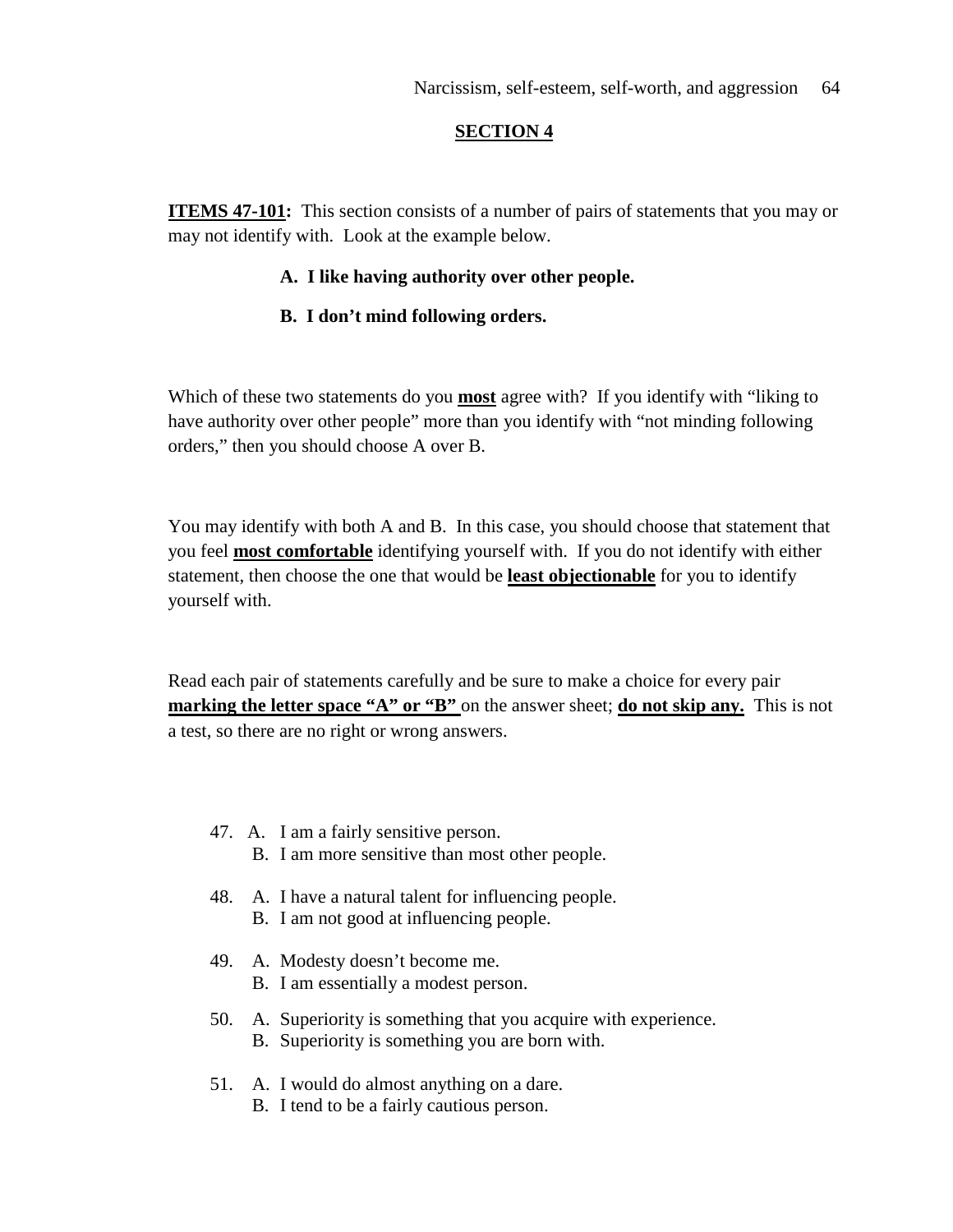## SECTION 4

**ITEMS 47-101:** This section consists of a number of pairs of statements that you may or may not identify with. Look at the example below.

**A. I like having authority over other people.**

**B. I don't mind following orders.**

Which of these two statements do you **most** agree with? If you identify with "liking to have authority over other people" more than you identify with "not minding following orders," then you should choose A over B.

You may identify with both A and B. In this case, you should choose that statement that you feel **most comfortable** identifying yourself with. If you do not identify with either statement, then choose the one that would be **least objectionable** for you to identify yourself with.

Read each pair of statements carefully and be sure to make a choice for every pair **marking the letter space "A" or "B"** on the answer sheet; **do not skip any.** This is not a test, so there are no right or wrong answers.

47. A. I am a fairly sensitive person.
    B. I am more sensitive than most other people.

48. A. I have a natural talent for influencing people.
    B. I am not good at influencing people.

49. A. Modesty doesn't become me.
    B. I am essentially a modest person.

50. A. Superiority is something that you acquire with experience.
    B. Superiority is something you are born with.

51. A. I would do almost anything on a dare.
    B. I tend to be a fairly cautious person.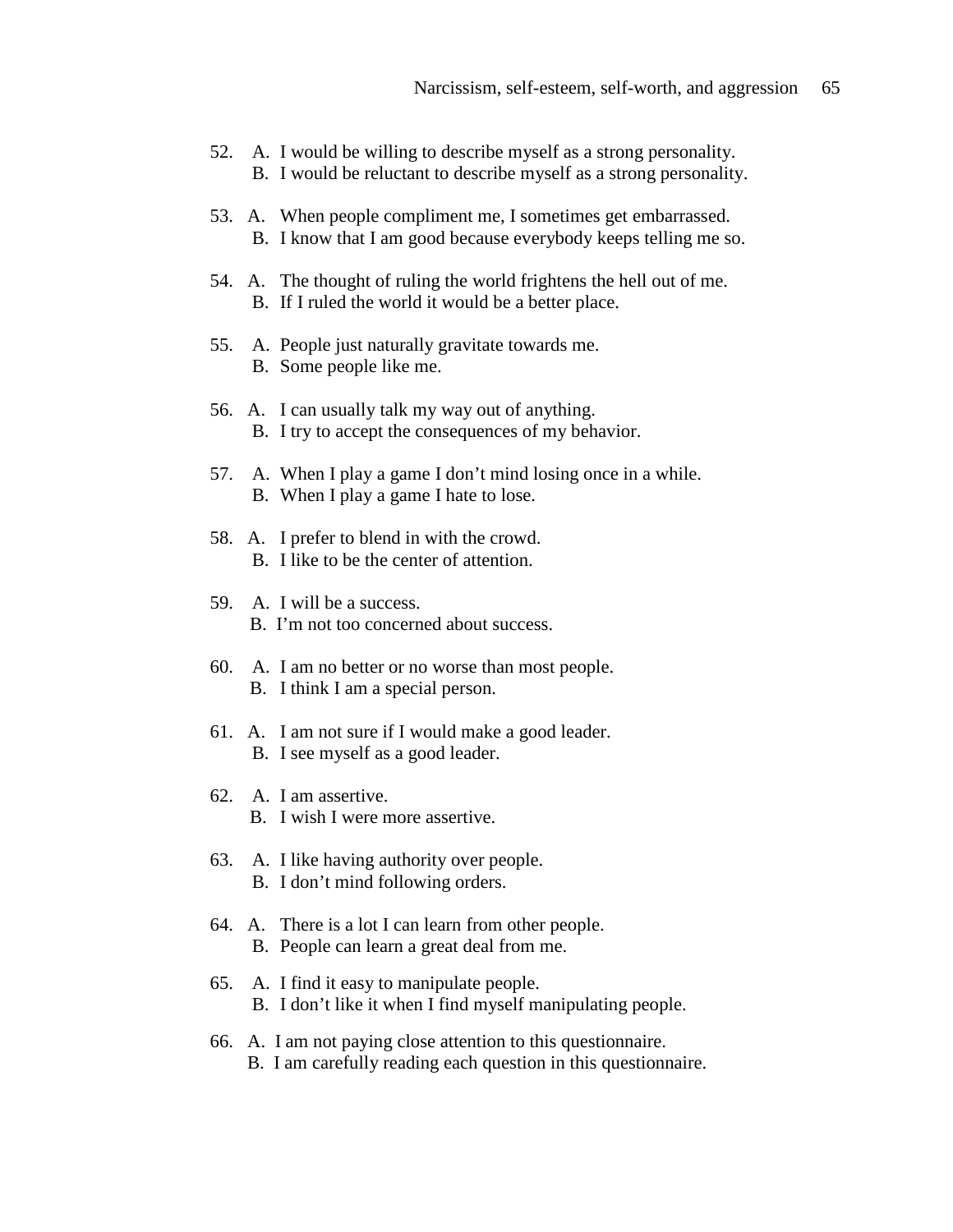52. A. I would be willing to describe myself as a strong personality.
    B. I would be reluctant to describe myself as a strong personality.

53. A. When people compliment me, I sometimes get embarrassed.
    B. I know that I am good because everybody keeps telling me so.

54. A. The thought of ruling the world frightens the hell out of me.
    B. If I ruled the world it would be a better place.

55. A. People just naturally gravitate towards me.
    B. Some people like me.

56. A. I can usually talk my way out of anything.
    B. I try to accept the consequences of my behavior.

57. A. When I play a game I don't mind losing once in a while.
    B. When I play a game I hate to lose.

58. A. I prefer to blend in with the crowd.
    B. I like to be the center of attention.

59. A. I will be a success.
    B. I'm not too concerned about success.

60. A. I am no better or no worse than most people.
    B. I think I am a special person.

61. A. I am not sure if I would make a good leader.
    B. I see myself as a good leader.

62. A. I am assertive.
    B. I wish I were more assertive.

63. A. I like having authority over people.
    B. I don't mind following orders.

64. A. There is a lot I can learn from other people.
    B. People can learn a great deal from me.

65. A. I find it easy to manipulate people.
    B. I don't like it when I find myself manipulating people.

66. A. I am not paying close attention to this questionnaire.
    B. I am carefully reading each question in this questionnaire.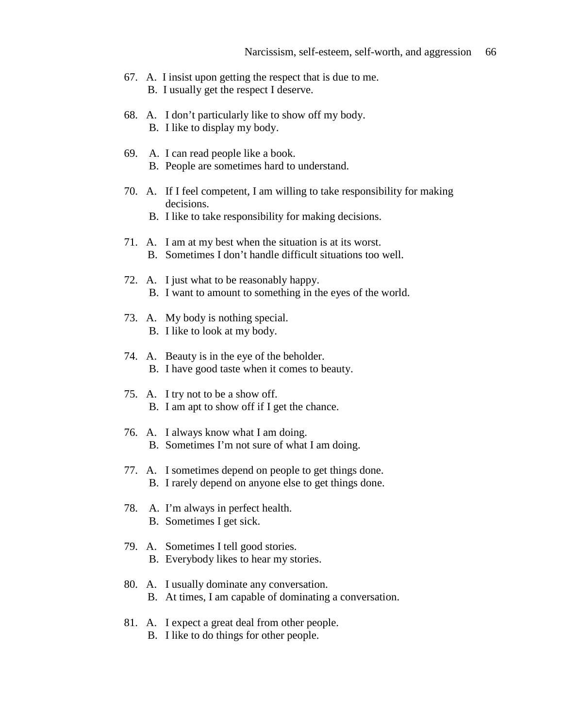67. A. I insist upon getting the respect that is due to me.
    B. I usually get the respect I deserve.

68. A. I don't particularly like to show off my body.
    B. I like to display my body.

69. A. I can read people like a book.
    B. People are sometimes hard to understand.

70. A. If I feel competent, I am willing to take responsibility for making decisions.
    B. I like to take responsibility for making decisions.

71. A. I am at my best when the situation is at its worst.
    B. Sometimes I don't handle difficult situations too well.

72. A. I just what to be reasonably happy.
    B. I want to amount to something in the eyes of the world.

73. A. My body is nothing special.
    B. I like to look at my body.

74. A. Beauty is in the eye of the beholder.
    B. I have good taste when it comes to beauty.

75. A. I try not to be a show off.
    B. I am apt to show off if I get the chance.

76. A. I always know what I am doing.
    B. Sometimes I'm not sure of what I am doing.

77. A. I sometimes depend on people to get things done.
    B. I rarely depend on anyone else to get things done.

78. A. I'm always in perfect health.
    B. Sometimes I get sick.

79. A. Sometimes I tell good stories.
    B. Everybody likes to hear my stories.

80. A. I usually dominate any conversation.
    B. At times, I am capable of dominating a conversation.

81. A. I expect a great deal from other people.
    B. I like to do things for other people.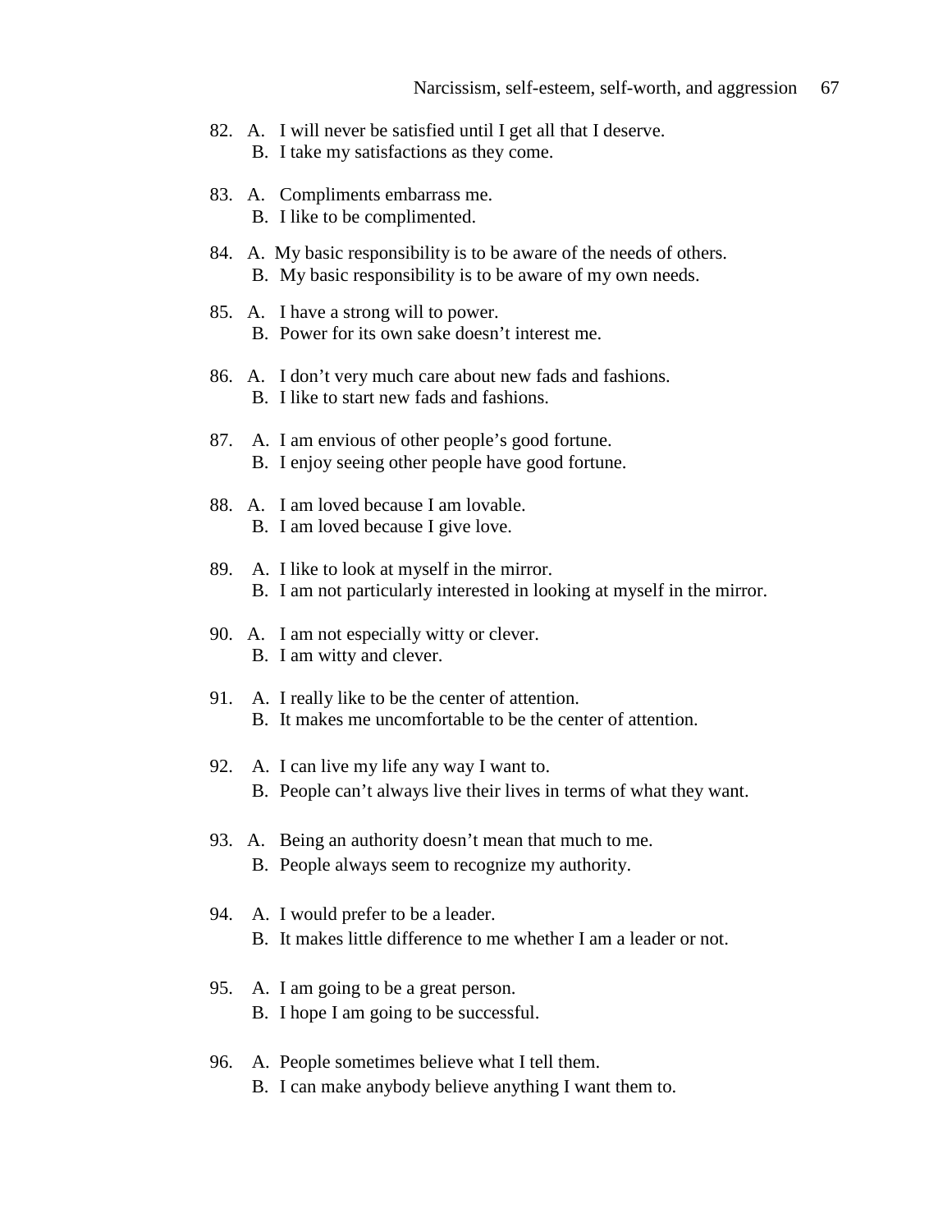82. A. I will never be satisfied until I get all that I deserve.
    B. I take my satisfactions as they come.

83. A. Compliments embarrass me.
    B. I like to be complimented.

84. A. My basic responsibility is to be aware of the needs of others.
    B. My basic responsibility is to be aware of my own needs.

85. A. I have a strong will to power.
    B. Power for its own sake doesn't interest me.

86. A. I don't very much care about new fads and fashions.
    B. I like to start new fads and fashions.

87. A. I am envious of other people's good fortune.
    B. I enjoy seeing other people have good fortune.

88. A. I am loved because I am lovable.
    B. I am loved because I give love.

89. A. I like to look at myself in the mirror.
    B. I am not particularly interested in looking at myself in the mirror.

90. A. I am not especially witty or clever.
    B. I am witty and clever.

91. A. I really like to be the center of attention.
    B. It makes me uncomfortable to be the center of attention.

92. A. I can live my life any way I want to.
    B. People can't always live their lives in terms of what they want.

93. A. Being an authority doesn't mean that much to me.
    B. People always seem to recognize my authority.

94. A. I would prefer to be a leader.
    B. It makes little difference to me whether I am a leader or not.

95. A. I am going to be a great person.
    B. I hope I am going to be successful.

96. A. People sometimes believe what I tell them.
    B. I can make anybody believe anything I want them to.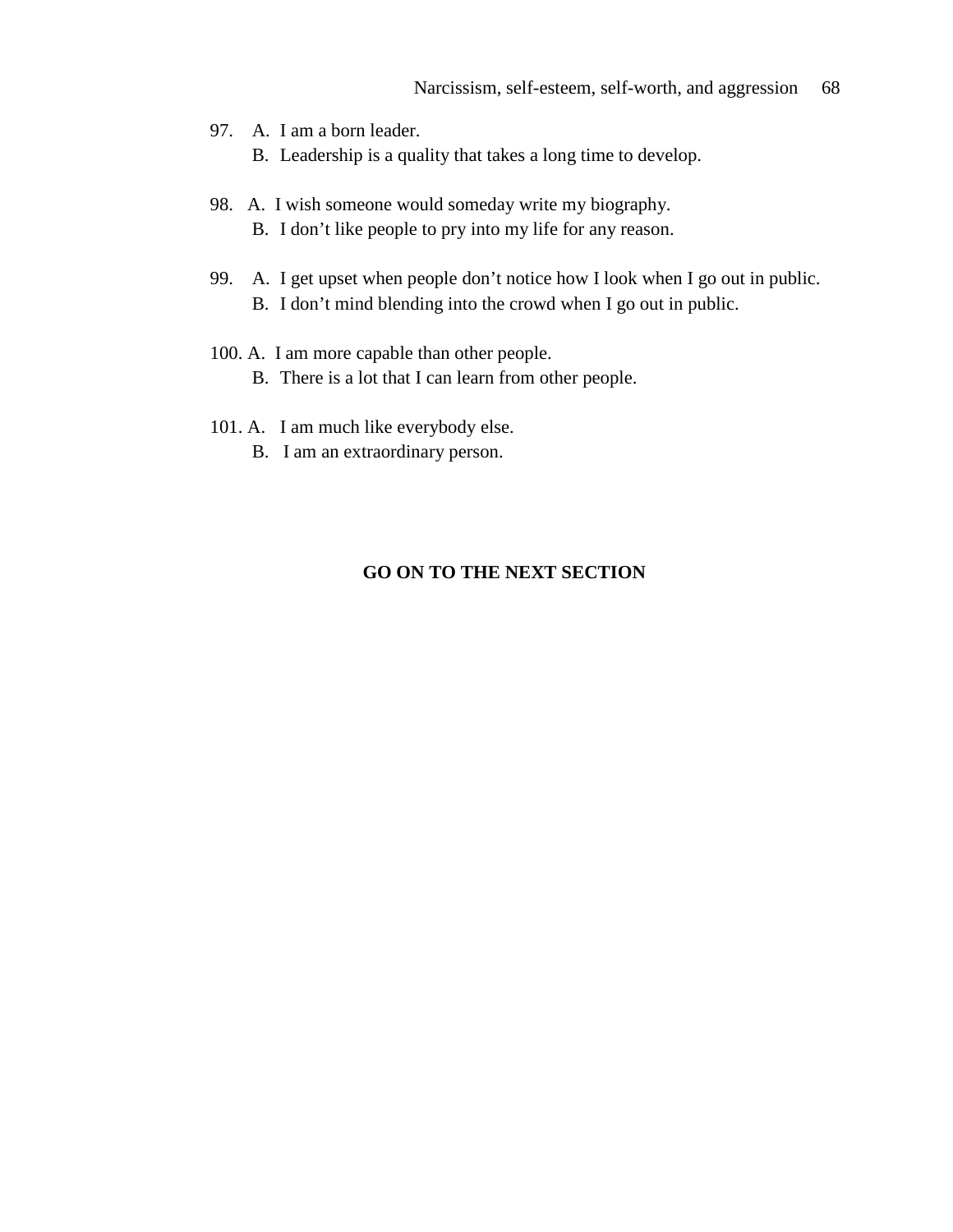97. A. I am a born leader.
    B. Leadership is a quality that takes a long time to develop.

98. A. I wish someone would someday write my biography.
    B. I don't like people to pry into my life for any reason.

99. A. I get upset when people don't notice how I look when I go out in public.
    B. I don't mind blending into the crowd when I go out in public.

100. A. I am more capable than other people.
    B. There is a lot that I can learn from other people.

101. A. I am much like everybody else.
    B. I am an extraordinary person.

**GO ON TO THE NEXT SECTION**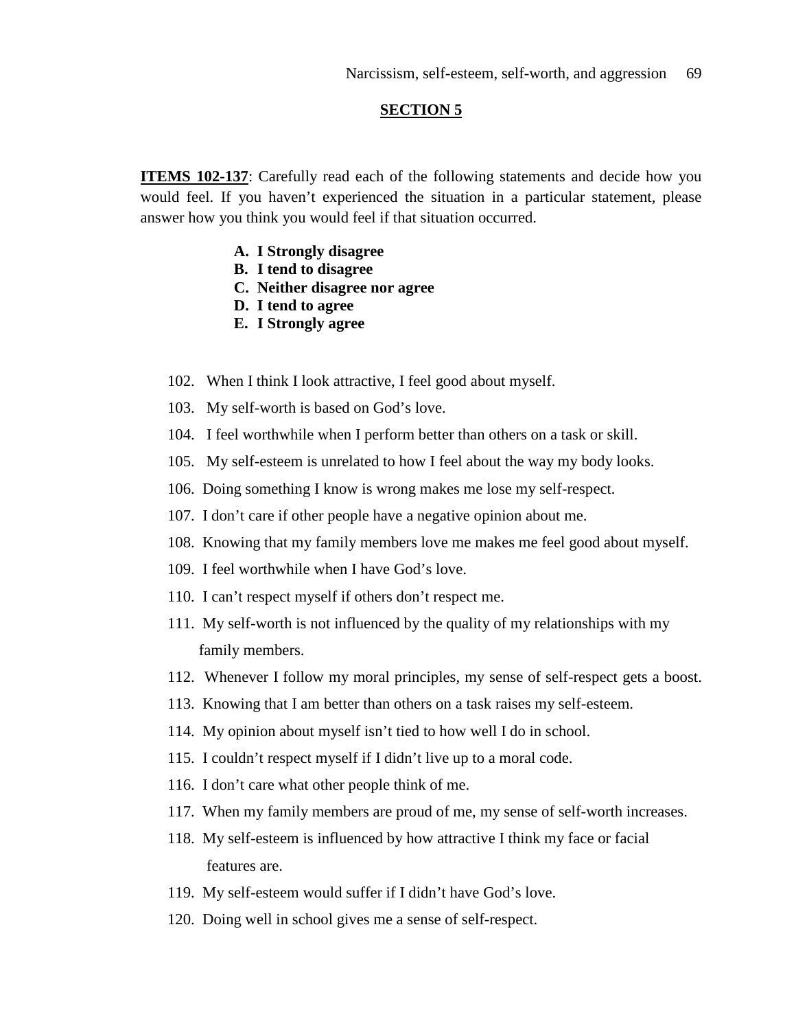## SECTION 5

**ITEMS 102-137**: Carefully read each of the following statements and decide how you would feel. If you haven't experienced the situation in a particular statement, please answer how you think you would feel if that situation occurred.

- **A. I Strongly disagree**
- **B. I tend to disagree**
- **C. Neither disagree nor agree**
- **D. I tend to agree**
- **E. I Strongly agree**

102. When I think I look attractive, I feel good about myself.
103. My self-worth is based on God's love.
104. I feel worthwhile when I perform better than others on a task or skill.
105. My self-esteem is unrelated to how I feel about the way my body looks.
106. Doing something I know is wrong makes me lose my self-respect.
107. I don't care if other people have a negative opinion about me.
108. Knowing that my family members love me makes me feel good about myself.
109. I feel worthwhile when I have God's love.
110. I can't respect myself if others don't respect me.
111. My self-worth is not influenced by the quality of my relationships with my family members.
112. Whenever I follow my moral principles, my sense of self-respect gets a boost.
113. Knowing that I am better than others on a task raises my self-esteem.
114. My opinion about myself isn't tied to how well I do in school.
115. I couldn't respect myself if I didn't live up to a moral code.
116. I don't care what other people think of me.
117. When my family members are proud of me, my sense of self-worth increases.
118. My self-esteem is influenced by how attractive I think my face or facial features are.
119. My self-esteem would suffer if I didn't have God's love.
120. Doing well in school gives me a sense of self-respect.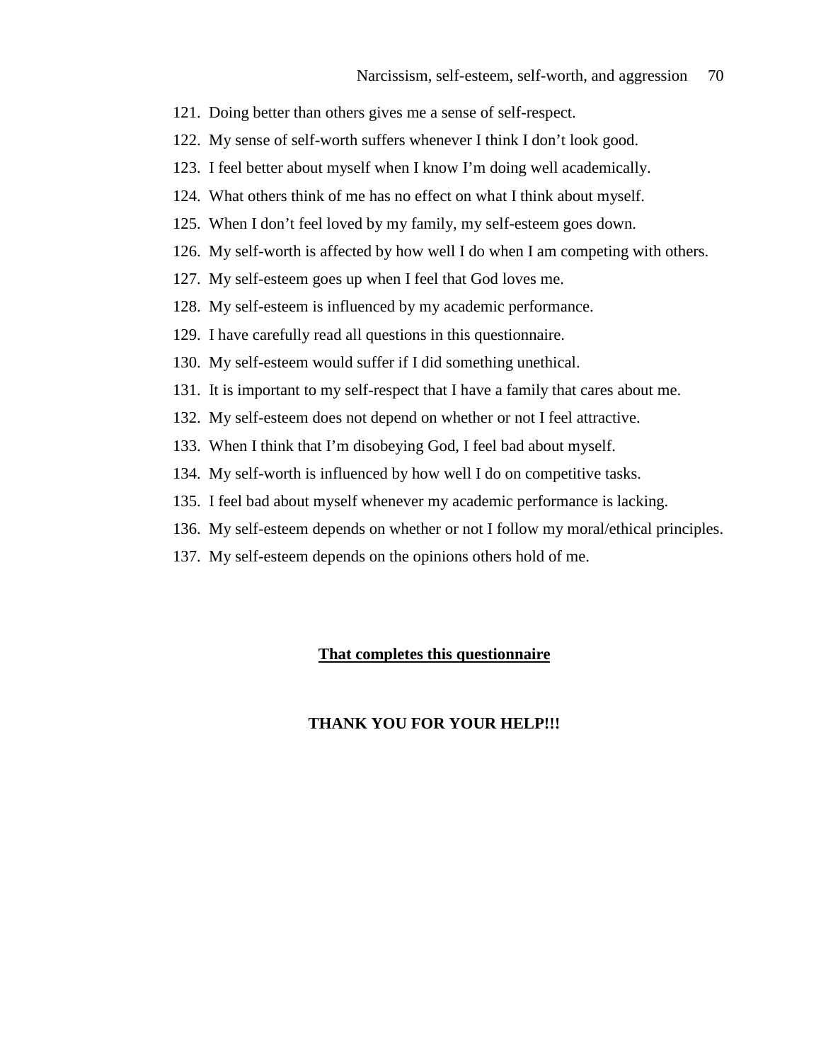121. Doing better than others gives me a sense of self-respect.
122. My sense of self-worth suffers whenever I think I don't look good.
123. I feel better about myself when I know I'm doing well academically.
124. What others think of me has no effect on what I think about myself.
125. When I don't feel loved by my family, my self-esteem goes down.
126. My self-worth is affected by how well I do when I am competing with others.
127. My self-esteem goes up when I feel that God loves me.
128. My self-esteem is influenced by my academic performance.
129. I have carefully read all questions in this questionnaire.
130. My self-esteem would suffer if I did something unethical.
131. It is important to my self-respect that I have a family that cares about me.
132. My self-esteem does not depend on whether or not I feel attractive.
133. When I think that I'm disobeying God, I feel bad about myself.
134. My self-worth is influenced by how well I do on competitive tasks.
135. I feel bad about myself whenever my academic performance is lacking.
136. My self-esteem depends on whether or not I follow my moral/ethical principles.
137. My self-esteem depends on the opinions others hold of me.

**That completes this questionnaire**

**THANK YOU FOR YOUR HELP!!!**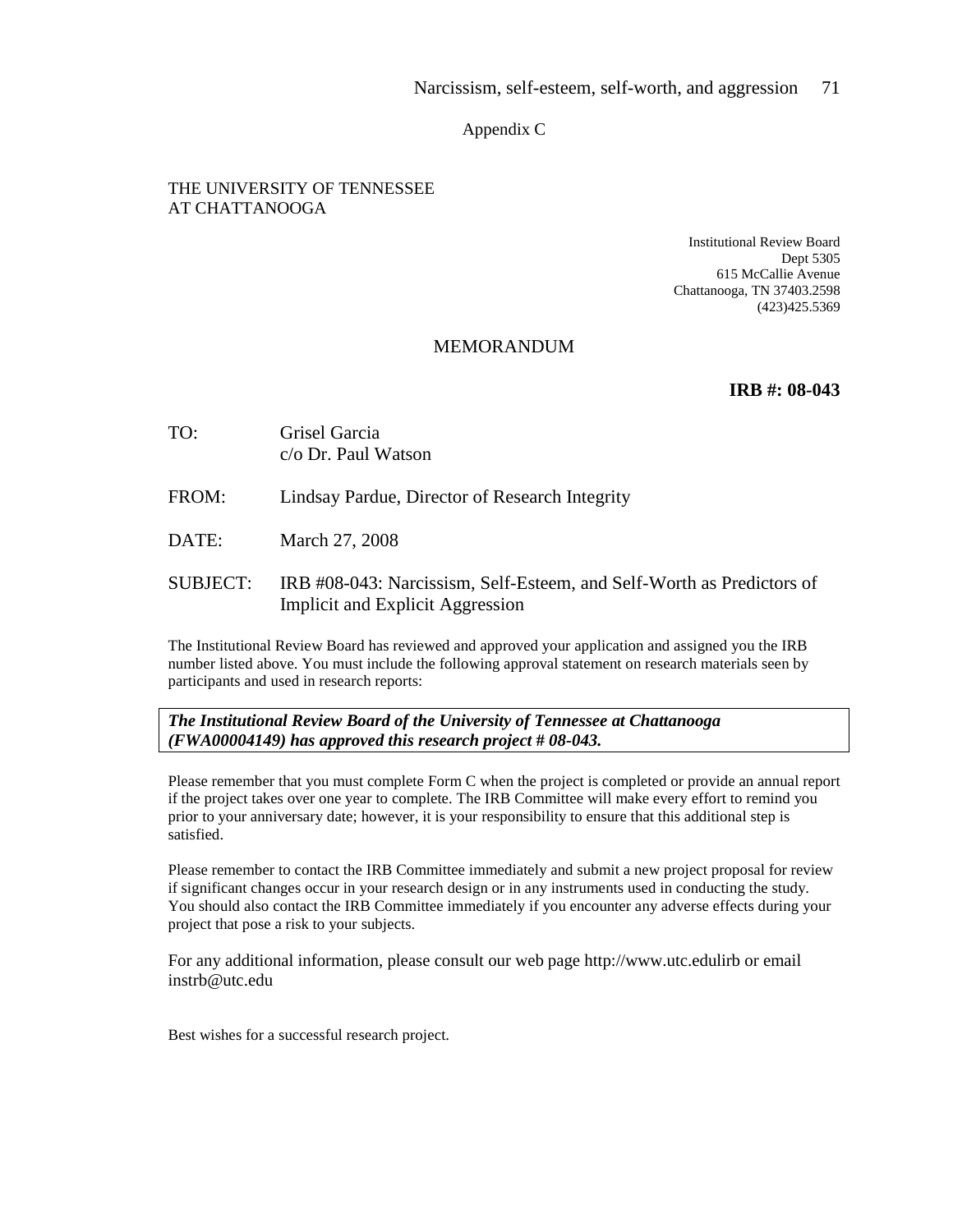Appendix C

THE UNIVERSITY OF TENNESSEE
AT CHATTANOOGA

Institutional Review Board
Dept 5305
615 McCallie Avenue
Chattanooga, TN 37403.2598
(423)425.5369

MEMORANDUM

**IRB #: 08-043**

TO: Grisel Garcia
c/o Dr. Paul Watson

FROM: Lindsay Pardue, Director of Research Integrity

DATE: March 27, 2008

SUBJECT: IRB #08-043: Narcissism, Self-Esteem, and Self-Worth as Predictors of Implicit and Explicit Aggression

The Institutional Review Board has reviewed and approved your application and assigned you the IRB number listed above. You must include the following approval statement on research materials seen by participants and used in research reports:

***The Institutional Review Board of the University of Tennessee at Chattanooga (FWA00004149) has approved this research project # 08-043.***

Please remember that you must complete Form C when the project is completed or provide an annual report if the project takes over one year to complete. The IRB Committee will make every effort to remind you prior to your anniversary date; however, it is your responsibility to ensure that this additional step is satisfied.

Please remember to contact the IRB Committee immediately and submit a new project proposal for review if significant changes occur in your research design or in any instruments used in conducting the study. You should also contact the IRB Committee immediately if you encounter any adverse effects during your project that pose a risk to your subjects.

For any additional information, please consult our web page http://www.utc.edulirb or email instrb@utc.edu

Best wishes for a successful research project.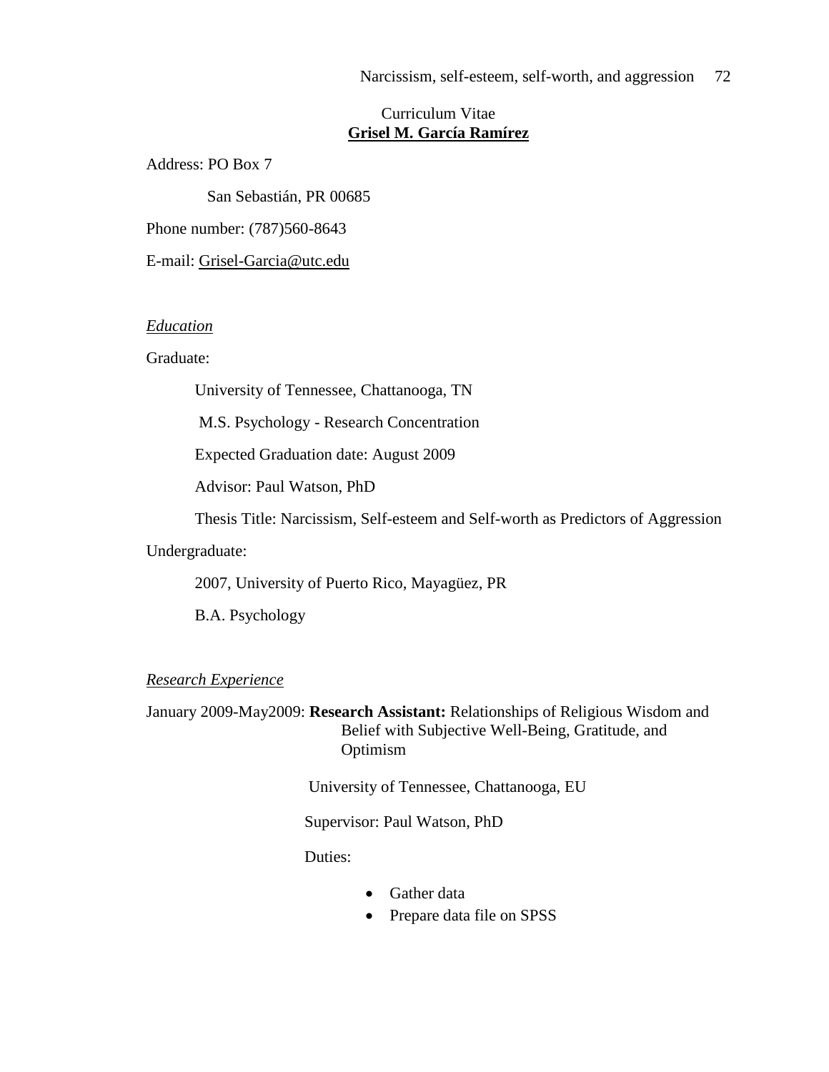Curriculum Vitae

**Grisel M. García Ramírez**

Address: PO Box 7

San Sebastián, PR 00685

Phone number: (787)560-8643

E-mail: Grisel-Garcia@utc.edu

*Education*

Graduate:

University of Tennessee, Chattanooga, TN

M.S. Psychology - Research Concentration

Expected Graduation date: August 2009

Advisor: Paul Watson, PhD

Thesis Title: Narcissism, Self-esteem and Self-worth as Predictors of Aggression

Undergraduate:

2007, University of Puerto Rico, Mayagüez, PR

B.A. Psychology

*Research Experience*

January 2009-May2009: **Research Assistant:** Relationships of Religious Wisdom and Belief with Subjective Well-Being, Gratitude, and Optimism

University of Tennessee, Chattanooga, EU

Supervisor: Paul Watson, PhD

Duties:

- Gather data
- Prepare data file on SPSS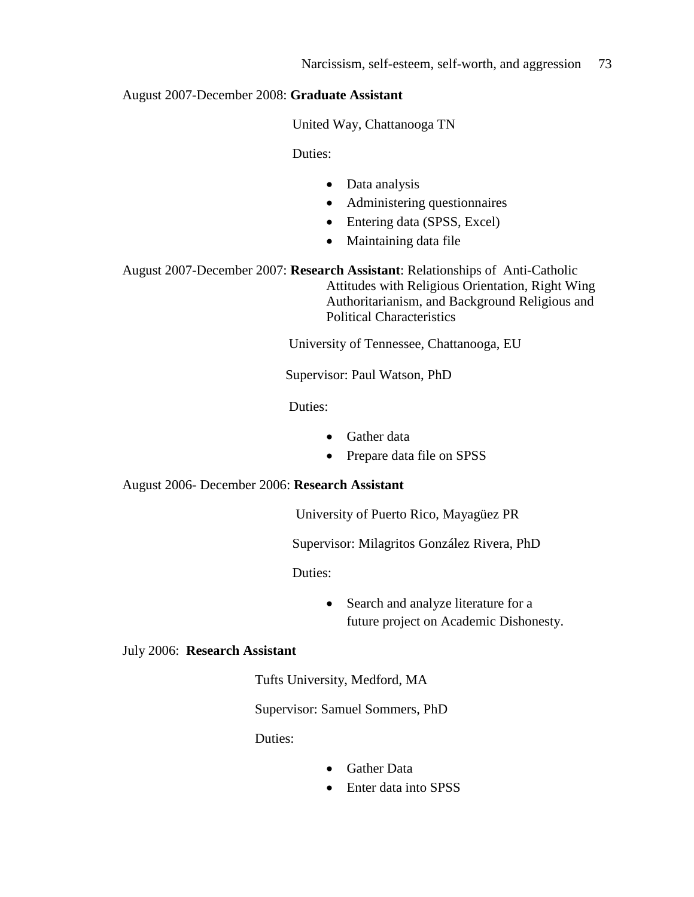August 2007-December 2008: **Graduate Assistant**

United Way, Chattanooga TN

Duties:

- Data analysis
- Administering questionnaires
- Entering data (SPSS, Excel)
- Maintaining data file

August 2007-December 2007: **Research Assistant**: Relationships of Anti-Catholic Attitudes with Religious Orientation, Right Wing Authoritarianism, and Background Religious and Political Characteristics

University of Tennessee, Chattanooga, EU

Supervisor: Paul Watson, PhD

Duties:

- Gather data
- Prepare data file on SPSS

August 2006- December 2006: **Research Assistant**

University of Puerto Rico, Mayagüez PR

Supervisor: Milagritos González Rivera, PhD

Duties:

- Search and analyze literature for a future project on Academic Dishonesty.

July 2006: **Research Assistant**

Tufts University, Medford, MA

Supervisor: Samuel Sommers, PhD

Duties:

- Gather Data
- Enter data into SPSS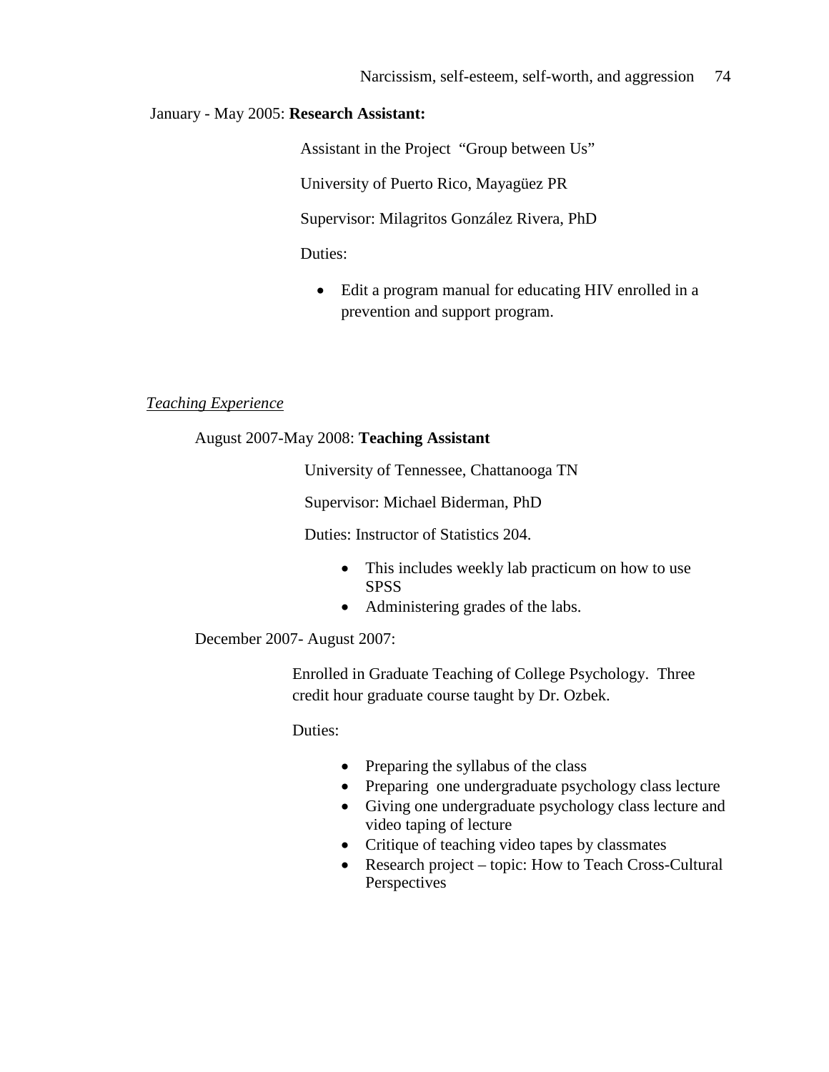January - May 2005: **Research Assistant:**

Assistant in the Project "Group between Us"

University of Puerto Rico, Mayagüez PR

Supervisor: Milagritos González Rivera, PhD

Duties:

- Edit a program manual for educating HIV enrolled in a prevention and support program.

*Teaching Experience*

August 2007-May 2008: **Teaching Assistant**

University of Tennessee, Chattanooga TN

Supervisor: Michael Biderman, PhD

Duties: Instructor of Statistics 204.

- This includes weekly lab practicum on how to use SPSS
- Administering grades of the labs.

December 2007- August 2007:

Enrolled in Graduate Teaching of College Psychology. Three credit hour graduate course taught by Dr. Ozbek.

Duties:

- Preparing the syllabus of the class
- Preparing one undergraduate psychology class lecture
- Giving one undergraduate psychology class lecture and video taping of lecture
- Critique of teaching video tapes by classmates
- Research project – topic: How to Teach Cross-Cultural Perspectives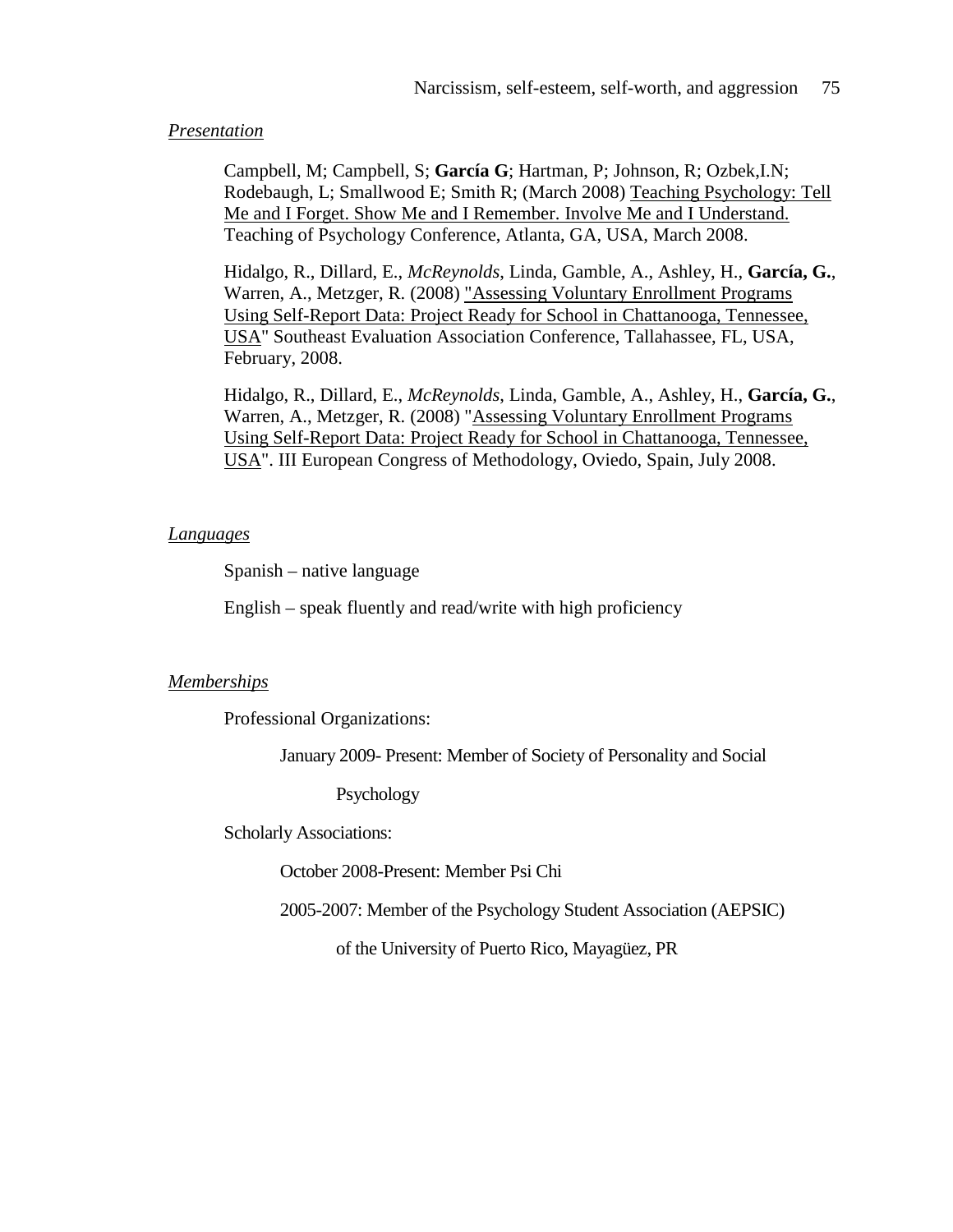*Presentation*

Campbell, M; Campbell, S; **García G**; Hartman, P; Johnson, R; Ozbek,I.N; Rodebaugh, L; Smallwood E; Smith R; (March 2008) Teaching Psychology: Tell Me and I Forget. Show Me and I Remember. Involve Me and I Understand. Teaching of Psychology Conference, Atlanta, GA, USA, March 2008.

Hidalgo, R., Dillard, E., *McReynolds*, Linda, Gamble, A., Ashley, H., **García, G.**, Warren, A., Metzger, R. (2008) "Assessing Voluntary Enrollment Programs Using Self-Report Data: Project Ready for School in Chattanooga, Tennessee, USA" Southeast Evaluation Association Conference, Tallahassee, FL, USA, February, 2008.

Hidalgo, R., Dillard, E., *McReynolds*, Linda, Gamble, A., Ashley, H., **García, G.**, Warren, A., Metzger, R. (2008) "Assessing Voluntary Enrollment Programs Using Self-Report Data: Project Ready for School in Chattanooga, Tennessee, USA". III European Congress of Methodology, Oviedo, Spain, July 2008.

*Languages*

Spanish – native language

English – speak fluently and read/write with high proficiency

*Memberships*

Professional Organizations:

January 2009- Present: Member of Society of Personality and Social Psychology

Scholarly Associations:

October 2008-Present: Member Psi Chi

2005-2007: Member of the Psychology Student Association (AEPSIC) of the University of Puerto Rico, Mayagüez, PR